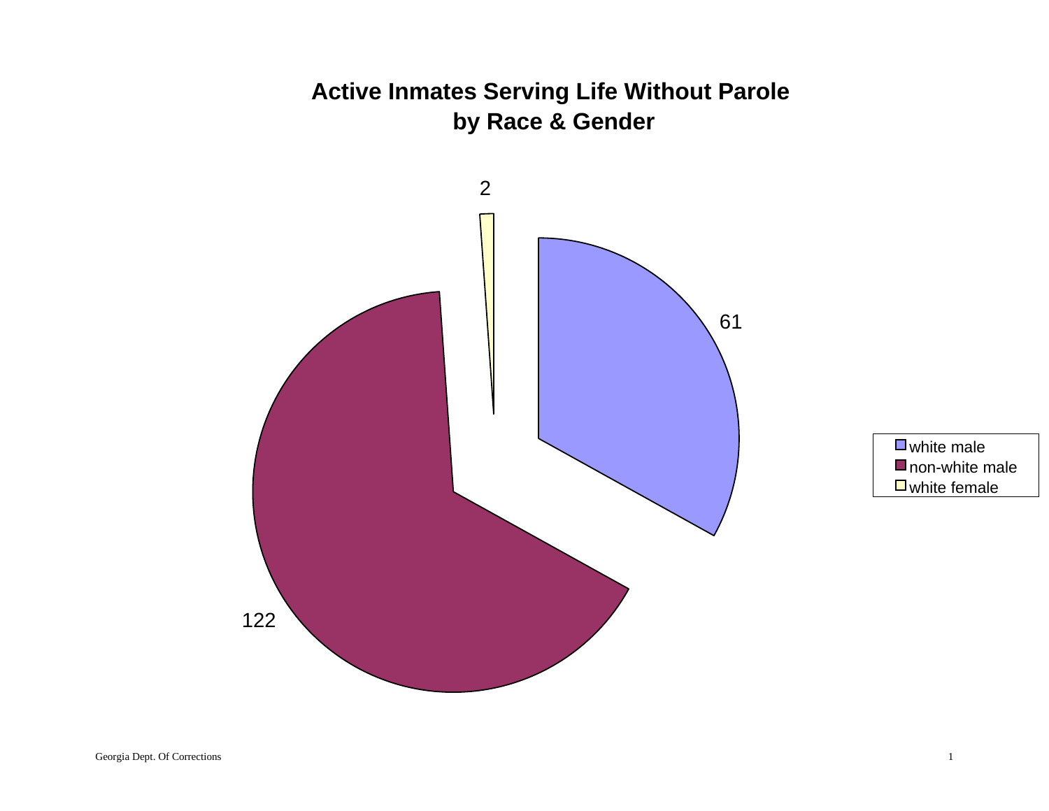# Active Inmates Serving Life Without Parole by Race & Gender

| Category | Count |
| --- | --- |
| white male | 61 |
| non-white male | 122 |
| white female | 2 |

Georgia Dept. Of Corrections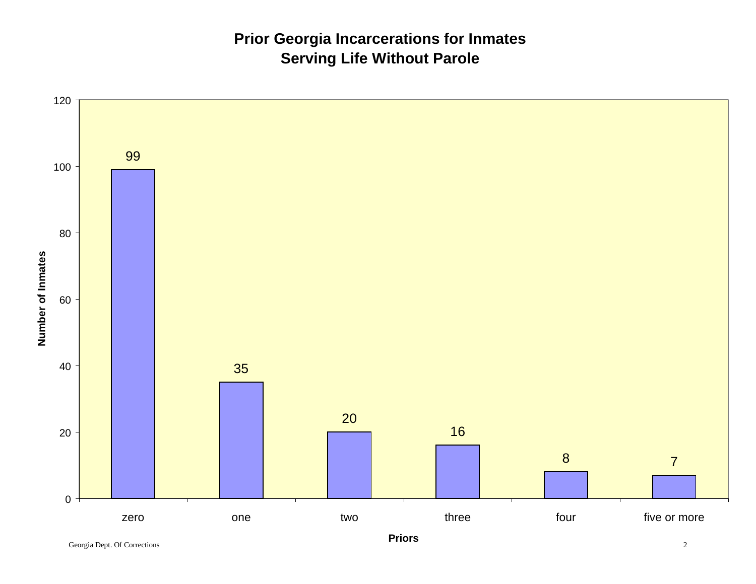# Prior Georgia Incarcerations for Inmates Serving Life Without Parole

| Priors | Number of Inmates |
| --- | --- |
| zero | 99 |
| one | 35 |
| two | 20 |
| three | 16 |
| four | 8 |
| five or more | 7 |

Georgia Dept. Of Corrections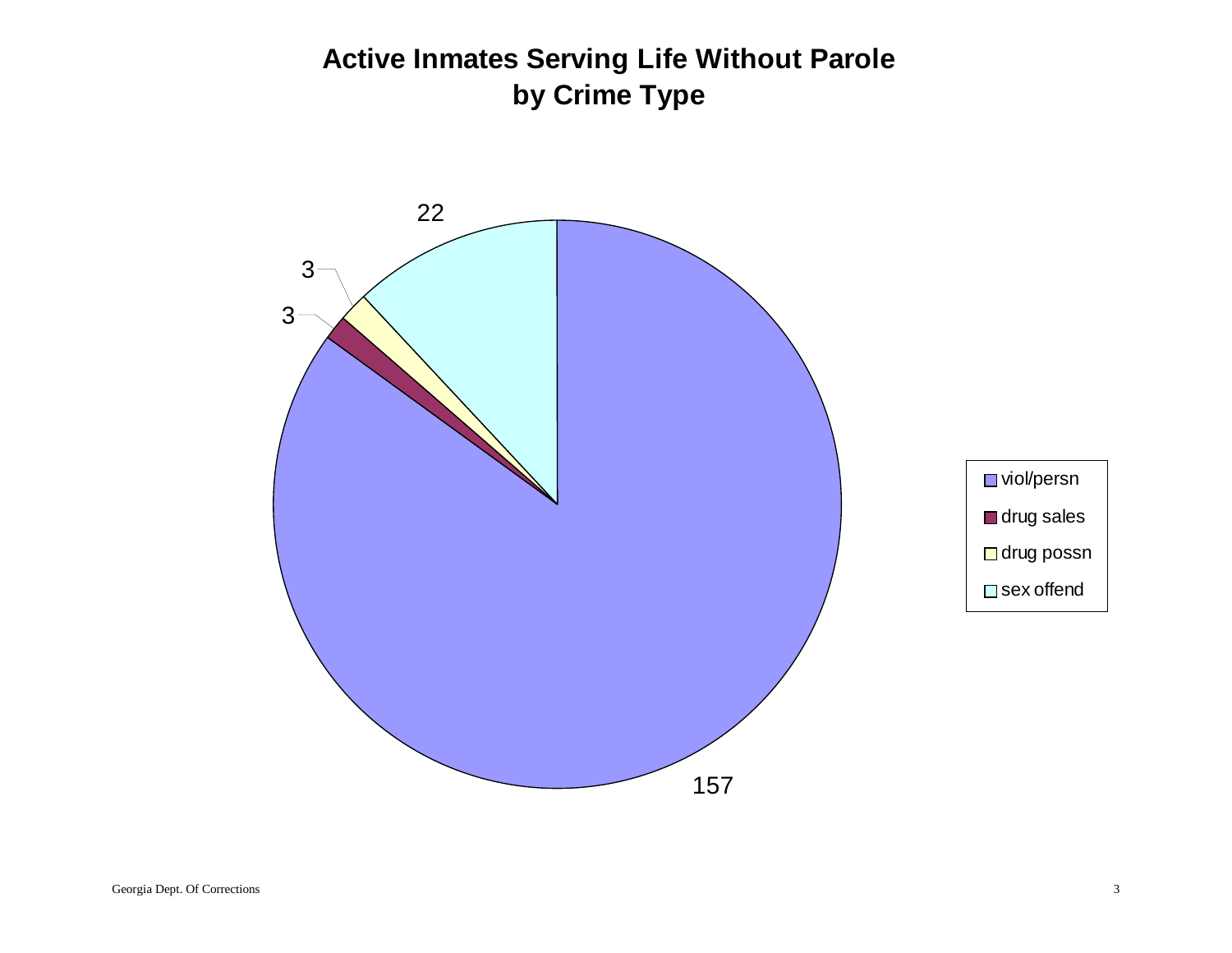# Active Inmates Serving Life Without Parole by Crime Type

| Crime Type | Count |
| --- | --- |
| viol/persn | 157 |
| drug sales | 3 |
| drug possn | 3 |
| sex offend | 22 |

Georgia Dept. Of Corrections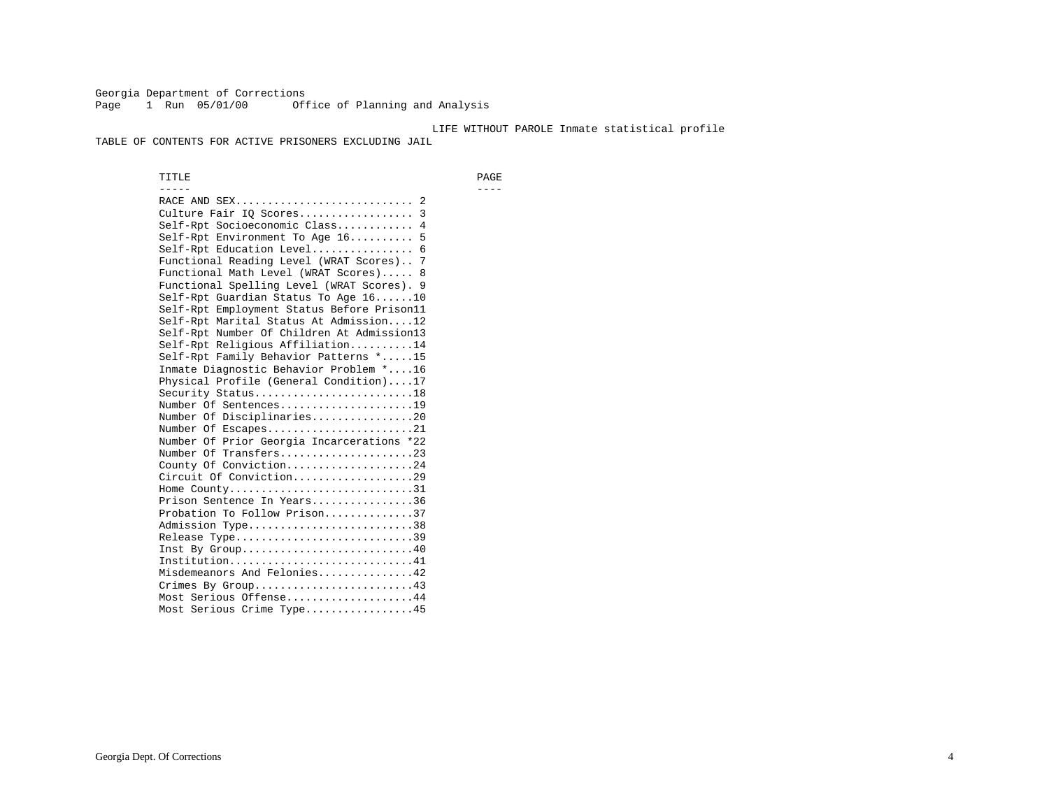Georgia Department of Corrections
Page 1 Run 05/01/00 Office of Planning and Analysis

LIFE WITHOUT PAROLE Inmate statistical profile

TABLE OF CONTENTS FOR ACTIVE PRISONERS EXCLUDING JAIL

| TITLE | PAGE |
| --- | --- |
| RACE AND SEX | 2 |
| Culture Fair IQ Scores | 3 |
| Self-Rpt Socioeconomic Class | 4 |
| Self-Rpt Environment To Age 16 | 5 |
| Self-Rpt Education Level | 6 |
| Functional Reading Level (WRAT Scores) | 7 |
| Functional Math Level (WRAT Scores) | 8 |
| Functional Spelling Level (WRAT Scores) | 9 |
| Self-Rpt Guardian Status To Age 16 | 10 |
| Self-Rpt Employment Status Before Prison | 11 |
| Self-Rpt Marital Status At Admission | 12 |
| Self-Rpt Number Of Children At Admission | 13 |
| Self-Rpt Religious Affiliation | 14 |
| Self-Rpt Family Behavior Patterns * | 15 |
| Inmate Diagnostic Behavior Problem * | 16 |
| Physical Profile (General Condition) | 17 |
| Security Status | 18 |
| Number Of Sentences | 19 |
| Number Of Disciplinaries | 20 |
| Number Of Escapes | 21 |
| Number Of Prior Georgia Incarcerations * | 22 |
| Number Of Transfers | 23 |
| County Of Conviction | 24 |
| Circuit Of Conviction | 29 |
| Home County | 31 |
| Prison Sentence In Years | 36 |
| Probation To Follow Prison | 37 |
| Admission Type | 38 |
| Release Type | 39 |
| Inst By Group | 40 |
| Institution | 41 |
| Misdemeanors And Felonies | 42 |
| Crimes By Group | 43 |
| Most Serious Offense | 44 |
| Most Serious Crime Type | 45 |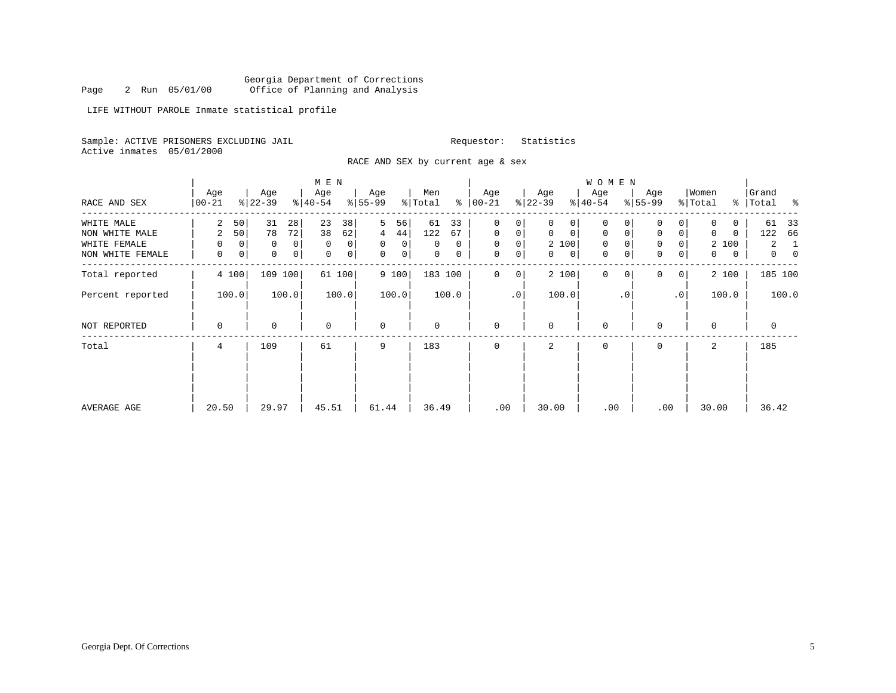Georgia Department of Corrections
Office of Planning and Analysis

LIFE WITHOUT PAROLE Inmate statistical profile

Sample: ACTIVE PRISONERS EXCLUDING JAIL    Requestor: Statistics
Active inmates 05/01/2000

RACE AND SEX by current age & sex

| | MEN | | | | | | | | | | WOMEN | | | | | | | | | | | |
|---|---|---|---|---|---|---|---|---|---|---|---|---|---|---|---|---|---|---|---|---|---|---|
| RACE AND SEX | Age 00-21 | % | Age 22-39 | % | Age 40-54 | % | Age 55-99 | % | Men Total | % | Age 00-21 | % | Age 22-39 | % | Age 40-54 | % | Age 55-99 | % | Women Total | % | Grand Total | % |
| WHITE MALE | 2 | 50 | 31 | 28 | 23 | 38 | 5 | 56 | 61 | 33 | 0 | 0 | 0 | 0 | 0 | 0 | 0 | 0 | 0 | 0 | 61 | 33 |
| NON WHITE MALE | 2 | 50 | 78 | 72 | 38 | 62 | 4 | 44 | 122 | 67 | 0 | 0 | 0 | 0 | 0 | 0 | 0 | 0 | 0 | 0 | 122 | 66 |
| WHITE FEMALE | 0 | 0 | 0 | 0 | 0 | 0 | 0 | 0 | 0 | 0 | 0 | 0 | 2 | 100 | 0 | 0 | 0 | 0 | 2 | 100 | 2 | 1 |
| NON WHITE FEMALE | 0 | 0 | 0 | 0 | 0 | 0 | 0 | 0 | 0 | 0 | 0 | 0 | 0 | 0 | 0 | 0 | 0 | 0 | 0 | 0 | 0 | 0 |
| Total reported | 4 | 100 | 109 | 100 | 61 | 100 | 9 | 100 | 183 | 100 | 0 | 0 | 2 | 100 | 0 | 0 | 0 | 0 | 2 | 100 | 185 | 100 |
| Percent reported | | 100.0 | | 100.0 | | 100.0 | | 100.0 | | 100.0 | | .0 | | 100.0 | | .0 | | .0 | | 100.0 | | 100.0 |
| NOT REPORTED | 0 | | 0 | | 0 | | 0 | | 0 | | 0 | | 0 | | 0 | | 0 | | 0 | | 0 | |
| Total | 4 | | 109 | | 61 | | 9 | | 183 | | 0 | | 2 | | 0 | | 0 | | 2 | | 185 | |
| AVERAGE AGE | 20.50 | | 29.97 | | 45.51 | | 61.44 | | 36.49 | | .00 | | 30.00 | | .00 | | .00 | | 30.00 | | 36.42 | |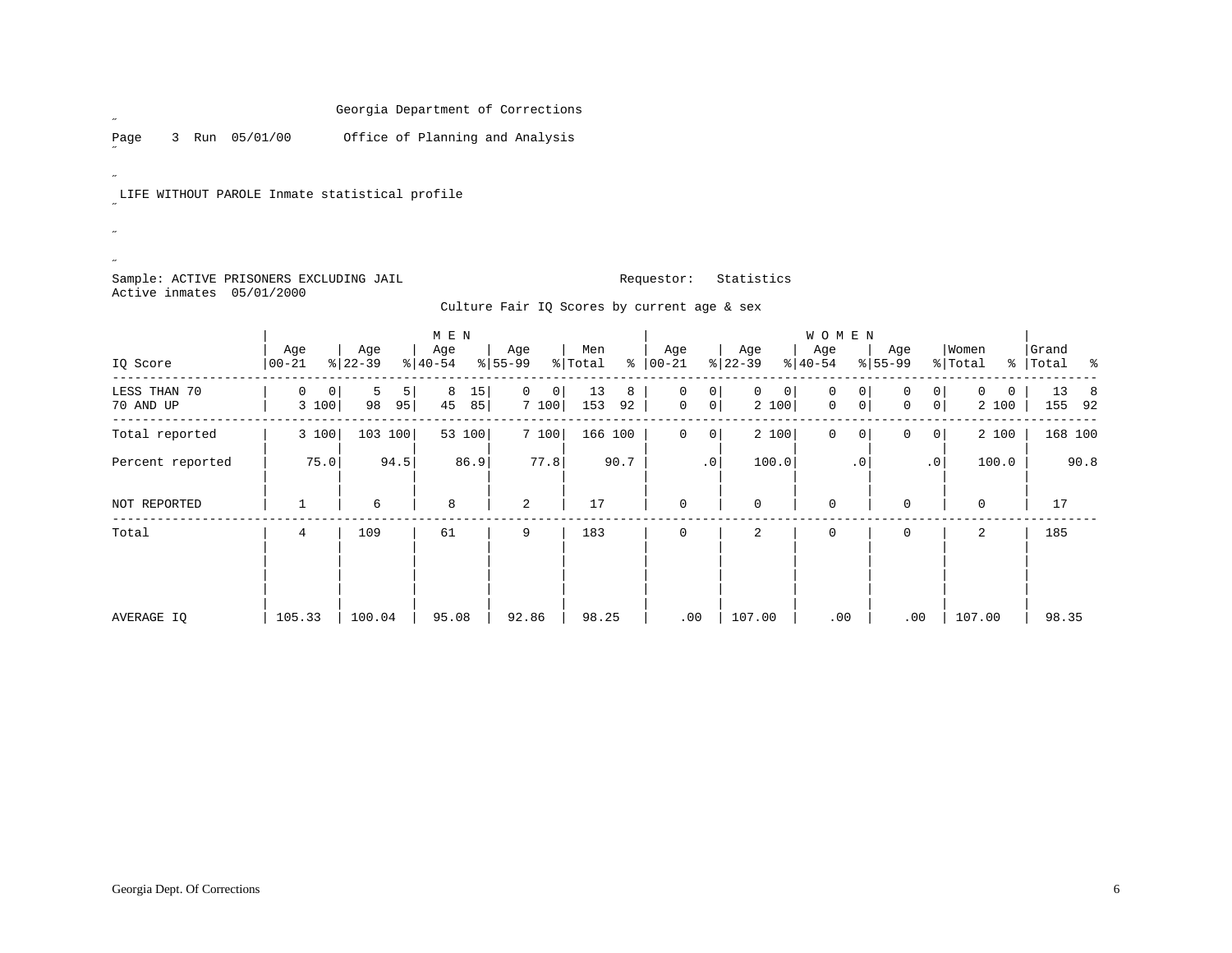Georgia Department of Corrections

Page 3 Run 05/01/00 Office of Planning and Analysis

LIFE WITHOUT PAROLE Inmate statistical profile

Sample: ACTIVE PRISONERS EXCLUDING JAIL Requestor: Statistics

Active inmates 05/01/2000

Culture Fair IQ Scores by current age & sex

| IQ Score | MEN Age 00-21 | % | Age 22-39 | % | Age 40-54 | % | Age 55-99 | % | Men Total | % | WOMEN Age 00-21 | % | Age 22-39 | % | Age 40-54 | % | Age 55-99 | % | Women Total | % | Grand Total | % |
|---|---|---|---|---|---|---|---|---|---|---|---|---|---|---|---|---|---|---|---|---|---|---|
| LESS THAN 70 | 0 | 0 | 5 | 5 | 8 | 15 | 0 | 0 | 13 | 8 | 0 | 0 | 0 | 0 | 0 | 0 | 0 | 0 | 0 | 0 | 13 | 8 |
| 70 AND UP | 3 | 100 | 98 | 95 | 45 | 85 | 7 | 100 | 153 | 92 | 0 | 0 | 2 | 100 | 0 | 0 | 0 | 0 | 2 | 100 | 155 | 92 |
| Total reported | 3 | 100 | 103 | 100 | 53 | 100 | 7 | 100 | 166 | 100 | 0 | 0 | 2 | 100 | 0 | 0 | 0 | 0 | 2 | 100 | 168 | 100 |
| Percent reported | | 75.0 | | 94.5 | | 86.9 | | 77.8 | | 90.7 | | .0 | | 100.0 | | .0 | | .0 | | 100.0 | | 90.8 |
| NOT REPORTED | 1 | | 6 | | 8 | | 2 | | 17 | | 0 | | 0 | | 0 | | 0 | | 0 | | 17 | |
| Total | 4 | | 109 | | 61 | | 9 | | 183 | | 0 | | 2 | | 0 | | 0 | | 2 | | 185 | |
| AVERAGE IQ | 105.33 | | 100.04 | | 95.08 | | 92.86 | | 98.25 | | .00 | | 107.00 | | .00 | | .00 | | 107.00 | | 98.35 | |

Georgia Dept. Of Corrections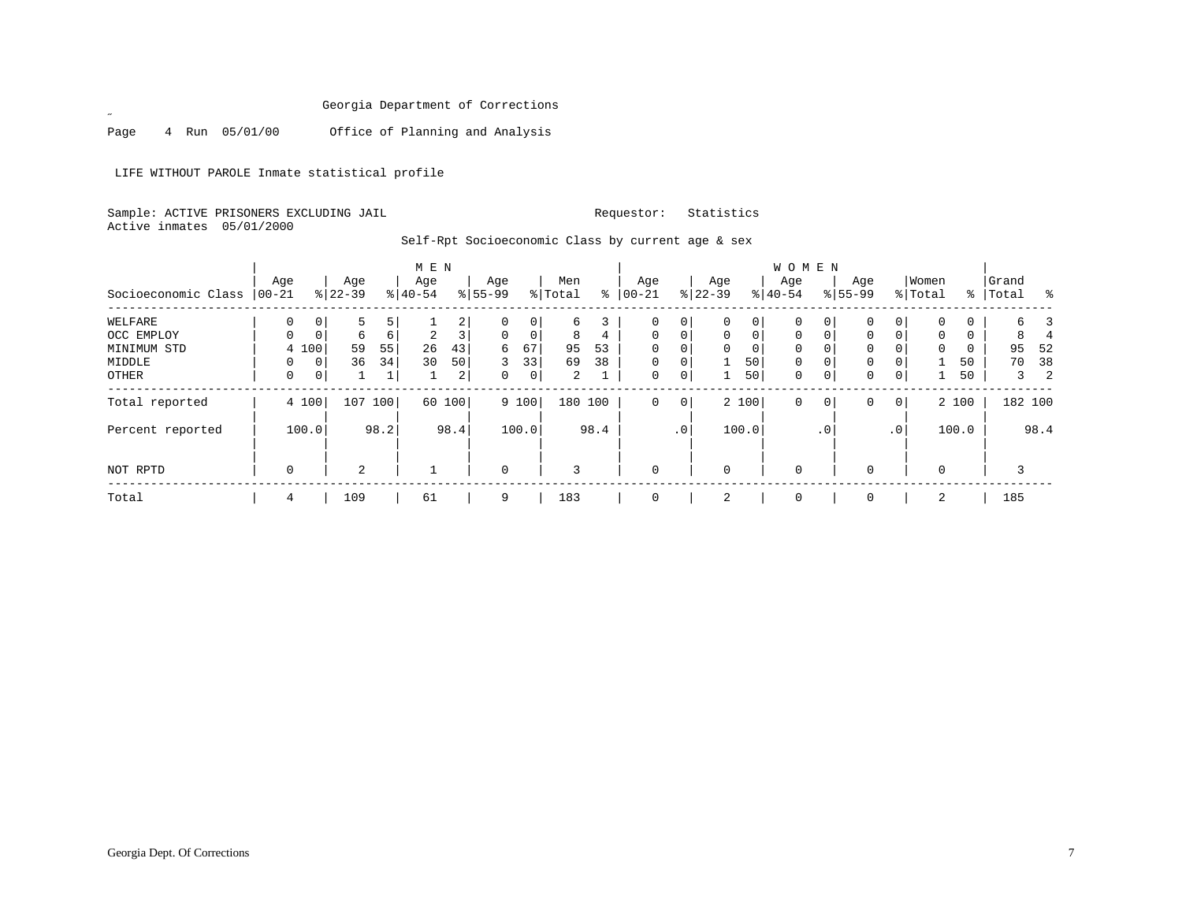Georgia Department of Corrections

Page 4 Run 05/01/00 Office of Planning and Analysis

LIFE WITHOUT PAROLE Inmate statistical profile

Sample: ACTIVE PRISONERS EXCLUDING JAIL Requestor: Statistics

Active inmates 05/01/2000

Self-Rpt Socioeconomic Class by current age & sex

| | MEN | | | | | | | | | | WOMEN | | | | | | | | | | | |
|---|---|---|---|---|---|---|---|---|---|---|---|---|---|---|---|---|---|---|---|---|---|---|
| Socioeconomic Class | Age 00-21 | % | Age 22-39 | % | Age 40-54 | % | Age 55-99 | % | Men Total | % | Age 00-21 | % | Age 22-39 | % | Age 40-54 | % | Age 55-99 | % | Women Total | % | Grand Total | % |
| WELFARE | 0 | 0 | 5 | 5 | 1 | 2 | 0 | 0 | 6 | 3 | 0 | 0 | 0 | 0 | 0 | 0 | 0 | 0 | 0 | 0 | 6 | 3 |
| OCC EMPLOY | 0 | 0 | 6 | 6 | 2 | 3 | 0 | 0 | 8 | 4 | 0 | 0 | 0 | 0 | 0 | 0 | 0 | 0 | 0 | 0 | 8 | 4 |
| MINIMUM STD | 4 | 100 | 59 | 55 | 26 | 43 | 6 | 67 | 95 | 53 | 0 | 0 | 0 | 0 | 0 | 0 | 0 | 0 | 0 | 0 | 95 | 52 |
| MIDDLE | 0 | 0 | 36 | 34 | 30 | 50 | 3 | 33 | 69 | 38 | 0 | 0 | 1 | 50 | 0 | 0 | 0 | 0 | 1 | 50 | 70 | 38 |
| OTHER | 0 | 0 | 1 | 1 | 1 | 2 | 0 | 0 | 2 | 1 | 0 | 0 | 1 | 50 | 0 | 0 | 0 | 0 | 1 | 50 | 3 | 2 |
| Total reported | 4 | 100 | 107 | 100 | 60 | 100 | 9 | 100 | 180 | 100 | 0 | 0 | 2 | 100 | 0 | 0 | 0 | 0 | 2 | 100 | 182 | 100 |
| Percent reported | | 100.0 | | 98.2 | | 98.4 | | 100.0 | | 98.4 | | .0 | | 100.0 | | .0 | | .0 | | 100.0 | | 98.4 |
| NOT RPTD | 0 | | 2 | | 1 | | 0 | | 3 | | 0 | | 0 | | 0 | | 0 | | 0 | | 3 | |
| Total | 4 | | 109 | | 61 | | 9 | | 183 | | 0 | | 2 | | 0 | | 0 | | 2 | | 185 | |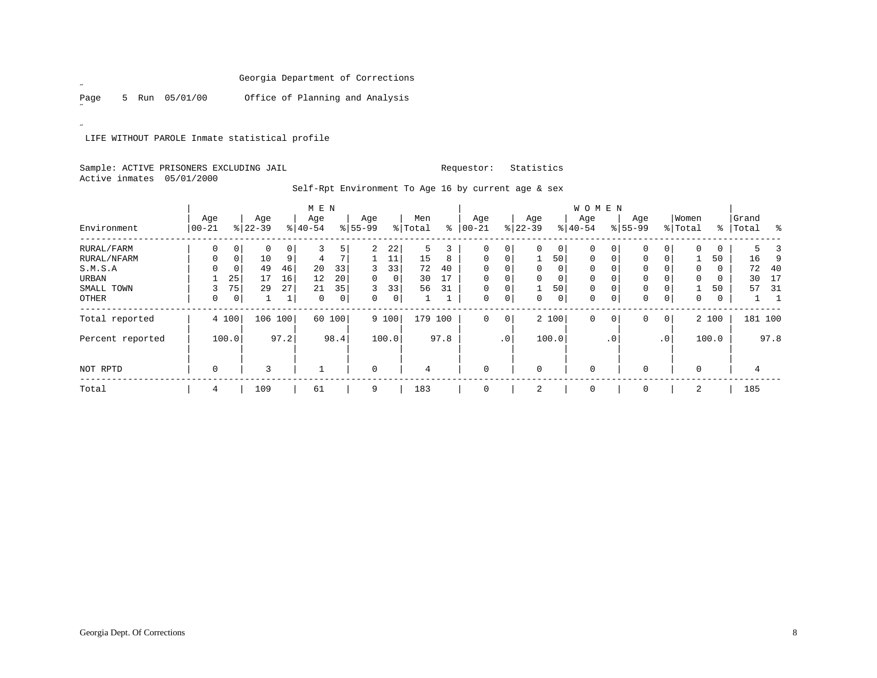Georgia Department of Corrections

Page 5 Run 05/01/00 Office of Planning and Analysis

LIFE WITHOUT PAROLE Inmate statistical profile

Sample: ACTIVE PRISONERS EXCLUDING JAIL Requestor: Statistics

Active inmates 05/01/2000

Self-Rpt Environment To Age 16 by current age & sex

| Environment | MEN Age 00-21 | % | Age 22-39 | % | Age 40-54 | % | Age 55-99 | % | Men Total | % | WOMEN Age 00-21 | % | Age 22-39 | % | Age 40-54 | % | Age 55-99 | % | Women Total | % | Grand Total | % |
|---|---|---|---|---|---|---|---|---|---|---|---|---|---|---|---|---|---|---|---|---|---|---|
| RURAL/FARM | 0 | 0 | 0 | 0 | 3 | 5 | 2 | 22 | 5 | 3 | 0 | 0 | 0 | 0 | 0 | 0 | 0 | 0 | 0 | 0 | 5 | 3 |
| RURAL/NFARM | 0 | 0 | 10 | 9 | 4 | 7 | 1 | 11 | 15 | 8 | 0 | 0 | 1 | 50 | 0 | 0 | 0 | 0 | 1 | 50 | 16 | 9 |
| S.M.S.A | 0 | 0 | 49 | 46 | 20 | 33 | 3 | 33 | 72 | 40 | 0 | 0 | 0 | 0 | 0 | 0 | 0 | 0 | 0 | 0 | 72 | 40 |
| URBAN | 1 | 25 | 17 | 16 | 12 | 20 | 0 | 0 | 30 | 17 | 0 | 0 | 0 | 0 | 0 | 0 | 0 | 0 | 0 | 0 | 30 | 17 |
| SMALL TOWN | 3 | 75 | 29 | 27 | 21 | 35 | 3 | 33 | 56 | 31 | 0 | 0 | 1 | 50 | 0 | 0 | 0 | 0 | 1 | 50 | 57 | 31 |
| OTHER | 0 | 0 | 1 | 1 | 0 | 0 | 0 | 0 | 1 | 1 | 0 | 0 | 0 | 0 | 0 | 0 | 0 | 0 | 0 | 0 | 1 | 1 |
| Total reported | 4 | 100 | 106 | 100 | 60 | 100 | 9 | 100 | 179 | 100 | 0 | 0 | 2 | 100 | 0 | 0 | 0 | 0 | 2 | 100 | 181 | 100 |
| Percent reported | | 100.0 | | 97.2 | | 98.4 | | 100.0 | | 97.8 | | .0 | | 100.0 | | .0 | | .0 | | 100.0 | | 97.8 |
| NOT RPTD | 0 | | 3 | | 1 | | 0 | | 4 | | 0 | | 0 | | 0 | | 0 | | 0 | | 4 | |
| Total | 4 | | 109 | | 61 | | 9 | | 183 | | 0 | | 2 | | 0 | | 0 | | 2 | | 185 | |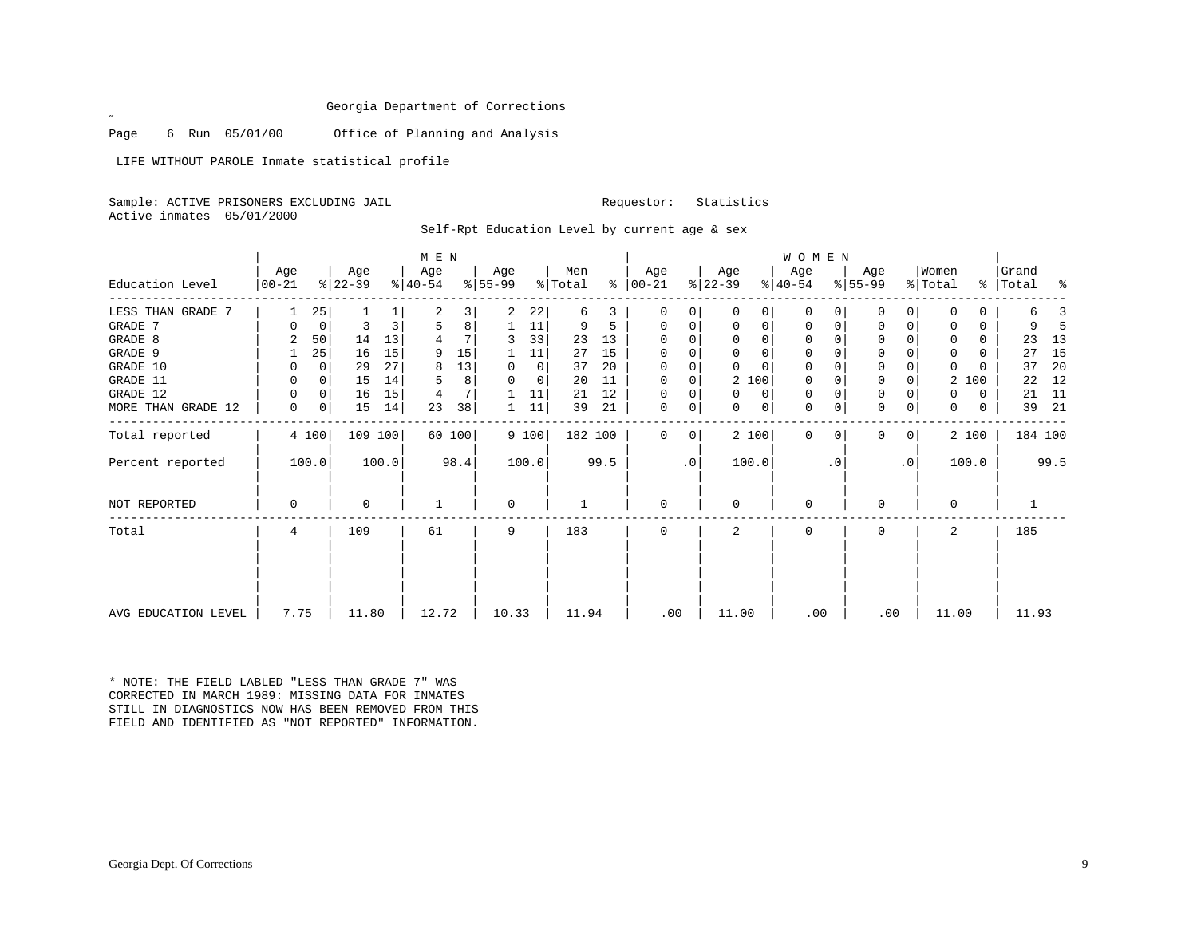Georgia Department of Corrections

Page 6 Run 05/01/00 Office of Planning and Analysis

LIFE WITHOUT PAROLE Inmate statistical profile

Sample: ACTIVE PRISONERS EXCLUDING JAIL Requestor: Statistics
Active inmates 05/01/2000

Self-Rpt Education Level by current age & sex

| | MEN | | | | | | | | | | WOMEN | | | | | | | | | | | |
|---|---|---|---|---|---|---|---|---|---|---|---|---|---|---|---|---|---|---|---|---|---|---|
| Education Level | Age 00-21 | % | Age 22-39 | % | Age 40-54 | % | Age 55-99 | % | Men Total | % | Age 00-21 | % | Age 22-39 | % | Age 40-54 | % | Age 55-99 | % | Women Total | % | Grand Total | % |
| LESS THAN GRADE 7 | 1 | 25 | 1 | 1 | 2 | 3 | 2 | 22 | 6 | 3 | 0 | 0 | 0 | 0 | 0 | 0 | 0 | 0 | 0 | 0 | 6 | 3 |
| GRADE 7 | 0 | 0 | 3 | 3 | 5 | 8 | 1 | 11 | 9 | 5 | 0 | 0 | 0 | 0 | 0 | 0 | 0 | 0 | 0 | 0 | 9 | 5 |
| GRADE 8 | 2 | 50 | 14 | 13 | 4 | 7 | 3 | 33 | 23 | 13 | 0 | 0 | 0 | 0 | 0 | 0 | 0 | 0 | 0 | 0 | 23 | 13 |
| GRADE 9 | 1 | 25 | 16 | 15 | 9 | 15 | 1 | 11 | 27 | 15 | 0 | 0 | 0 | 0 | 0 | 0 | 0 | 0 | 0 | 0 | 27 | 15 |
| GRADE 10 | 0 | 0 | 29 | 27 | 8 | 13 | 0 | 0 | 37 | 20 | 0 | 0 | 0 | 0 | 0 | 0 | 0 | 0 | 0 | 0 | 37 | 20 |
| GRADE 11 | 0 | 0 | 15 | 14 | 5 | 8 | 0 | 0 | 20 | 11 | 0 | 0 | 2 | 100 | 0 | 0 | 0 | 0 | 2 | 100 | 22 | 12 |
| GRADE 12 | 0 | 0 | 16 | 15 | 4 | 7 | 1 | 11 | 21 | 12 | 0 | 0 | 0 | 0 | 0 | 0 | 0 | 0 | 0 | 0 | 21 | 11 |
| MORE THAN GRADE 12 | 0 | 0 | 15 | 14 | 23 | 38 | 1 | 11 | 39 | 21 | 0 | 0 | 0 | 0 | 0 | 0 | 0 | 0 | 0 | 0 | 39 | 21 |
| Total reported | 4 | 100 | 109 | 100 | 60 | 100 | 9 | 100 | 182 | 100 | 0 | 0 | 2 | 100 | 0 | 0 | 0 | 0 | 2 | 100 | 184 | 100 |
| Percent reported | | 100.0 | | 100.0 | | 98.4 | | 100.0 | | 99.5 | | .0 | | 100.0 | | .0 | | .0 | | 100.0 | | 99.5 |
| NOT REPORTED | 0 | | 0 | | 1 | | 0 | | 1 | | 0 | | 0 | | 0 | | 0 | | 0 | | 1 | |
| Total | 4 | | 109 | | 61 | | 9 | | 183 | | 0 | | 2 | | 0 | | 0 | | 2 | | 185 | |
| AVG EDUCATION LEVEL | 7.75 | | 11.80 | | 12.72 | | 10.33 | | 11.94 | | .00 | | 11.00 | | .00 | | .00 | | 11.00 | | 11.93 | |

* NOTE: THE FIELD LABLED "LESS THAN GRADE 7" WAS CORRECTED IN MARCH 1989: MISSING DATA FOR INMATES STILL IN DIAGNOSTICS NOW HAS BEEN REMOVED FROM THIS FIELD AND IDENTIFIED AS "NOT REPORTED" INFORMATION.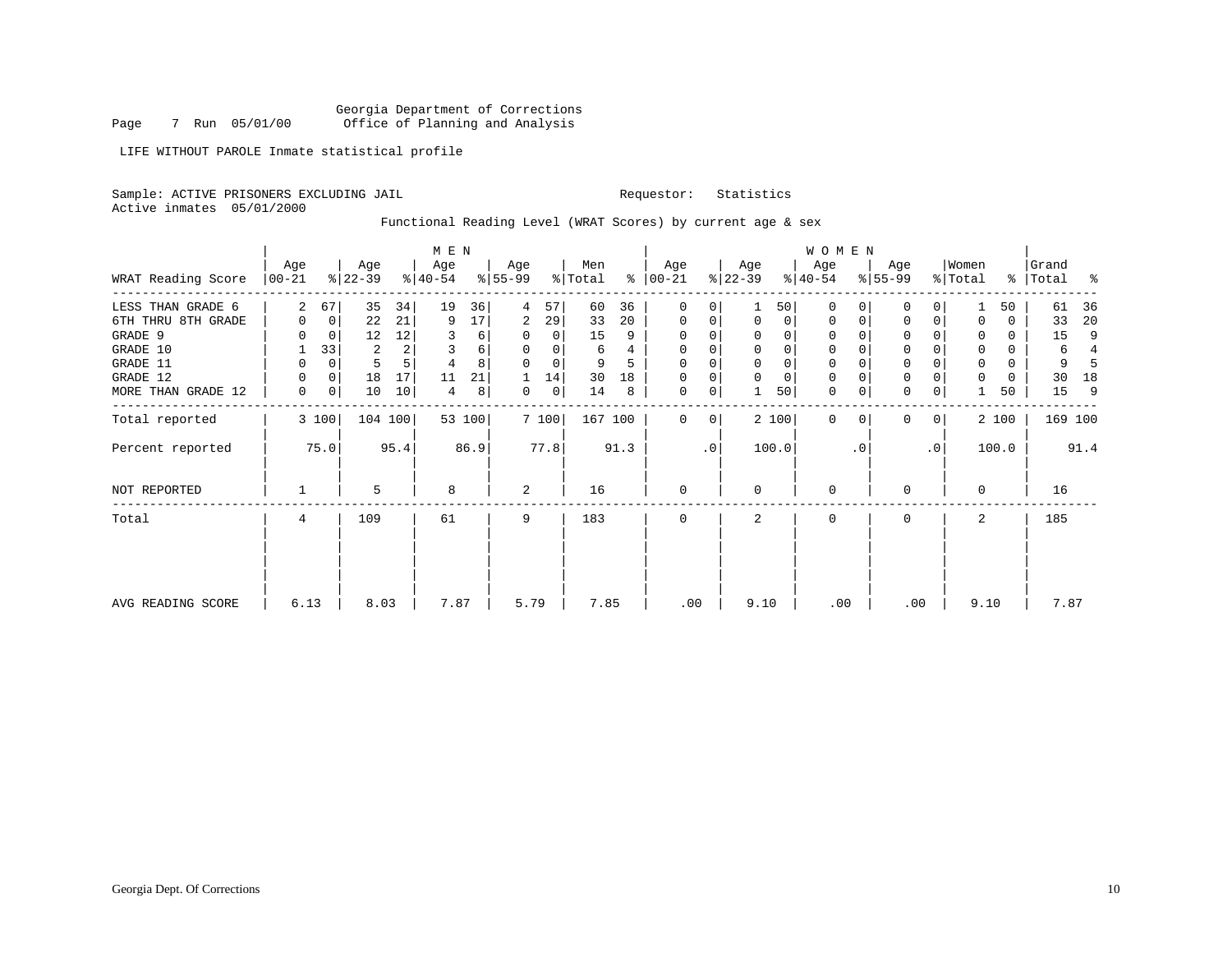Georgia Department of Corrections
Office of Planning and Analysis

LIFE WITHOUT PAROLE Inmate statistical profile

Sample: ACTIVE PRISONERS EXCLUDING JAIL

Requestor: Statistics

Active inmates 05/01/2000

Functional Reading Level (WRAT Scores) by current age & sex

| WRAT Reading Score | MEN Age 00-21 | % | Age 22-39 | % | Age 40-54 | % | Age 55-99 | % | Men Total | % | WOMEN Age 00-21 | % | Age 22-39 | % | Age 40-54 | % | Age 55-99 | % | Women Total | % | Grand Total | % |
|---|---|---|---|---|---|---|---|---|---|---|---|---|---|---|---|---|---|---|---|---|---|---|
| LESS THAN GRADE 6 | 2 | 67 | 35 | 34 | 19 | 36 | 4 | 57 | 60 | 36 | 0 | 0 | 1 | 50 | 0 | 0 | 0 | 0 | 1 | 50 | 61 | 36 |
| 6TH THRU 8TH GRADE | 0 | 0 | 22 | 21 | 9 | 17 | 2 | 29 | 33 | 20 | 0 | 0 | 0 | 0 | 0 | 0 | 0 | 0 | 0 | 0 | 33 | 20 |
| GRADE 9 | 0 | 0 | 12 | 12 | 3 | 6 | 0 | 0 | 15 | 9 | 0 | 0 | 0 | 0 | 0 | 0 | 0 | 0 | 0 | 0 | 15 | 9 |
| GRADE 10 | 1 | 33 | 2 | 2 | 3 | 6 | 0 | 0 | 6 | 4 | 0 | 0 | 0 | 0 | 0 | 0 | 0 | 0 | 0 | 0 | 6 | 4 |
| GRADE 11 | 0 | 0 | 5 | 5 | 4 | 8 | 0 | 0 | 9 | 5 | 0 | 0 | 0 | 0 | 0 | 0 | 0 | 0 | 0 | 0 | 9 | 5 |
| GRADE 12 | 0 | 0 | 18 | 17 | 11 | 21 | 1 | 14 | 30 | 18 | 0 | 0 | 0 | 0 | 0 | 0 | 0 | 0 | 0 | 0 | 30 | 18 |
| MORE THAN GRADE 12 | 0 | 0 | 10 | 10 | 4 | 8 | 0 | 0 | 14 | 8 | 0 | 0 | 1 | 50 | 0 | 0 | 0 | 0 | 1 | 50 | 15 | 9 |
| Total reported | 3 | 100 | 104 | 100 | 53 | 100 | 7 | 100 | 167 | 100 | 0 | 0 | 2 | 100 | 0 | 0 | 0 | 0 | 2 | 100 | 169 | 100 |
| Percent reported | | 75.0 | | 95.4 | | 86.9 | | 77.8 | | 91.3 | | .0 | | 100.0 | | .0 | | .0 | | 100.0 | | 91.4 |
| NOT REPORTED | 1 | | 5 | | 8 | | 2 | | 16 | | 0 | | 0 | | 0 | | 0 | | 0 | | 16 | |
| Total | 4 | | 109 | | 61 | | 9 | | 183 | | 0 | | 2 | | 0 | | 0 | | 2 | | 185 | |
| AVG READING SCORE | 6.13 | | 8.03 | | 7.87 | | 5.79 | | 7.85 | | .00 | | 9.10 | | .00 | | .00 | | 9.10 | | 7.87 | |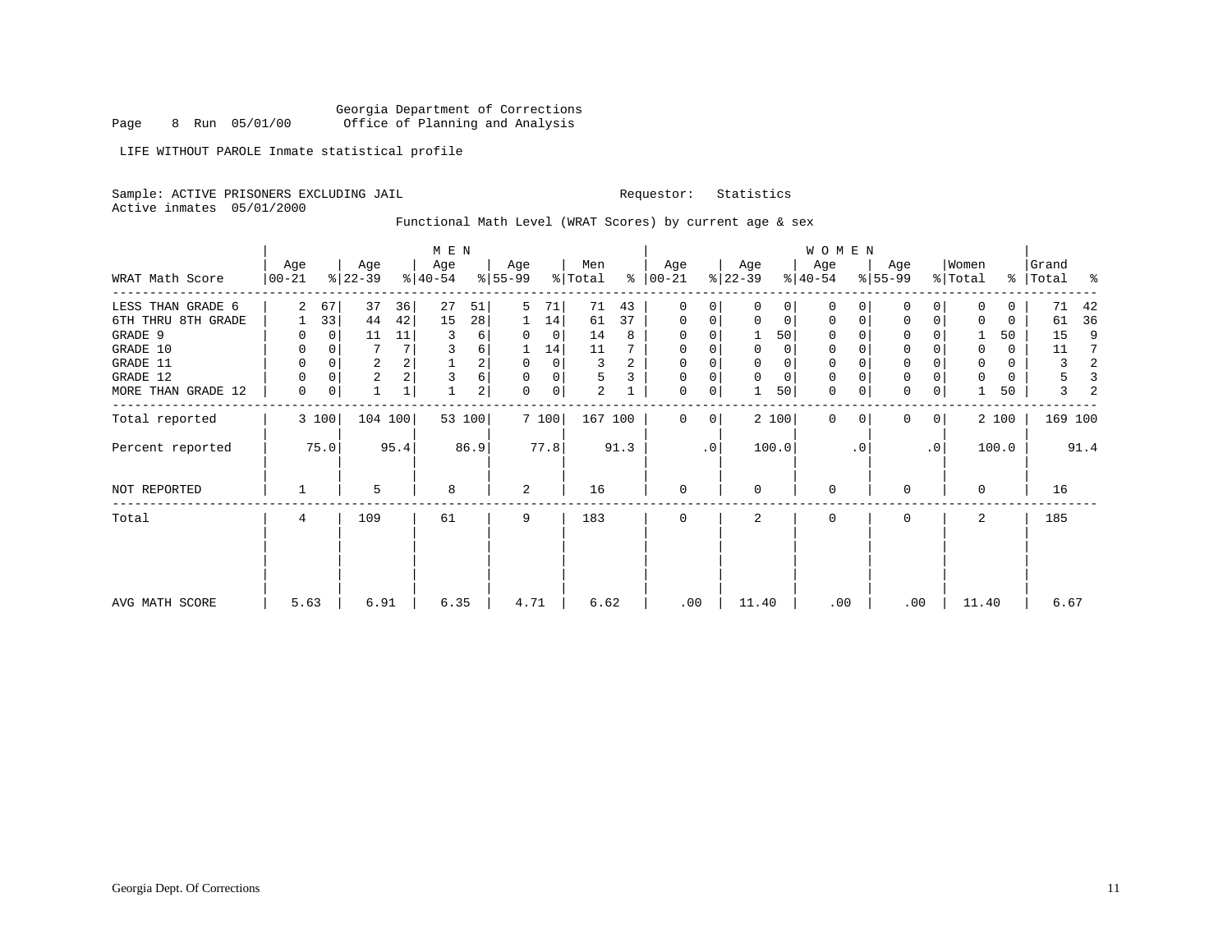Georgia Department of Corrections
Office of Planning and Analysis

Page 8 Run 05/01/00

LIFE WITHOUT PAROLE Inmate statistical profile

Sample: ACTIVE PRISONERS EXCLUDING JAIL          Requestor: Statistics
Active inmates 05/01/2000

Functional Math Level (WRAT Scores) by current age & sex

| WRAT Math Score | MEN Age 00-21 | % | Age 22-39 | % | Age 40-54 | % | Age 55-99 | % | Men Total | % | WOMEN Age 00-21 | % | Age 22-39 | % | Age 40-54 | % | Age 55-99 | % | Women Total | % | Grand Total | % |
|---|---|---|---|---|---|---|---|---|---|---|---|---|---|---|---|---|---|---|---|---|---|---|
| LESS THAN GRADE 6 | 2 | 67 | 37 | 36 | 27 | 51 | 5 | 71 | 71 | 43 | 0 | 0 | 0 | 0 | 0 | 0 | 0 | 0 | 0 | 0 | 71 | 42 |
| 6TH THRU 8TH GRADE | 1 | 33 | 44 | 42 | 15 | 28 | 1 | 14 | 61 | 37 | 0 | 0 | 0 | 0 | 0 | 0 | 0 | 0 | 0 | 0 | 61 | 36 |
| GRADE 9 | 0 | 0 | 11 | 11 | 3 | 6 | 0 | 0 | 14 | 8 | 0 | 0 | 1 | 50 | 0 | 0 | 0 | 0 | 1 | 50 | 15 | 9 |
| GRADE 10 | 0 | 0 | 7 | 7 | 3 | 6 | 1 | 14 | 11 | 7 | 0 | 0 | 0 | 0 | 0 | 0 | 0 | 0 | 0 | 0 | 11 | 7 |
| GRADE 11 | 0 | 0 | 2 | 2 | 1 | 2 | 0 | 0 | 3 | 2 | 0 | 0 | 0 | 0 | 0 | 0 | 0 | 0 | 0 | 0 | 3 | 2 |
| GRADE 12 | 0 | 0 | 2 | 2 | 3 | 6 | 0 | 0 | 5 | 3 | 0 | 0 | 0 | 0 | 0 | 0 | 0 | 0 | 0 | 0 | 5 | 3 |
| MORE THAN GRADE 12 | 0 | 0 | 1 | 1 | 1 | 2 | 0 | 0 | 2 | 1 | 0 | 0 | 1 | 50 | 0 | 0 | 0 | 0 | 1 | 50 | 3 | 2 |
| Total reported | 3 | 100 | 104 | 100 | 53 | 100 | 7 | 100 | 167 | 100 | 0 | 0 | 2 | 100 | 0 | 0 | 0 | 0 | 2 | 100 | 169 | 100 |
| Percent reported | | 75.0 | | 95.4 | | 86.9 | | 77.8 | | 91.3 | | .0 | | 100.0 | | .0 | | .0 | | 100.0 | | 91.4 |
| NOT REPORTED | 1 | | 5 | | 8 | | 2 | | 16 | | 0 | | 0 | | 0 | | 0 | | 0 | | 16 | |
| Total | 4 | | 109 | | 61 | | 9 | | 183 | | 0 | | 2 | | 0 | | 0 | | 2 | | 185 | |
| AVG MATH SCORE | 5.63 | | 6.91 | | 6.35 | | 4.71 | | 6.62 | | .00 | | 11.40 | | .00 | | .00 | | 11.40 | | 6.67 | |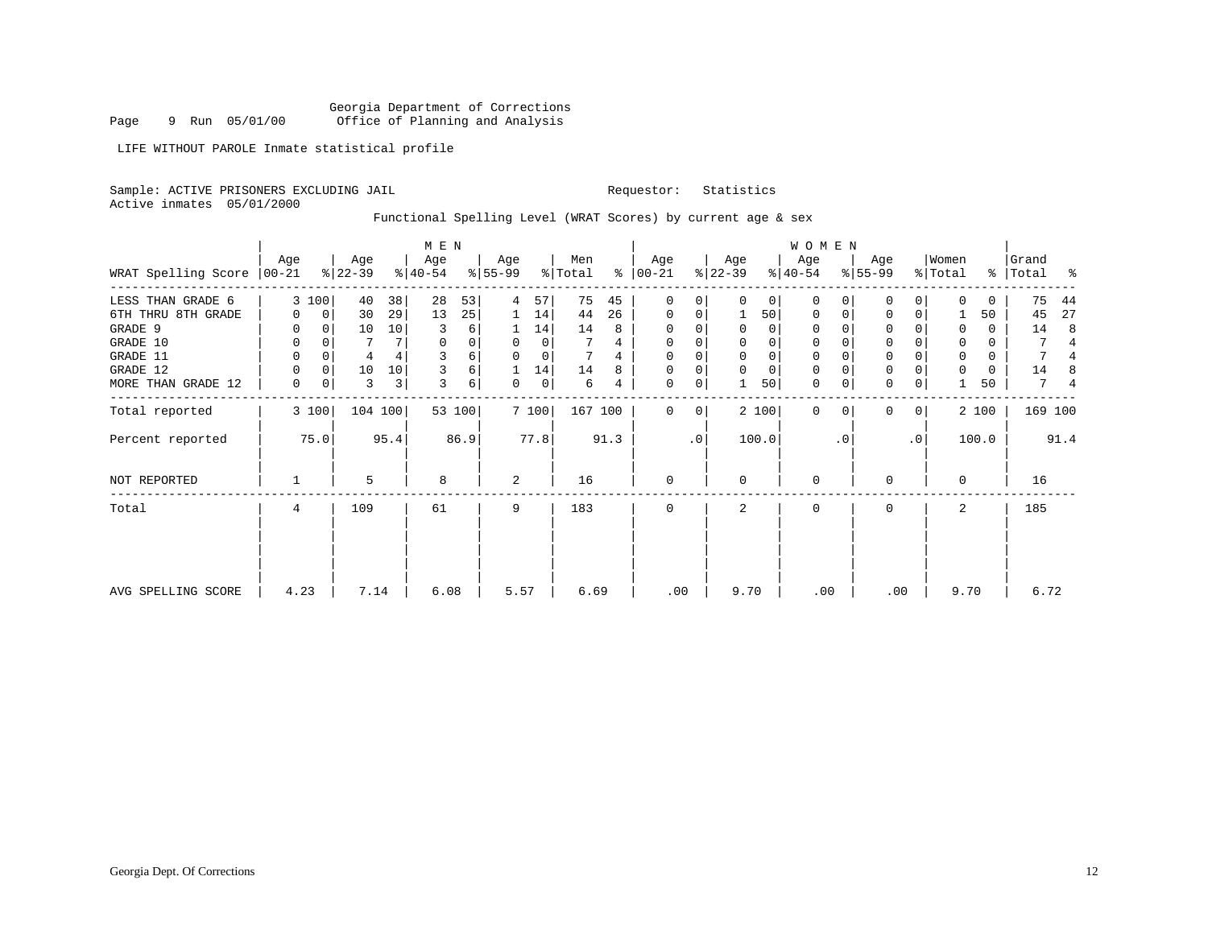Georgia Department of Corrections
Office of Planning and Analysis

LIFE WITHOUT PAROLE Inmate statistical profile

Sample: ACTIVE PRISONERS EXCLUDING JAIL

Requestor: Statistics

Active inmates 05/01/2000

Functional Spelling Level (WRAT Scores) by current age & sex

| WRAT Spelling Score | MEN Age 00-21 | % | Age 22-39 | % | Age 40-54 | % | Age 55-99 | % | Men Total | % | WOMEN Age 00-21 | % | Age 22-39 | % | Age 40-54 | % | Age 55-99 | % | Women Total | % | Grand Total | % |
|---|---|---|---|---|---|---|---|---|---|---|---|---|---|---|---|---|---|---|---|---|---|---|
| LESS THAN GRADE 6 | 3 | 100 | 40 | 38 | 28 | 53 | 4 | 57 | 75 | 45 | 0 | 0 | 0 | 0 | 0 | 0 | 0 | 0 | 0 | 0 | 75 | 44 |
| 6TH THRU 8TH GRADE | 0 | 0 | 30 | 29 | 13 | 25 | 1 | 14 | 44 | 26 | 0 | 0 | 1 | 50 | 0 | 0 | 0 | 0 | 1 | 50 | 45 | 27 |
| GRADE 9 | 0 | 0 | 10 | 10 | 3 | 6 | 1 | 14 | 14 | 8 | 0 | 0 | 0 | 0 | 0 | 0 | 0 | 0 | 0 | 0 | 14 | 8 |
| GRADE 10 | 0 | 0 | 7 | 7 | 0 | 0 | 0 | 0 | 7 | 4 | 0 | 0 | 0 | 0 | 0 | 0 | 0 | 0 | 0 | 0 | 7 | 4 |
| GRADE 11 | 0 | 0 | 4 | 4 | 3 | 6 | 0 | 0 | 7 | 4 | 0 | 0 | 0 | 0 | 0 | 0 | 0 | 0 | 0 | 0 | 7 | 4 |
| GRADE 12 | 0 | 0 | 10 | 10 | 3 | 6 | 1 | 14 | 14 | 8 | 0 | 0 | 0 | 0 | 0 | 0 | 0 | 0 | 0 | 0 | 14 | 8 |
| MORE THAN GRADE 12 | 0 | 0 | 3 | 3 | 3 | 6 | 0 | 0 | 6 | 4 | 0 | 0 | 1 | 50 | 0 | 0 | 0 | 0 | 1 | 50 | 7 | 4 |
| Total reported | 3 | 100 | 104 | 100 | 53 | 100 | 7 | 100 | 167 | 100 | 0 | 0 | 2 | 100 | 0 | 0 | 0 | 0 | 2 | 100 | 169 | 100 |
| Percent reported | | 75.0 | | 95.4 | | 86.9 | | 77.8 | | 91.3 | | .0 | | 100.0 | | .0 | | .0 | | 100.0 | | 91.4 |
| NOT REPORTED | 1 | | 5 | | 8 | | 2 | | 16 | | 0 | | 0 | | 0 | | 0 | | 0 | | 16 | |
| Total | 4 | | 109 | | 61 | | 9 | | 183 | | 0 | | 2 | | 0 | | 0 | | 2 | | 185 | |
| AVG SPELLING SCORE | 4.23 | | 7.14 | | 6.08 | | 5.57 | | 6.69 | | .00 | | 9.70 | | .00 | | .00 | | 9.70 | | 6.72 | |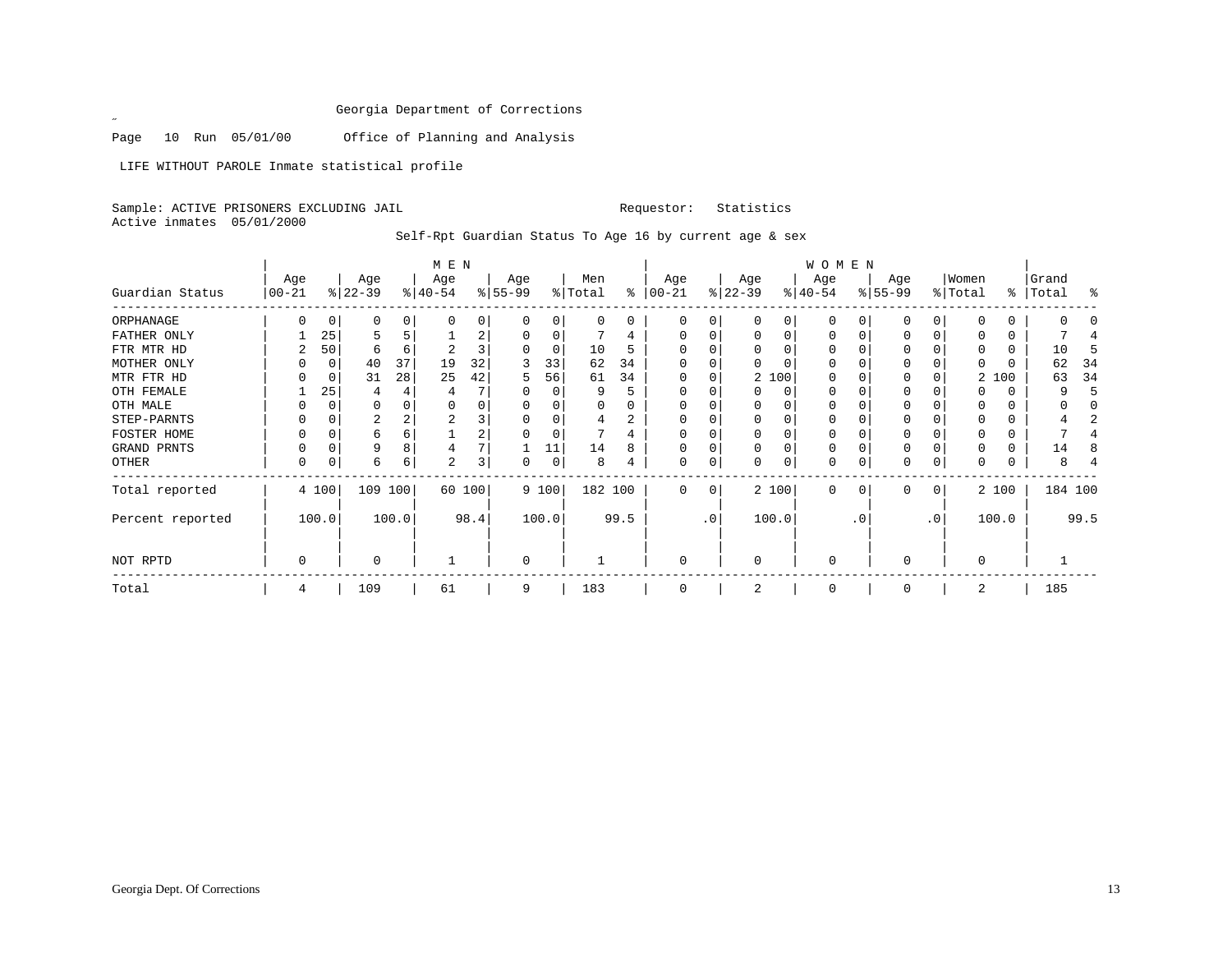Georgia Department of Corrections

Page 10 Run 05/01/00 Office of Planning and Analysis

LIFE WITHOUT PAROLE Inmate statistical profile

Sample: ACTIVE PRISONERS EXCLUDING JAIL Requestor: Statistics
Active inmates 05/01/2000

Self-Rpt Guardian Status To Age 16 by current age & sex

| | MEN | | | | | | | | | | WOMEN | | | | | | | | | | | |
|---|---|---|---|---|---|---|---|---|---|---|---|---|---|---|---|---|---|---|---|---|---|---|
| Guardian Status | Age 00-21 | % | Age 22-39 | % | Age 40-54 | % | Age 55-99 | % | Men Total | % | Age 00-21 | % | Age 22-39 | % | Age 40-54 | % | Age 55-99 | % | Women Total | % | Grand Total | % |
| ORPHANAGE | 0 | 0 | 0 | 0 | 0 | 0 | 0 | 0 | 0 | 0 | 0 | 0 | 0 | 0 | 0 | 0 | 0 | 0 | 0 | 0 | 0 | 0 |
| FATHER ONLY | 1 | 25 | 5 | 5 | 1 | 2 | 0 | 0 | 7 | 4 | 0 | 0 | 0 | 0 | 0 | 0 | 0 | 0 | 0 | 0 | 7 | 4 |
| FTR MTR HD | 2 | 50 | 6 | 6 | 2 | 3 | 0 | 0 | 10 | 5 | 0 | 0 | 0 | 0 | 0 | 0 | 0 | 0 | 0 | 0 | 10 | 5 |
| MOTHER ONLY | 0 | 0 | 40 | 37 | 19 | 32 | 3 | 33 | 62 | 34 | 0 | 0 | 0 | 0 | 0 | 0 | 0 | 0 | 0 | 0 | 62 | 34 |
| MTR FTR HD | 0 | 0 | 31 | 28 | 25 | 42 | 5 | 56 | 61 | 34 | 0 | 0 | 2 | 100 | 0 | 0 | 0 | 0 | 2 | 100 | 63 | 34 |
| OTH FEMALE | 1 | 25 | 4 | 4 | 4 | 7 | 0 | 0 | 9 | 5 | 0 | 0 | 0 | 0 | 0 | 0 | 0 | 0 | 0 | 0 | 9 | 5 |
| OTH MALE | 0 | 0 | 0 | 0 | 0 | 0 | 0 | 0 | 0 | 0 | 0 | 0 | 0 | 0 | 0 | 0 | 0 | 0 | 0 | 0 | 0 | 0 |
| STEP-PARNTS | 0 | 0 | 2 | 2 | 2 | 3 | 0 | 0 | 4 | 2 | 0 | 0 | 0 | 0 | 0 | 0 | 0 | 0 | 0 | 0 | 4 | 2 |
| FOSTER HOME | 0 | 0 | 6 | 6 | 1 | 2 | 0 | 0 | 7 | 4 | 0 | 0 | 0 | 0 | 0 | 0 | 0 | 0 | 0 | 0 | 7 | 4 |
| GRAND PRNTS | 0 | 0 | 9 | 8 | 4 | 7 | 1 | 11 | 14 | 8 | 0 | 0 | 0 | 0 | 0 | 0 | 0 | 0 | 0 | 0 | 14 | 8 |
| OTHER | 0 | 0 | 6 | 6 | 2 | 3 | 0 | 0 | 8 | 4 | 0 | 0 | 0 | 0 | 0 | 0 | 0 | 0 | 0 | 0 | 8 | 4 |
| Total reported | 4 | 100 | 109 | 100 | 60 | 100 | 9 | 100 | 182 | 100 | 0 | 0 | 2 | 100 | 0 | 0 | 0 | 0 | 2 | 100 | 184 | 100 |
| Percent reported | | 100.0 | | 100.0 | | 98.4 | | 100.0 | | 99.5 | | .0 | | 100.0 | | .0 | | .0 | | 100.0 | | 99.5 |
| NOT RPTD | 0 | | 0 | | 1 | | 0 | | 1 | | 0 | | 0 | | 0 | | 0 | | 0 | | 1 | |
| Total | 4 | | 109 | | 61 | | 9 | | 183 | | 0 | | 2 | | 0 | | 0 | | 2 | | 185 | |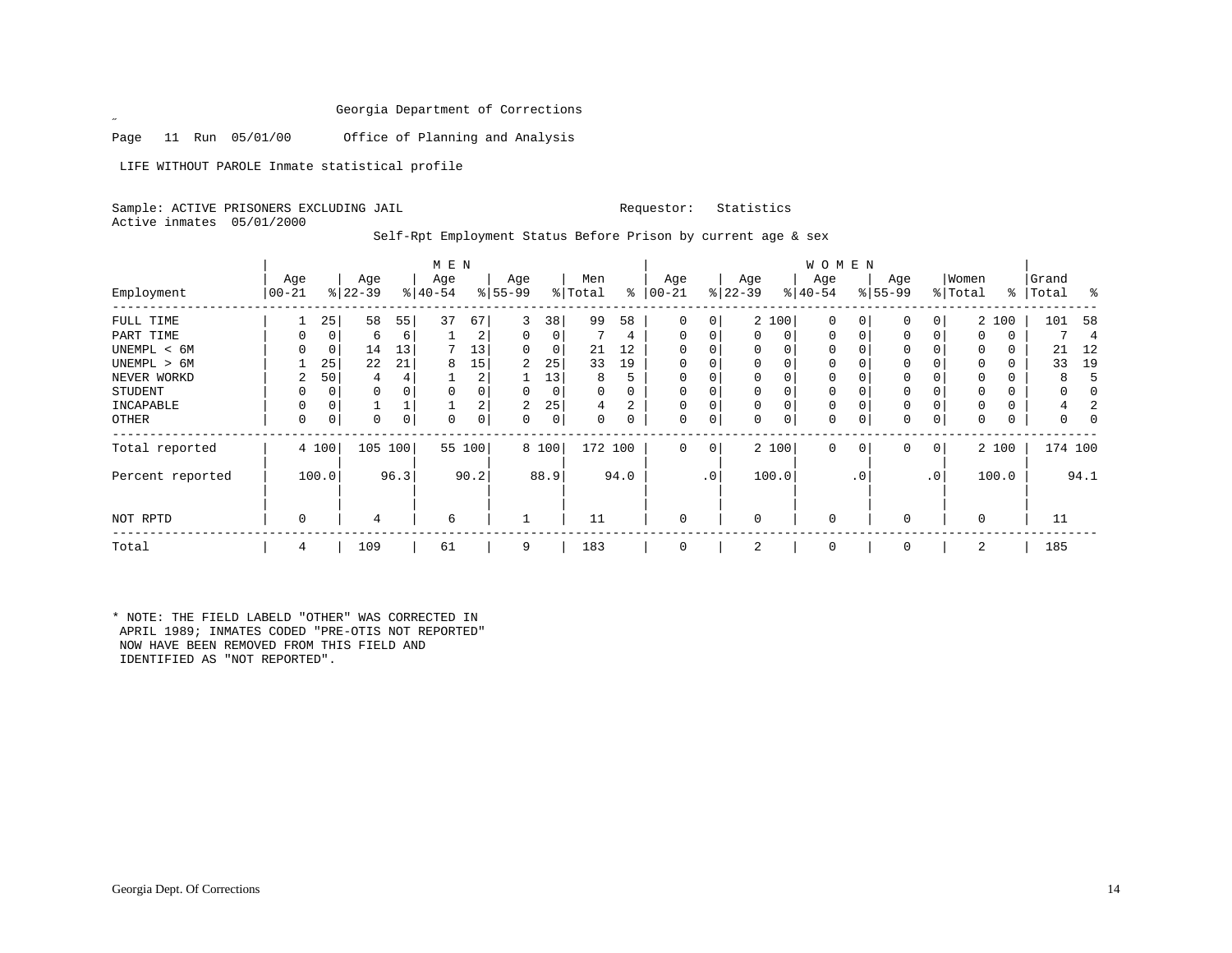Georgia Department of Corrections

Page 11 Run 05/01/00 Office of Planning and Analysis

LIFE WITHOUT PAROLE Inmate statistical profile

Sample: ACTIVE PRISONERS EXCLUDING JAIL Requestor: Statistics

Active inmates 05/01/2000

Self-Rpt Employment Status Before Prison by current age & sex

| Employment | MEN Age 00-21 | % | Age 22-39 | % | Age 40-54 | % | Age 55-99 | % | Men Total | % | WOMEN Age 00-21 | % | Age 22-39 | % | Age 40-54 | % | Age 55-99 | % | Women Total | % | Grand Total | % |
|---|---|---|---|---|---|---|---|---|---|---|---|---|---|---|---|---|---|---|---|---|---|---|
| FULL TIME | 1 | 25 | 58 | 55 | 37 | 67 | 3 | 38 | 99 | 58 | 0 | 0 | 2 | 100 | 0 | 0 | 0 | 0 | 2 | 100 | 101 | 58 |
| PART TIME | 0 | 0 | 6 | 6 | 1 | 2 | 0 | 0 | 7 | 4 | 0 | 0 | 0 | 0 | 0 | 0 | 0 | 0 | 0 | 0 | 7 | 4 |
| UNEMPL < 6M | 0 | 0 | 14 | 13 | 7 | 13 | 0 | 0 | 21 | 12 | 0 | 0 | 0 | 0 | 0 | 0 | 0 | 0 | 0 | 0 | 21 | 12 |
| UNEMPL > 6M | 1 | 25 | 22 | 21 | 8 | 15 | 2 | 25 | 33 | 19 | 0 | 0 | 0 | 0 | 0 | 0 | 0 | 0 | 0 | 0 | 33 | 19 |
| NEVER WORKD | 2 | 50 | 4 | 4 | 1 | 2 | 1 | 13 | 8 | 5 | 0 | 0 | 0 | 0 | 0 | 0 | 0 | 0 | 0 | 0 | 8 | 5 |
| STUDENT | 0 | 0 | 0 | 0 | 0 | 0 | 0 | 0 | 0 | 0 | 0 | 0 | 0 | 0 | 0 | 0 | 0 | 0 | 0 | 0 | 0 | 0 |
| INCAPABLE | 0 | 0 | 1 | 1 | 1 | 2 | 2 | 25 | 4 | 2 | 0 | 0 | 0 | 0 | 0 | 0 | 0 | 0 | 0 | 0 | 4 | 2 |
| OTHER | 0 | 0 | 0 | 0 | 0 | 0 | 0 | 0 | 0 | 0 | 0 | 0 | 0 | 0 | 0 | 0 | 0 | 0 | 0 | 0 | 0 | 0 |
| Total reported | 4 | 100 | 105 | 100 | 55 | 100 | 8 | 100 | 172 | 100 | 0 | 0 | 2 | 100 | 0 | 0 | 0 | 0 | 2 | 100 | 174 | 100 |
| Percent reported | | 100.0 | | 96.3 | | 90.2 | | 88.9 | | 94.0 | | .0 | | 100.0 | | .0 | | .0 | | 100.0 | | 94.1 |
| NOT RPTD | 0 | | 4 | | 6 | | 1 | | 11 | | 0 | | 0 | | 0 | | 0 | | 0 | | 11 | |
| Total | 4 | | 109 | | 61 | | 9 | | 183 | | 0 | | 2 | | 0 | | 0 | | 2 | | 185 | |

* NOTE: THE FIELD LABELD "OTHER" WAS CORRECTED IN APRIL 1989; INMATES CODED "PRE-OTIS NOT REPORTED" NOW HAVE BEEN REMOVED FROM THIS FIELD AND IDENTIFIED AS "NOT REPORTED".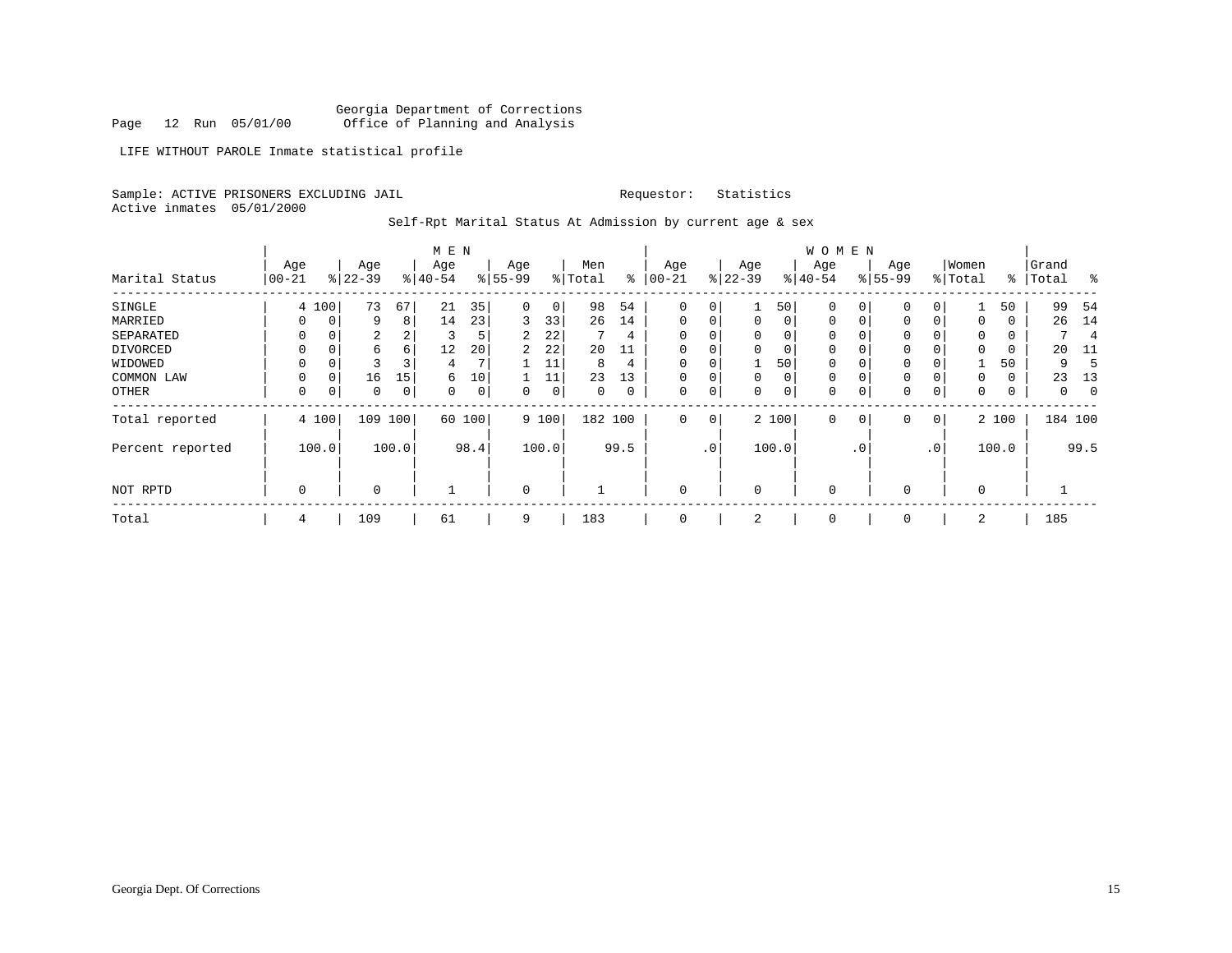Georgia Department of Corrections
Page 12 Run 05/01/00 Office of Planning and Analysis

LIFE WITHOUT PAROLE Inmate statistical profile

Sample: ACTIVE PRISONERS EXCLUDING JAIL Requestor: Statistics
Active inmates 05/01/2000

Self-Rpt Marital Status At Admission by current age & sex

| | MEN | | | | | | | | | | WOMEN | | | | | | | | | | | |
|---|---|---|---|---|---|---|---|---|---|---|---|---|---|---|---|---|---|---|---|---|---|---|
| Marital Status | Age 00-21 | % | Age 22-39 | % | Age 40-54 | % | Age 55-99 | % | Men Total | % | Age 00-21 | % | Age 22-39 | % | Age 40-54 | % | Age 55-99 | % | Women Total | % | Grand Total | % |
| SINGLE | 4 | 100 | 73 | 67 | 21 | 35 | 0 | 0 | 98 | 54 | 0 | 0 | 1 | 50 | 0 | 0 | 0 | 0 | 1 | 50 | 99 | 54 |
| MARRIED | 0 | 0 | 9 | 8 | 14 | 23 | 3 | 33 | 26 | 14 | 0 | 0 | 0 | 0 | 0 | 0 | 0 | 0 | 0 | 0 | 26 | 14 |
| SEPARATED | 0 | 0 | 2 | 2 | 3 | 5 | 2 | 22 | 7 | 4 | 0 | 0 | 0 | 0 | 0 | 0 | 0 | 0 | 0 | 0 | 7 | 4 |
| DIVORCED | 0 | 0 | 6 | 6 | 12 | 20 | 2 | 22 | 20 | 11 | 0 | 0 | 0 | 0 | 0 | 0 | 0 | 0 | 0 | 0 | 20 | 11 |
| WIDOWED | 0 | 0 | 3 | 3 | 4 | 7 | 1 | 11 | 8 | 4 | 0 | 0 | 1 | 50 | 0 | 0 | 0 | 0 | 1 | 50 | 9 | 5 |
| COMMON LAW | 0 | 0 | 16 | 15 | 6 | 10 | 1 | 11 | 23 | 13 | 0 | 0 | 0 | 0 | 0 | 0 | 0 | 0 | 0 | 0 | 23 | 13 |
| OTHER | 0 | 0 | 0 | 0 | 0 | 0 | 0 | 0 | 0 | 0 | 0 | 0 | 0 | 0 | 0 | 0 | 0 | 0 | 0 | 0 | 0 | 0 |
| Total reported | 4 | 100 | 109 | 100 | 60 | 100 | 9 | 100 | 182 | 100 | 0 | 0 | 2 | 100 | 0 | 0 | 0 | 0 | 2 | 100 | 184 | 100 |
| Percent reported | | 100.0 | | 100.0 | | 98.4 | | 100.0 | | 99.5 | | .0 | | 100.0 | | .0 | | .0 | | 100.0 | | 99.5 |
| NOT RPTD | 0 | | 0 | | 1 | | 0 | | 1 | | 0 | | 0 | | 0 | | 0 | | 0 | | 1 | |
| Total | 4 | | 109 | | 61 | | 9 | | 183 | | 0 | | 2 | | 0 | | 0 | | 2 | | 185 | |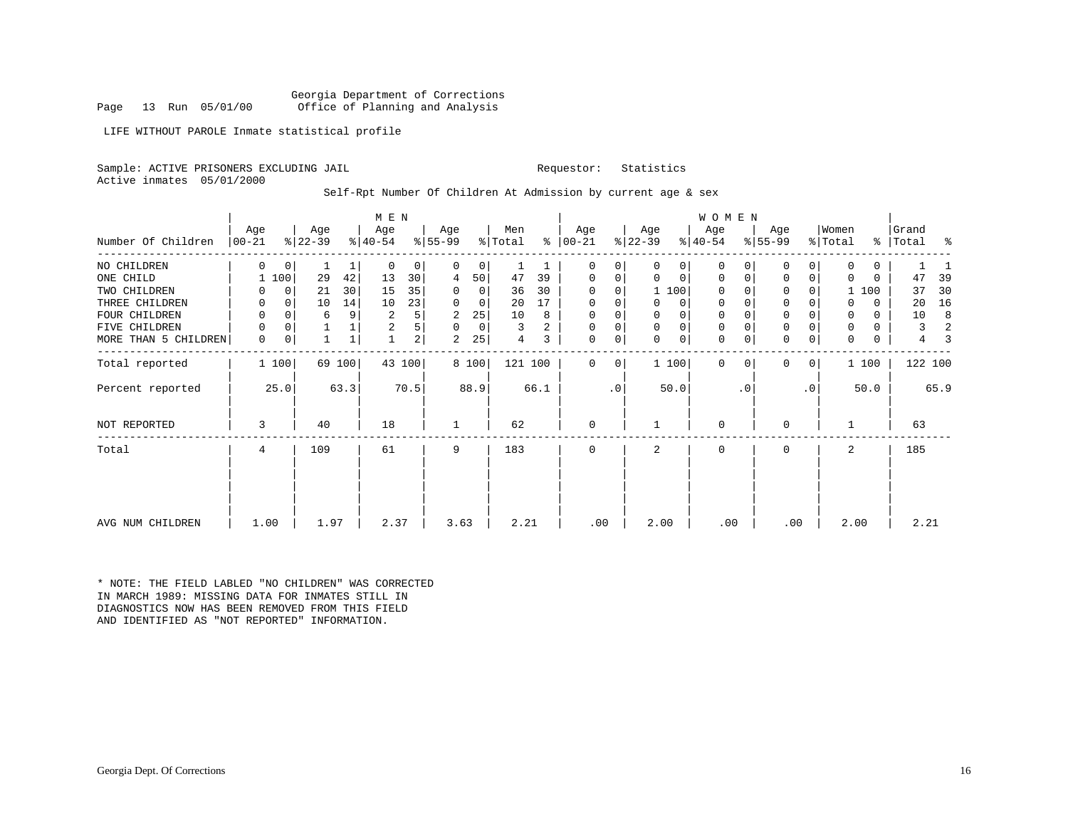Georgia Department of Corrections
Office of Planning and Analysis

Page 13 Run 05/01/00

LIFE WITHOUT PAROLE Inmate statistical profile

Sample: ACTIVE PRISONERS EXCLUDING JAIL                    Requestor: Statistics
Active inmates 05/01/2000

Self-Rpt Number Of Children At Admission by current age & sex

| Number Of Children | MEN Age 00-21 | % | Age 22-39 | % | Age 40-54 | % | Age 55-99 | % | Men Total | % | WOMEN Age 00-21 | % | Age 22-39 | % | Age 40-54 | % | Age 55-99 | % | Women Total | % | Grand Total | % |
|---|---|---|---|---|---|---|---|---|---|---|---|---|---|---|---|---|---|---|---|---|---|---|
| NO CHILDREN | 0 | 0 | 1 | 1 | 0 | 0 | 0 | 0 | 1 | 1 | 0 | 0 | 0 | 0 | 0 | 0 | 0 | 0 | 0 | 0 | 1 | 1 |
| ONE CHILD | 1 | 100 | 29 | 42 | 13 | 30 | 4 | 50 | 47 | 39 | 0 | 0 | 0 | 0 | 0 | 0 | 0 | 0 | 0 | 0 | 47 | 39 |
| TWO CHILDREN | 0 | 0 | 21 | 30 | 15 | 35 | 0 | 0 | 36 | 30 | 0 | 0 | 1 | 100 | 0 | 0 | 0 | 0 | 1 | 100 | 37 | 30 |
| THREE CHILDREN | 0 | 0 | 10 | 14 | 10 | 23 | 0 | 0 | 20 | 17 | 0 | 0 | 0 | 0 | 0 | 0 | 0 | 0 | 0 | 0 | 20 | 16 |
| FOUR CHILDREN | 0 | 0 | 6 | 9 | 2 | 5 | 2 | 25 | 10 | 8 | 0 | 0 | 0 | 0 | 0 | 0 | 0 | 0 | 0 | 0 | 10 | 8 |
| FIVE CHILDREN | 0 | 0 | 1 | 1 | 2 | 5 | 0 | 0 | 3 | 2 | 0 | 0 | 0 | 0 | 0 | 0 | 0 | 0 | 0 | 0 | 3 | 2 |
| MORE THAN 5 CHILDREN | 0 | 0 | 1 | 1 | 1 | 2 | 2 | 25 | 4 | 3 | 0 | 0 | 0 | 0 | 0 | 0 | 0 | 0 | 0 | 0 | 4 | 3 |
| Total reported | 1 | 100 | 69 | 100 | 43 | 100 | 8 | 100 | 121 | 100 | 0 | 0 | 1 | 100 | 0 | 0 | 0 | 0 | 1 | 100 | 122 | 100 |
| Percent reported | | 25.0 | | 63.3 | | 70.5 | | 88.9 | | 66.1 | | .0 | | 50.0 | | .0 | | .0 | | 50.0 | | 65.9 |
| NOT REPORTED | 3 | | 40 | | 18 | | 1 | | 62 | | 0 | | 1 | | 0 | | 0 | | 1 | | 63 | |
| Total | 4 | | 109 | | 61 | | 9 | | 183 | | 0 | | 2 | | 0 | | 0 | | 2 | | 185 | |
| AVG NUM CHILDREN | 1.00 | | 1.97 | | 2.37 | | 3.63 | | 2.21 | | .00 | | 2.00 | | .00 | | .00 | | 2.00 | | 2.21 | |

* NOTE: THE FIELD LABLED "NO CHILDREN" WAS CORRECTED IN MARCH 1989: MISSING DATA FOR INMATES STILL IN DIAGNOSTICS NOW HAS BEEN REMOVED FROM THIS FIELD AND IDENTIFIED AS "NOT REPORTED" INFORMATION.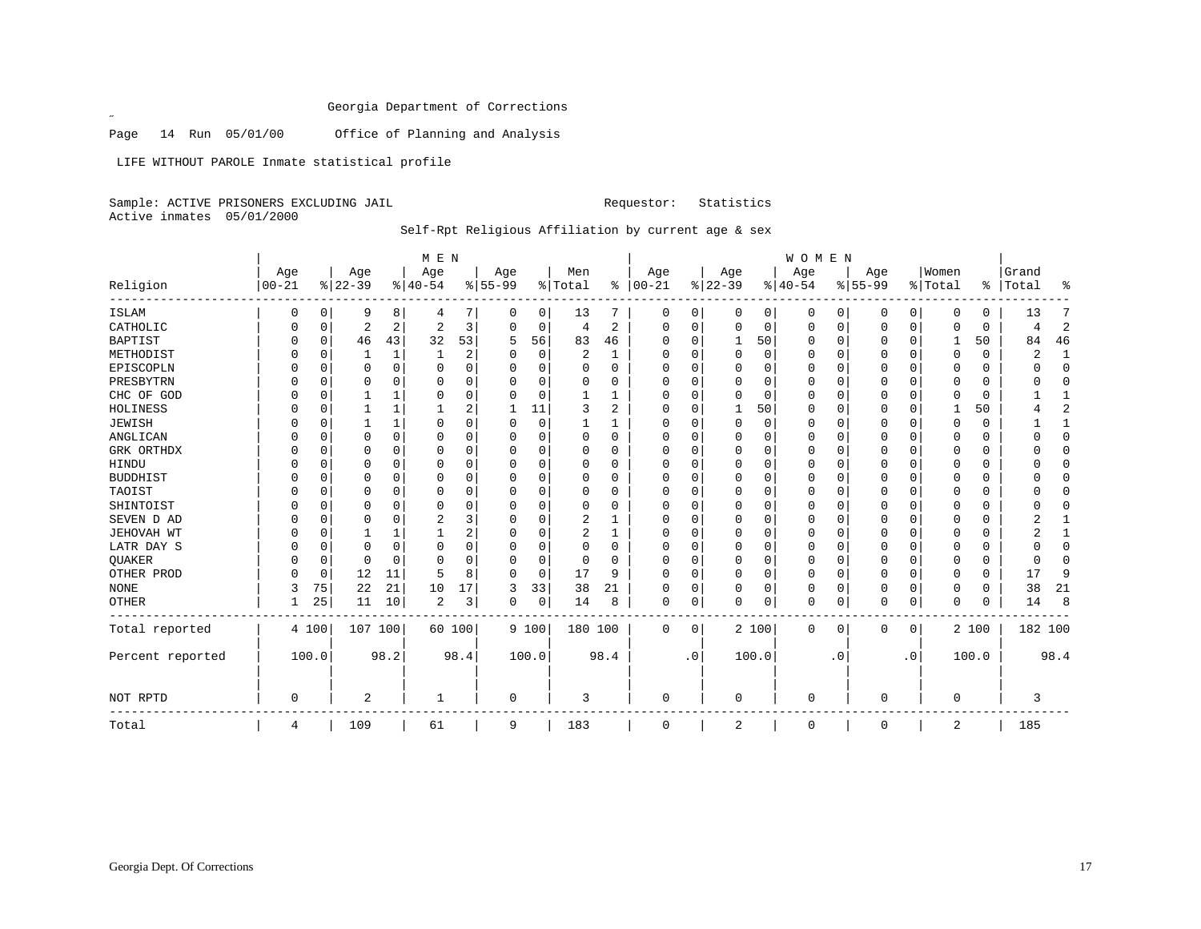Georgia Department of Corrections

Page 14 Run 05/01/00 Office of Planning and Analysis

LIFE WITHOUT PAROLE Inmate statistical profile

Sample: ACTIVE PRISONERS EXCLUDING JAIL Requestor: Statistics

Active inmates 05/01/2000

Self-Rpt Religious Affiliation by current age & sex

| Religion | MEN Age 00-21 | % | Age 22-39 | % | Age 40-54 | % | Age 55-99 | % | Men Total | % | WOMEN Age 00-21 | % | Age 22-39 | % | Age 40-54 | % | Age 55-99 | % | Women Total | % | Grand Total | % |
|---|---|---|---|---|---|---|---|---|---|---|---|---|---|---|---|---|---|---|---|---|---|---|
| ISLAM | 0 | 0 | 9 | 8 | 4 | 7 | 0 | 0 | 13 | 7 | 0 | 0 | 0 | 0 | 0 | 0 | 0 | 0 | 0 | 0 | 13 | 7 |
| CATHOLIC | 0 | 0 | 2 | 2 | 2 | 3 | 0 | 0 | 4 | 2 | 0 | 0 | 0 | 0 | 0 | 0 | 0 | 0 | 0 | 0 | 4 | 2 |
| BAPTIST | 0 | 0 | 46 | 43 | 32 | 53 | 5 | 56 | 83 | 46 | 0 | 0 | 1 | 50 | 0 | 0 | 0 | 0 | 1 | 50 | 84 | 46 |
| METHODIST | 0 | 0 | 1 | 1 | 1 | 2 | 0 | 0 | 2 | 1 | 0 | 0 | 0 | 0 | 0 | 0 | 0 | 0 | 0 | 0 | 2 | 1 |
| EPISCOPLN | 0 | 0 | 0 | 0 | 0 | 0 | 0 | 0 | 0 | 0 | 0 | 0 | 0 | 0 | 0 | 0 | 0 | 0 | 0 | 0 | 0 | 0 |
| PRESBYTRN | 0 | 0 | 0 | 0 | 0 | 0 | 0 | 0 | 0 | 0 | 0 | 0 | 0 | 0 | 0 | 0 | 0 | 0 | 0 | 0 | 0 | 0 |
| CHC OF GOD | 0 | 0 | 1 | 1 | 0 | 0 | 0 | 0 | 1 | 1 | 0 | 0 | 0 | 0 | 0 | 0 | 0 | 0 | 0 | 0 | 1 | 1 |
| HOLINESS | 0 | 0 | 1 | 1 | 1 | 2 | 1 | 11 | 3 | 2 | 0 | 0 | 1 | 50 | 0 | 0 | 0 | 0 | 1 | 50 | 4 | 2 |
| JEWISH | 0 | 0 | 1 | 1 | 0 | 0 | 0 | 0 | 1 | 1 | 0 | 0 | 0 | 0 | 0 | 0 | 0 | 0 | 0 | 0 | 1 | 1 |
| ANGLICAN | 0 | 0 | 0 | 0 | 0 | 0 | 0 | 0 | 0 | 0 | 0 | 0 | 0 | 0 | 0 | 0 | 0 | 0 | 0 | 0 | 0 | 0 |
| GRK ORTHDX | 0 | 0 | 0 | 0 | 0 | 0 | 0 | 0 | 0 | 0 | 0 | 0 | 0 | 0 | 0 | 0 | 0 | 0 | 0 | 0 | 0 | 0 |
| HINDU | 0 | 0 | 0 | 0 | 0 | 0 | 0 | 0 | 0 | 0 | 0 | 0 | 0 | 0 | 0 | 0 | 0 | 0 | 0 | 0 | 0 | 0 |
| BUDDHIST | 0 | 0 | 0 | 0 | 0 | 0 | 0 | 0 | 0 | 0 | 0 | 0 | 0 | 0 | 0 | 0 | 0 | 0 | 0 | 0 | 0 | 0 |
| TAOIST | 0 | 0 | 0 | 0 | 0 | 0 | 0 | 0 | 0 | 0 | 0 | 0 | 0 | 0 | 0 | 0 | 0 | 0 | 0 | 0 | 0 | 0 |
| SHINTOIST | 0 | 0 | 0 | 0 | 0 | 0 | 0 | 0 | 0 | 0 | 0 | 0 | 0 | 0 | 0 | 0 | 0 | 0 | 0 | 0 | 0 | 0 |
| SEVEN D AD | 0 | 0 | 0 | 0 | 2 | 3 | 0 | 0 | 2 | 1 | 0 | 0 | 0 | 0 | 0 | 0 | 0 | 0 | 0 | 0 | 2 | 1 |
| JEHOVAH WT | 0 | 0 | 1 | 1 | 1 | 2 | 0 | 0 | 2 | 1 | 0 | 0 | 0 | 0 | 0 | 0 | 0 | 0 | 0 | 0 | 2 | 1 |
| LATR DAY S | 0 | 0 | 0 | 0 | 0 | 0 | 0 | 0 | 0 | 0 | 0 | 0 | 0 | 0 | 0 | 0 | 0 | 0 | 0 | 0 | 0 | 0 |
| QUAKER | 0 | 0 | 0 | 0 | 0 | 0 | 0 | 0 | 0 | 0 | 0 | 0 | 0 | 0 | 0 | 0 | 0 | 0 | 0 | 0 | 0 | 0 |
| OTHER PROD | 0 | 0 | 12 | 11 | 5 | 8 | 0 | 0 | 17 | 9 | 0 | 0 | 0 | 0 | 0 | 0 | 0 | 0 | 0 | 0 | 17 | 9 |
| NONE | 3 | 75 | 22 | 21 | 10 | 17 | 3 | 33 | 38 | 21 | 0 | 0 | 0 | 0 | 0 | 0 | 0 | 0 | 0 | 0 | 38 | 21 |
| OTHER | 1 | 25 | 11 | 10 | 2 | 3 | 0 | 0 | 14 | 8 | 0 | 0 | 0 | 0 | 0 | 0 | 0 | 0 | 0 | 0 | 14 | 8 |
| Total reported | 4 | 100 | 107 | 100 | 60 | 100 | 9 | 100 | 180 | 100 | 0 | 0 | 2 | 100 | 0 | 0 | 0 | 0 | 2 | 100 | 182 | 100 |
| Percent reported | | 100.0 | | 98.2 | | 98.4 | | 100.0 | | 98.4 | | .0 | | 100.0 | | .0 | | .0 | | 100.0 | | 98.4 |
| NOT RPTD | 0 | | 2 | | 1 | | 0 | | 3 | | 0 | | 0 | | 0 | | 0 | | 0 | | 3 | |
| Total | 4 | | 109 | | 61 | | 9 | | 183 | | 0 | | 2 | | 0 | | 0 | | 2 | | 185 | |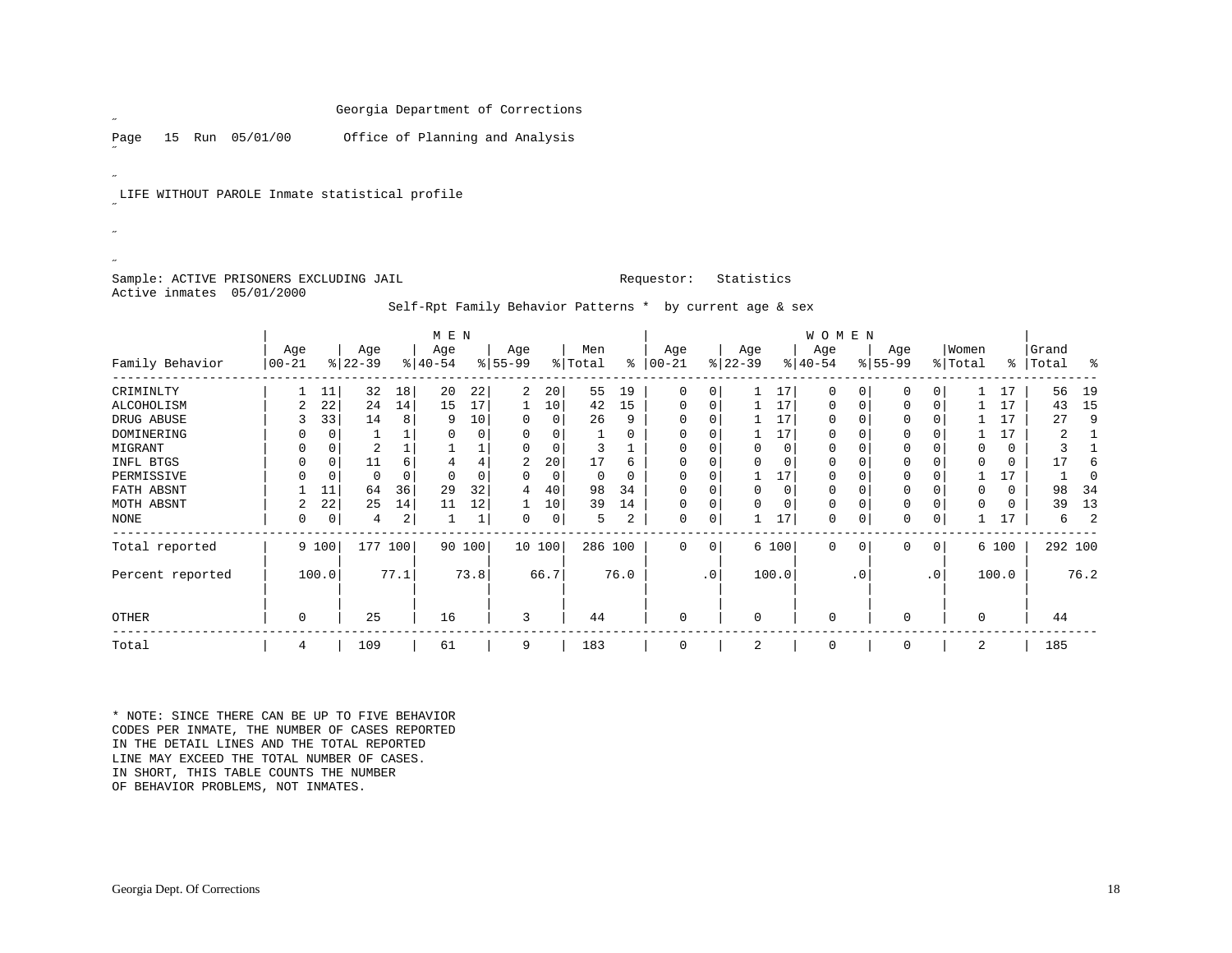Georgia Department of Corrections

Page 15 Run 05/01/00 Office of Planning and Analysis

LIFE WITHOUT PAROLE Inmate statistical profile

Sample: ACTIVE PRISONERS EXCLUDING JAIL Requestor: Statistics

Active inmates 05/01/2000

Self-Rpt Family Behavior Patterns * by current age & sex

| Family Behavior | MEN Age 00-21 | % | Age 22-39 | % | Age 40-54 | % | Age 55-99 | % | Men Total | % | WOMEN Age 00-21 | % | Age 22-39 | % | Age 40-54 | % | Age 55-99 | % | Women Total | % | Grand Total | % |
|---|---|---|---|---|---|---|---|---|---|---|---|---|---|---|---|---|---|---|---|---|---|---|
| CRIMINLTY | 1 | 11 | 32 | 18 | 20 | 22 | 2 | 20 | 55 | 19 | 0 | 0 | 1 | 17 | 0 | 0 | 0 | 0 | 1 | 17 | 56 | 19 |
| ALCOHOLISM | 2 | 22 | 24 | 14 | 15 | 17 | 1 | 10 | 42 | 15 | 0 | 0 | 1 | 17 | 0 | 0 | 0 | 0 | 1 | 17 | 43 | 15 |
| DRUG ABUSE | 3 | 33 | 14 | 8 | 9 | 10 | 0 | 0 | 26 | 9 | 0 | 0 | 1 | 17 | 0 | 0 | 0 | 0 | 1 | 17 | 27 | 9 |
| DOMINERING | 0 | 0 | 1 | 1 | 0 | 0 | 0 | 0 | 1 | 0 | 0 | 0 | 1 | 17 | 0 | 0 | 0 | 0 | 1 | 17 | 2 | 1 |
| MIGRANT | 0 | 0 | 2 | 1 | 1 | 1 | 0 | 0 | 3 | 1 | 0 | 0 | 0 | 0 | 0 | 0 | 0 | 0 | 0 | 0 | 3 | 1 |
| INFL BTGS | 0 | 0 | 11 | 6 | 4 | 4 | 2 | 20 | 17 | 6 | 0 | 0 | 0 | 0 | 0 | 0 | 0 | 0 | 0 | 0 | 17 | 6 |
| PERMISSIVE | 0 | 0 | 0 | 0 | 0 | 0 | 0 | 0 | 0 | 0 | 0 | 0 | 1 | 17 | 0 | 0 | 0 | 0 | 1 | 17 | 1 | 0 |
| FATH ABSNT | 1 | 11 | 64 | 36 | 29 | 32 | 4 | 40 | 98 | 34 | 0 | 0 | 0 | 0 | 0 | 0 | 0 | 0 | 0 | 0 | 98 | 34 |
| MOTH ABSNT | 2 | 22 | 25 | 14 | 11 | 12 | 1 | 10 | 39 | 14 | 0 | 0 | 0 | 0 | 0 | 0 | 0 | 0 | 0 | 0 | 39 | 13 |
| NONE | 0 | 0 | 4 | 2 | 1 | 1 | 0 | 0 | 5 | 2 | 0 | 0 | 1 | 17 | 0 | 0 | 0 | 0 | 1 | 17 | 6 | 2 |
| Total reported | 9 | 100 | 177 | 100 | 90 | 100 | 10 | 100 | 286 | 100 | 0 | 0 | 6 | 100 | 0 | 0 | 0 | 0 | 6 | 100 | 292 | 100 |
| Percent reported | | 100.0 | | 77.1 | | 73.8 | | 66.7 | | 76.0 | | .0 | | 100.0 | | .0 | | .0 | | 100.0 | | 76.2 |
| OTHER | 0 | | 25 | | 16 | | 3 | | 44 | | 0 | | 0 | | 0 | | 0 | | 0 | | 44 | |
| Total | 4 | | 109 | | 61 | | 9 | | 183 | | 0 | | 2 | | 0 | | 0 | | 2 | | 185 | |

* NOTE: SINCE THERE CAN BE UP TO FIVE BEHAVIOR CODES PER INMATE, THE NUMBER OF CASES REPORTED IN THE DETAIL LINES AND THE TOTAL REPORTED LINE MAY EXCEED THE TOTAL NUMBER OF CASES. IN SHORT, THIS TABLE COUNTS THE NUMBER OF BEHAVIOR PROBLEMS, NOT INMATES.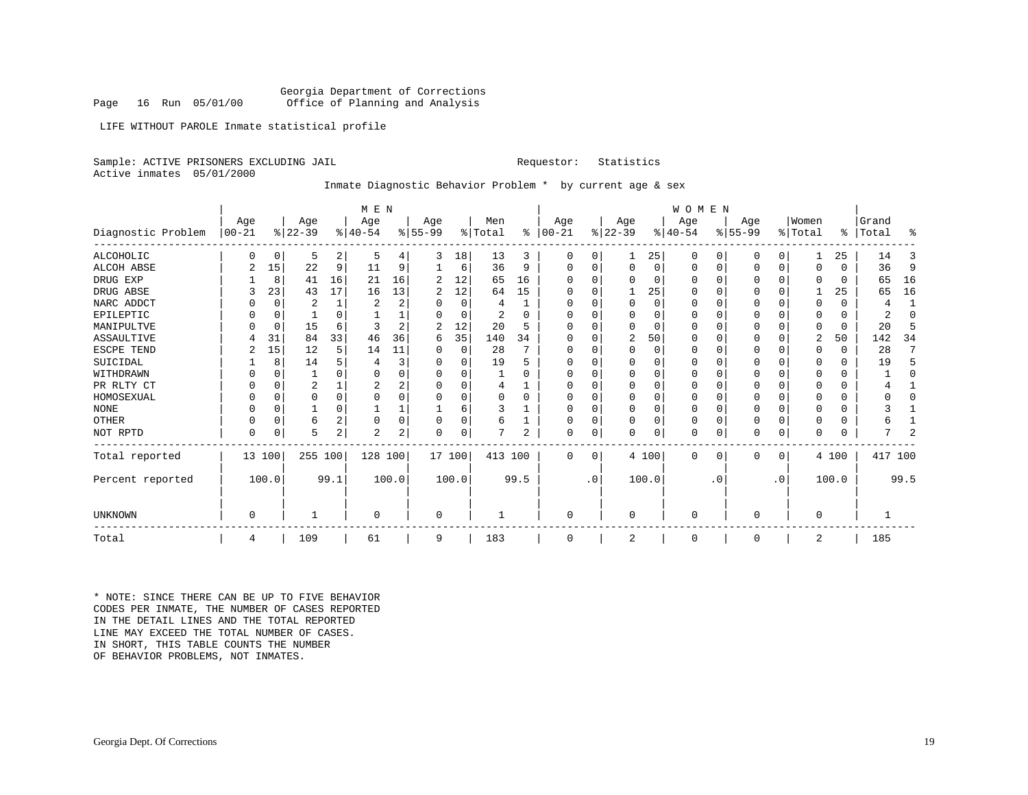Georgia Department of Corrections
Page 16 Run 05/01/00 Office of Planning and Analysis

LIFE WITHOUT PAROLE Inmate statistical profile

Sample: ACTIVE PRISONERS EXCLUDING JAIL Requestor: Statistics
Active inmates 05/01/2000

Inmate Diagnostic Behavior Problem * by current age & sex

| Diagnostic Problem | MEN Age 00-21 | % | Age 22-39 | % | Age 40-54 | % | Age 55-99 | % | Men Total | % | WOMEN Age 00-21 | % | Age 22-39 | % | Age 40-54 | % | Age 55-99 | % | Women Total | % | Grand Total | % |
|---|---|---|---|---|---|---|---|---|---|---|---|---|---|---|---|---|---|---|---|---|---|---|
| ALCOHOLIC | 0 | 0 | 5 | 2 | 5 | 4 | 3 | 18 | 13 | 3 | 0 | 0 | 1 | 25 | 0 | 0 | 0 | 0 | 1 | 25 | 14 | 3 |
| ALCOH ABSE | 2 | 15 | 22 | 9 | 11 | 9 | 1 | 6 | 36 | 9 | 0 | 0 | 0 | 0 | 0 | 0 | 0 | 0 | 0 | 0 | 36 | 9 |
| DRUG EXP | 1 | 8 | 41 | 16 | 21 | 16 | 2 | 12 | 65 | 16 | 0 | 0 | 0 | 0 | 0 | 0 | 0 | 0 | 0 | 0 | 65 | 16 |
| DRUG ABSE | 3 | 23 | 43 | 17 | 16 | 13 | 2 | 12 | 64 | 15 | 0 | 0 | 1 | 25 | 0 | 0 | 0 | 0 | 1 | 25 | 65 | 16 |
| NARC ADDCT | 0 | 0 | 2 | 1 | 2 | 2 | 0 | 0 | 4 | 1 | 0 | 0 | 0 | 0 | 0 | 0 | 0 | 0 | 0 | 0 | 4 | 1 |
| EPILEPTIC | 0 | 0 | 1 | 0 | 1 | 1 | 0 | 0 | 2 | 0 | 0 | 0 | 0 | 0 | 0 | 0 | 0 | 0 | 0 | 0 | 2 | 0 |
| MANIPULTVE | 0 | 0 | 15 | 6 | 3 | 2 | 2 | 12 | 20 | 5 | 0 | 0 | 0 | 0 | 0 | 0 | 0 | 0 | 0 | 0 | 20 | 5 |
| ASSAULTIVE | 4 | 31 | 84 | 33 | 46 | 36 | 6 | 35 | 140 | 34 | 0 | 0 | 2 | 50 | 0 | 0 | 0 | 0 | 2 | 50 | 142 | 34 |
| ESCPE TEND | 2 | 15 | 12 | 5 | 14 | 11 | 0 | 0 | 28 | 7 | 0 | 0 | 0 | 0 | 0 | 0 | 0 | 0 | 0 | 0 | 28 | 7 |
| SUICIDAL | 1 | 8 | 14 | 5 | 4 | 3 | 0 | 0 | 19 | 5 | 0 | 0 | 0 | 0 | 0 | 0 | 0 | 0 | 0 | 0 | 19 | 5 |
| WITHDRAWN | 0 | 0 | 1 | 0 | 0 | 0 | 0 | 0 | 1 | 0 | 0 | 0 | 0 | 0 | 0 | 0 | 0 | 0 | 0 | 0 | 1 | 0 |
| PR RLTY CT | 0 | 0 | 2 | 1 | 2 | 2 | 0 | 0 | 4 | 1 | 0 | 0 | 0 | 0 | 0 | 0 | 0 | 0 | 0 | 0 | 4 | 1 |
| HOMOSEXUAL | 0 | 0 | 0 | 0 | 0 | 0 | 0 | 0 | 0 | 0 | 0 | 0 | 0 | 0 | 0 | 0 | 0 | 0 | 0 | 0 | 0 | 0 |
| NONE | 0 | 0 | 1 | 0 | 1 | 1 | 1 | 6 | 3 | 1 | 0 | 0 | 0 | 0 | 0 | 0 | 0 | 0 | 0 | 0 | 3 | 1 |
| OTHER | 0 | 0 | 6 | 2 | 0 | 0 | 0 | 0 | 6 | 1 | 0 | 0 | 0 | 0 | 0 | 0 | 0 | 0 | 0 | 0 | 6 | 1 |
| NOT RPTD | 0 | 0 | 5 | 2 | 2 | 2 | 0 | 0 | 7 | 2 | 0 | 0 | 0 | 0 | 0 | 0 | 0 | 0 | 0 | 0 | 7 | 2 |
| Total reported | 13 | 100 | 255 | 100 | 128 | 100 | 17 | 100 | 413 | 100 | 0 | 0 | 4 | 100 | 0 | 0 | 0 | 0 | 4 | 100 | 417 | 100 |
| Percent reported | | 100.0 | | 99.1 | | 100.0 | | 100.0 | | 99.5 | | .0 | | 100.0 | | .0 | | .0 | | 100.0 | | 99.5 |
| UNKNOWN | 0 | | 1 | | 0 | | 0 | | 1 | | 0 | | 0 | | 0 | | 0 | | 0 | | 1 | |
| Total | 4 | | 109 | | 61 | | 9 | | 183 | | 0 | | 2 | | 0 | | 0 | | 2 | | 185 | |

* NOTE: SINCE THERE CAN BE UP TO FIVE BEHAVIOR CODES PER INMATE, THE NUMBER OF CASES REPORTED IN THE DETAIL LINES AND THE TOTAL REPORTED LINE MAY EXCEED THE TOTAL NUMBER OF CASES. IN SHORT, THIS TABLE COUNTS THE NUMBER OF BEHAVIOR PROBLEMS, NOT INMATES.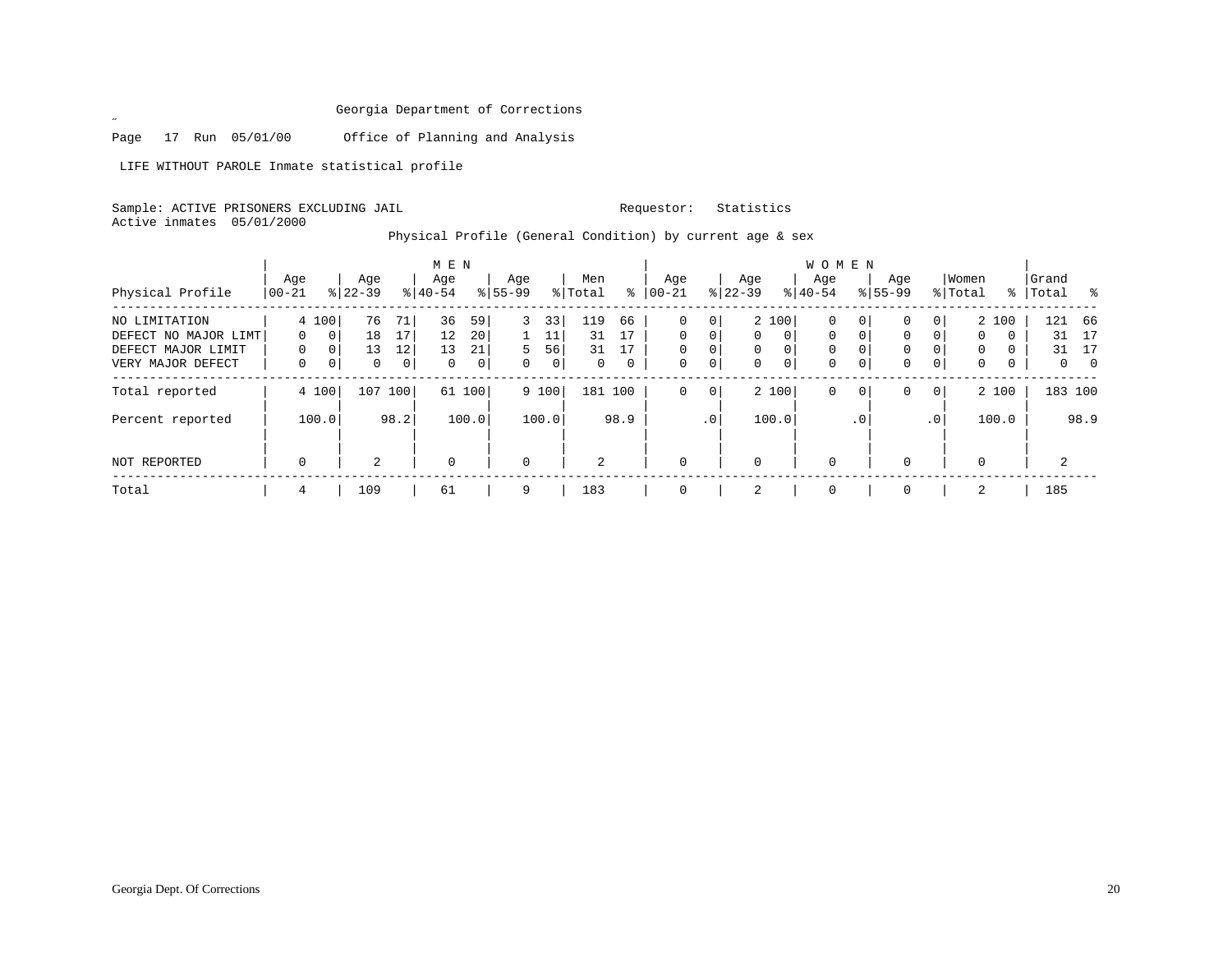Georgia Department of Corrections

Page 17 Run 05/01/00 Office of Planning and Analysis

LIFE WITHOUT PAROLE Inmate statistical profile

Sample: ACTIVE PRISONERS EXCLUDING JAIL Requestor: Statistics

Active inmates 05/01/2000

Physical Profile (General Condition) by current age & sex

| Physical Profile | MEN Age 00-21 | % | Age 22-39 | % | Age 40-54 | % | Age 55-99 | % | Men Total | % | WOMEN Age 00-21 | % | Age 22-39 | % | Age 40-54 | % | Age 55-99 | % | Women Total | % | Grand Total | % |
|---|---|---|---|---|---|---|---|---|---|---|---|---|---|---|---|---|---|---|---|---|---|---|
| NO LIMITATION | 4 | 100 | 76 | 71 | 36 | 59 | 3 | 33 | 119 | 66 | 0 | 0 | 2 | 100 | 0 | 0 | 0 | 0 | 2 | 100 | 121 | 66 |
| DEFECT NO MAJOR LIMT | 0 | 0 | 18 | 17 | 12 | 20 | 1 | 11 | 31 | 17 | 0 | 0 | 0 | 0 | 0 | 0 | 0 | 0 | 0 | 0 | 31 | 17 |
| DEFECT MAJOR LIMIT | 0 | 0 | 13 | 12 | 13 | 21 | 5 | 56 | 31 | 17 | 0 | 0 | 0 | 0 | 0 | 0 | 0 | 0 | 0 | 0 | 31 | 17 |
| VERY MAJOR DEFECT | 0 | 0 | 0 | 0 | 0 | 0 | 0 | 0 | 0 | 0 | 0 | 0 | 0 | 0 | 0 | 0 | 0 | 0 | 0 | 0 | 0 | 0 |
| Total reported | 4 | 100 | 107 | 100 | 61 | 100 | 9 | 100 | 181 | 100 | 0 | 0 | 2 | 100 | 0 | 0 | 0 | 0 | 2 | 100 | 183 | 100 |
| Percent reported | | 100.0 | | 98.2 | | 100.0 | | 100.0 | | 98.9 | | .0 | | 100.0 | | .0 | | .0 | | 100.0 | | 98.9 |
| NOT REPORTED | 0 | | 2 | | 0 | | 0 | | 2 | | 0 | | 0 | | 0 | | 0 | | 0 | | 2 | |
| Total | 4 | | 109 | | 61 | | 9 | | 183 | | 0 | | 2 | | 0 | | 0 | | 2 | | 185 | |

Georgia Dept. Of Corrections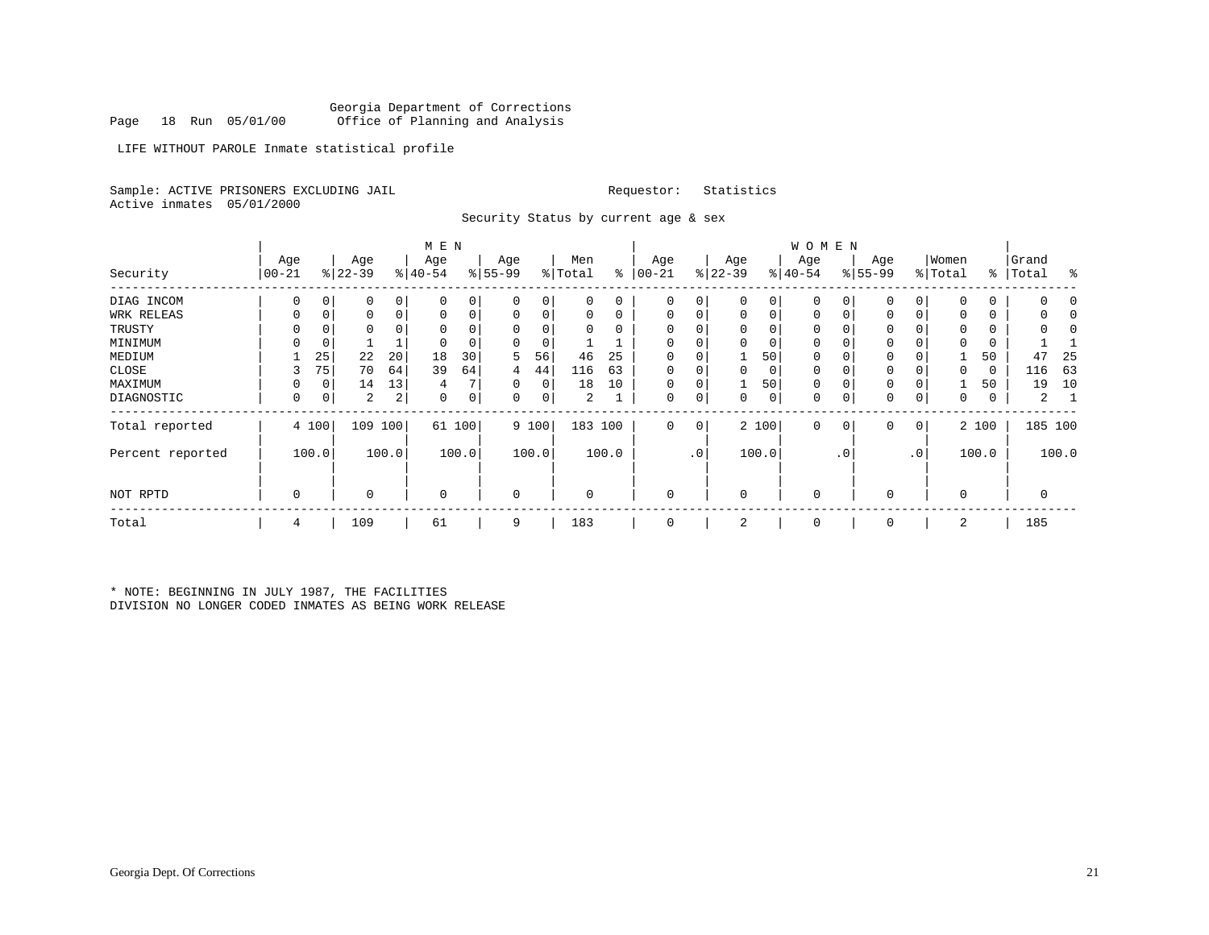Georgia Department of Corrections
Page 18 Run 05/01/00 Office of Planning and Analysis

LIFE WITHOUT PAROLE Inmate statistical profile

Sample: ACTIVE PRISONERS EXCLUDING JAIL Requestor: Statistics
Active inmates 05/01/2000

Security Status by current age & sex

| Security | MEN Age 00-21 | % | Age 22-39 | % | Age 40-54 | % | Age 55-99 | % | Men Total | % | WOMEN Age 00-21 | % | Age 22-39 | % | Age 40-54 | % | Age 55-99 | % | Women Total | % | Grand Total | % |
|---|---|---|---|---|---|---|---|---|---|---|---|---|---|---|---|---|---|---|---|---|---|---|
| DIAG INCOM | 0 | 0 | 0 | 0 | 0 | 0 | 0 | 0 | 0 | 0 | 0 | 0 | 0 | 0 | 0 | 0 | 0 | 0 | 0 | 0 | 0 | 0 |
| WRK RELEAS | 0 | 0 | 0 | 0 | 0 | 0 | 0 | 0 | 0 | 0 | 0 | 0 | 0 | 0 | 0 | 0 | 0 | 0 | 0 | 0 | 0 | 0 |
| TRUSTY | 0 | 0 | 0 | 0 | 0 | 0 | 0 | 0 | 0 | 0 | 0 | 0 | 0 | 0 | 0 | 0 | 0 | 0 | 0 | 0 | 0 | 0 |
| MINIMUM | 0 | 0 | 1 | 1 | 0 | 0 | 0 | 0 | 1 | 1 | 0 | 0 | 0 | 0 | 0 | 0 | 0 | 0 | 0 | 0 | 1 | 1 |
| MEDIUM | 1 | 25 | 22 | 20 | 18 | 30 | 5 | 56 | 46 | 25 | 0 | 0 | 1 | 50 | 0 | 0 | 0 | 0 | 1 | 50 | 47 | 25 |
| CLOSE | 3 | 75 | 70 | 64 | 39 | 64 | 4 | 44 | 116 | 63 | 0 | 0 | 0 | 0 | 0 | 0 | 0 | 0 | 0 | 0 | 116 | 63 |
| MAXIMUM | 0 | 0 | 14 | 13 | 4 | 7 | 0 | 0 | 18 | 10 | 0 | 0 | 1 | 50 | 0 | 0 | 0 | 0 | 1 | 50 | 19 | 10 |
| DIAGNOSTIC | 0 | 0 | 2 | 2 | 0 | 0 | 0 | 0 | 2 | 1 | 0 | 0 | 0 | 0 | 0 | 0 | 0 | 0 | 0 | 0 | 2 | 1 |
| Total reported | 4 | 100 | 109 | 100 | 61 | 100 | 9 | 100 | 183 | 100 | 0 | 0 | 2 | 100 | 0 | 0 | 0 | 0 | 2 | 100 | 185 | 100 |
| Percent reported | | 100.0 | | 100.0 | | 100.0 | | 100.0 | | 100.0 | | .0 | | 100.0 | | .0 | | .0 | | 100.0 | | 100.0 |
| NOT RPTD | 0 | | 0 | | 0 | | 0 | | 0 | | 0 | | 0 | | 0 | | 0 | | 0 | | 0 | |
| Total | 4 | | 109 | | 61 | | 9 | | 183 | | 0 | | 2 | | 0 | | 0 | | 2 | | 185 | |

* NOTE: BEGINNING IN JULY 1987, THE FACILITIES
DIVISION NO LONGER CODED INMATES AS BEING WORK RELEASE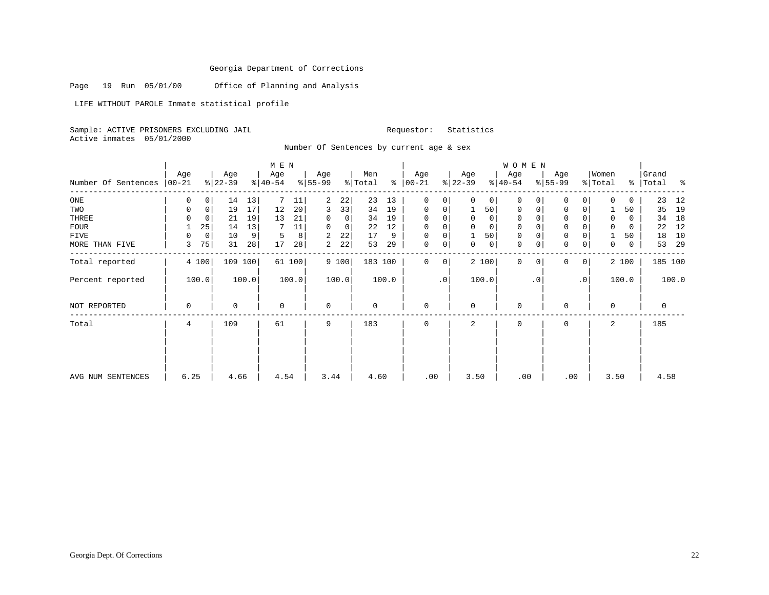Georgia Department of Corrections

Page 19 Run 05/01/00 Office of Planning and Analysis

LIFE WITHOUT PAROLE Inmate statistical profile

Sample: ACTIVE PRISONERS EXCLUDING JAIL Requestor: Statistics
Active inmates 05/01/2000

Number Of Sentences by current age & sex

| | MEN | | | | | | | | | | WOMEN | | | | | | | | | | Grand | |
|---|---|---|---|---|---|---|---|---|---|---|---|---|---|---|---|---|---|---|---|---|---|---|
| Number Of Sentences | Age 00-21 | % | Age 22-39 | % | Age 40-54 | % | Age 55-99 | % | Men Total | % | Age 00-21 | % | Age 22-39 | % | Age 40-54 | % | Age 55-99 | % | Women Total | % | Total | % |
| ONE | 0 | 0 | 14 | 13 | 7 | 11 | 2 | 22 | 23 | 13 | 0 | 0 | 0 | 0 | 0 | 0 | 0 | 0 | 0 | 0 | 23 | 12 |
| TWO | 0 | 0 | 19 | 17 | 12 | 20 | 3 | 33 | 34 | 19 | 0 | 0 | 1 | 50 | 0 | 0 | 0 | 0 | 1 | 50 | 35 | 19 |
| THREE | 0 | 0 | 21 | 19 | 13 | 21 | 0 | 0 | 34 | 19 | 0 | 0 | 0 | 0 | 0 | 0 | 0 | 0 | 0 | 0 | 34 | 18 |
| FOUR | 1 | 25 | 14 | 13 | 7 | 11 | 0 | 0 | 22 | 12 | 0 | 0 | 0 | 0 | 0 | 0 | 0 | 0 | 0 | 0 | 22 | 12 |
| FIVE | 0 | 0 | 10 | 9 | 5 | 8 | 2 | 22 | 17 | 9 | 0 | 0 | 1 | 50 | 0 | 0 | 0 | 0 | 1 | 50 | 18 | 10 |
| MORE THAN FIVE | 3 | 75 | 31 | 28 | 17 | 28 | 2 | 22 | 53 | 29 | 0 | 0 | 0 | 0 | 0 | 0 | 0 | 0 | 0 | 0 | 53 | 29 |
| Total reported | 4 | 100 | 109 | 100 | 61 | 100 | 9 | 100 | 183 | 100 | 0 | 0 | 2 | 100 | 0 | 0 | 0 | 0 | 2 | 100 | 185 | 100 |
| Percent reported | | 100.0 | | 100.0 | | 100.0 | | 100.0 | | 100.0 | | .0 | | 100.0 | | .0 | | .0 | | 100.0 | | 100.0 |
| NOT REPORTED | 0 | | 0 | | 0 | | 0 | | 0 | | 0 | | 0 | | 0 | | 0 | | 0 | | 0 | |
| Total | 4 | | 109 | | 61 | | 9 | | 183 | | 0 | | 2 | | 0 | | 0 | | 2 | | 185 | |
| AVG NUM SENTENCES | 6.25 | | 4.66 | | 4.54 | | 3.44 | | 4.60 | | .00 | | 3.50 | | .00 | | .00 | | 3.50 | | 4.58 | |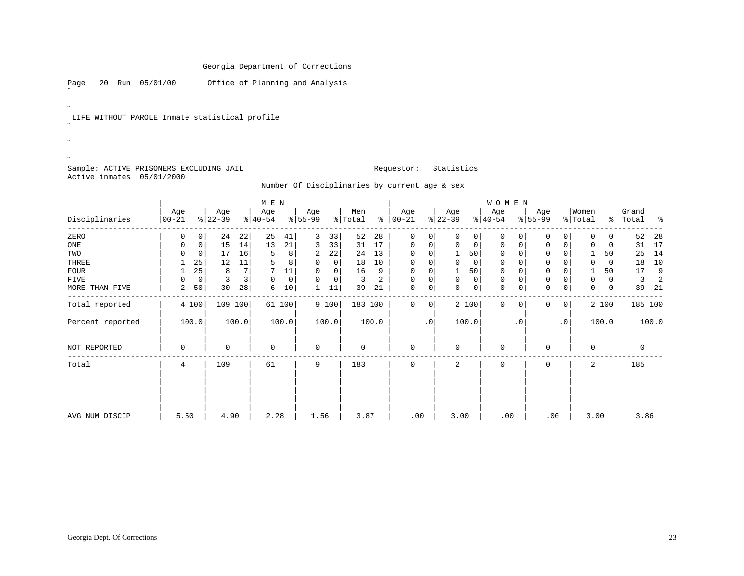Georgia Department of Corrections

Page 20 Run 05/01/00 Office of Planning and Analysis

LIFE WITHOUT PAROLE Inmate statistical profile

Sample: ACTIVE PRISONERS EXCLUDING JAIL Requestor: Statistics
Active inmates 05/01/2000

Number Of Disciplinaries by current age & sex

| | MEN | | | | | | | | | | WOMEN | | | | | | | | | | | |
|---|---|---|---|---|---|---|---|---|---|---|---|---|---|---|---|---|---|---|---|---|---|---|
| Disciplinaries | Age 00-21 | % | Age 22-39 | % | Age 40-54 | % | Age 55-99 | % | Men Total | % | Age 00-21 | % | Age 22-39 | % | Age 40-54 | % | Age 55-99 | % | Women Total | % | Grand Total | % |
| ZERO | 0 | 0 | 24 | 22 | 25 | 41 | 3 | 33 | 52 | 28 | 0 | 0 | 0 | 0 | 0 | 0 | 0 | 0 | 0 | 0 | 52 | 28 |
| ONE | 0 | 0 | 15 | 14 | 13 | 21 | 3 | 33 | 31 | 17 | 0 | 0 | 0 | 0 | 0 | 0 | 0 | 0 | 0 | 0 | 31 | 17 |
| TWO | 0 | 0 | 17 | 16 | 5 | 8 | 2 | 22 | 24 | 13 | 0 | 0 | 1 | 50 | 0 | 0 | 0 | 0 | 1 | 50 | 25 | 14 |
| THREE | 1 | 25 | 12 | 11 | 5 | 8 | 0 | 0 | 18 | 10 | 0 | 0 | 0 | 0 | 0 | 0 | 0 | 0 | 0 | 0 | 18 | 10 |
| FOUR | 1 | 25 | 8 | 7 | 7 | 11 | 0 | 0 | 16 | 9 | 0 | 0 | 1 | 50 | 0 | 0 | 0 | 0 | 1 | 50 | 17 | 9 |
| FIVE | 0 | 0 | 3 | 3 | 0 | 0 | 0 | 0 | 3 | 2 | 0 | 0 | 0 | 0 | 0 | 0 | 0 | 0 | 0 | 0 | 3 | 2 |
| MORE THAN FIVE | 2 | 50 | 30 | 28 | 6 | 10 | 1 | 11 | 39 | 21 | 0 | 0 | 0 | 0 | 0 | 0 | 0 | 0 | 0 | 0 | 39 | 21 |
| Total reported | 4 | 100 | 109 | 100 | 61 | 100 | 9 | 100 | 183 | 100 | 0 | 0 | 2 | 100 | 0 | 0 | 0 | 0 | 2 | 100 | 185 | 100 |
| Percent reported | | 100.0 | | 100.0 | | 100.0 | | 100.0 | | 100.0 | | .0 | | 100.0 | | .0 | | .0 | | 100.0 | | 100.0 |
| NOT REPORTED | 0 | | 0 | | 0 | | 0 | | 0 | | 0 | | 0 | | 0 | | 0 | | 0 | | 0 | |
| Total | 4 | | 109 | | 61 | | 9 | | 183 | | 0 | | 2 | | 0 | | 0 | | 2 | | 185 | |
| AVG NUM DISCIP | 5.50 | | 4.90 | | 2.28 | | 1.56 | | 3.87 | | .00 | | 3.00 | | .00 | | .00 | | 3.00 | | 3.86 | |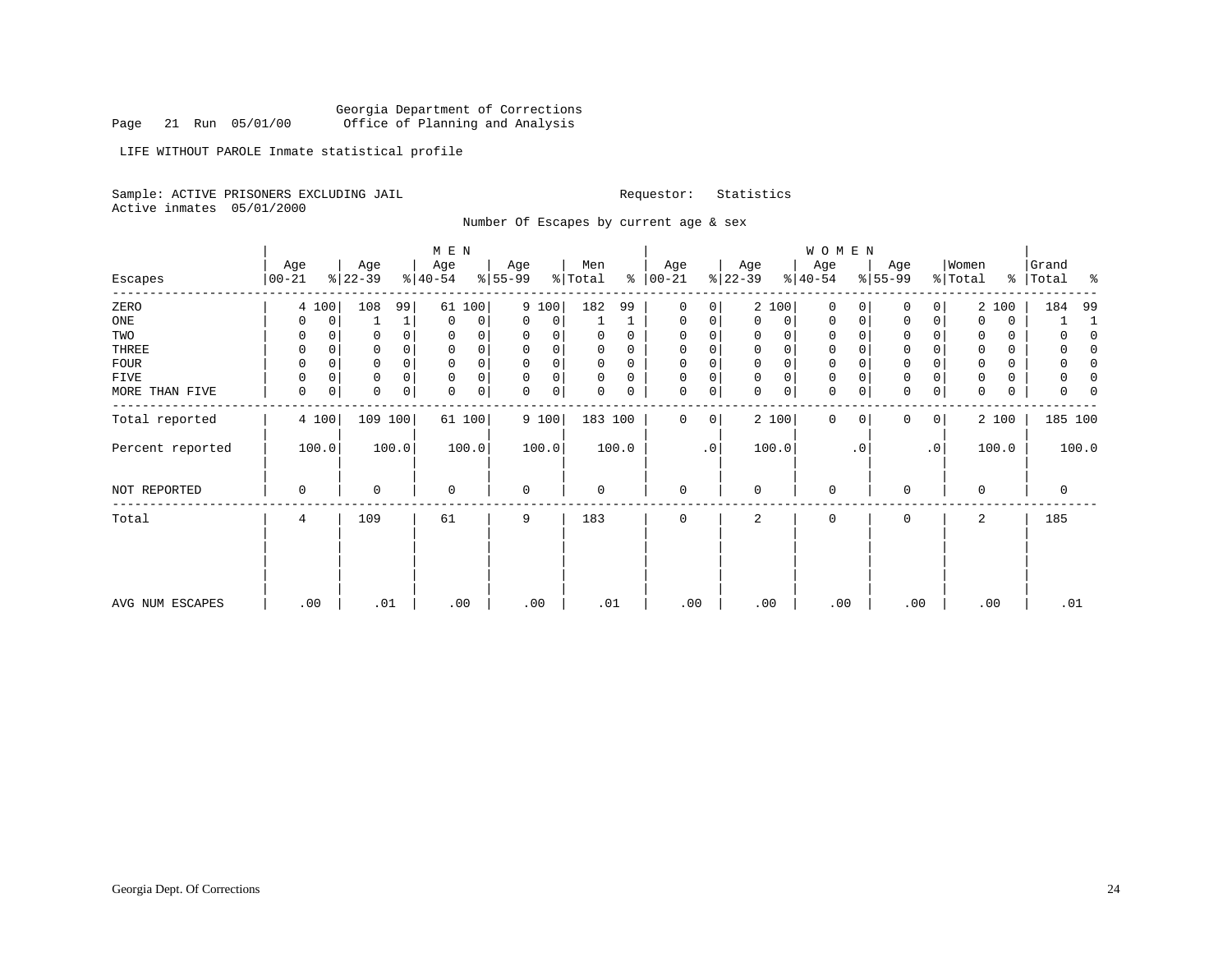Georgia Department of Corrections
Page 21 Run 05/01/00 Office of Planning and Analysis

LIFE WITHOUT PAROLE Inmate statistical profile

Sample: ACTIVE PRISONERS EXCLUDING JAIL Requestor: Statistics
Active inmates 05/01/2000

Number Of Escapes by current age & sex

| | MEN | | | | | | | | | | WOMEN | | | | | | | | | | | |
|---|---|---|---|---|---|---|---|---|---|---|---|---|---|---|---|---|---|---|---|---|---|---|
| Escapes | Age 00-21 | % | Age 22-39 | % | Age 40-54 | % | Age 55-99 | % | Men Total | % | Age 00-21 | % | Age 22-39 | % | Age 40-54 | % | Age 55-99 | % | Women Total | % | Grand Total | % |
| ZERO | 4 | 100 | 108 | 99 | 61 | 100 | 9 | 100 | 182 | 99 | 0 | 0 | 2 | 100 | 0 | 0 | 0 | 0 | 2 | 100 | 184 | 99 |
| ONE | 0 | 0 | 1 | 1 | 0 | 0 | 0 | 0 | 1 | 1 | 0 | 0 | 0 | 0 | 0 | 0 | 0 | 0 | 0 | 0 | 1 | 1 |
| TWO | 0 | 0 | 0 | 0 | 0 | 0 | 0 | 0 | 0 | 0 | 0 | 0 | 0 | 0 | 0 | 0 | 0 | 0 | 0 | 0 | 0 | 0 |
| THREE | 0 | 0 | 0 | 0 | 0 | 0 | 0 | 0 | 0 | 0 | 0 | 0 | 0 | 0 | 0 | 0 | 0 | 0 | 0 | 0 | 0 | 0 |
| FOUR | 0 | 0 | 0 | 0 | 0 | 0 | 0 | 0 | 0 | 0 | 0 | 0 | 0 | 0 | 0 | 0 | 0 | 0 | 0 | 0 | 0 | 0 |
| FIVE | 0 | 0 | 0 | 0 | 0 | 0 | 0 | 0 | 0 | 0 | 0 | 0 | 0 | 0 | 0 | 0 | 0 | 0 | 0 | 0 | 0 | 0 |
| MORE THAN FIVE | 0 | 0 | 0 | 0 | 0 | 0 | 0 | 0 | 0 | 0 | 0 | 0 | 0 | 0 | 0 | 0 | 0 | 0 | 0 | 0 | 0 | 0 |
| Total reported | 4 | 100 | 109 | 100 | 61 | 100 | 9 | 100 | 183 | 100 | 0 | 0 | 2 | 100 | 0 | 0 | 0 | 0 | 2 | 100 | 185 | 100 |
| Percent reported | 100.0 | | 100.0 | | 100.0 | | 100.0 | | 100.0 | | .0 | | 100.0 | | .0 | | .0 | | 100.0 | | 100.0 | |
| NOT REPORTED | 0 | | 0 | | 0 | | 0 | | 0 | | 0 | | 0 | | 0 | | 0 | | 0 | | 0 | |
| Total | 4 | | 109 | | 61 | | 9 | | 183 | | 0 | | 2 | | 0 | | 0 | | 2 | | 185 | |
| AVG NUM ESCAPES | .00 | | .01 | | .00 | | .00 | | .01 | | .00 | | .00 | | .00 | | .00 | | .00 | | .01 | |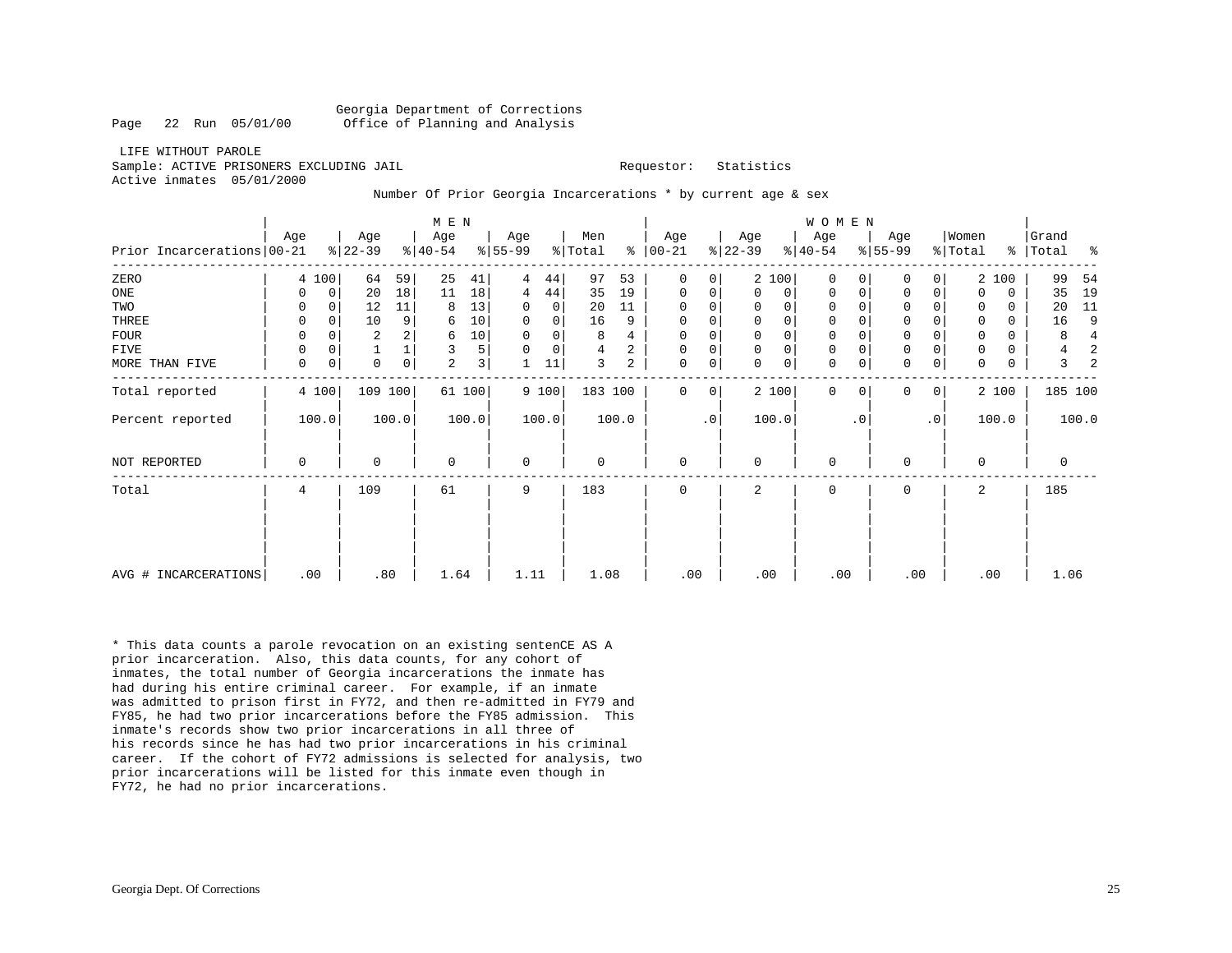Georgia Department of Corrections
Office of Planning and Analysis

Page 22 Run 05/01/00

LIFE WITHOUT PAROLE
Sample: ACTIVE PRISONERS EXCLUDING JAIL                    Requestor: Statistics
Active inmates 05/01/2000

Number Of Prior Georgia Incarcerations * by current age & sex

| Prior Incarcerations | MEN Age 00-21 | % | Age 22-39 | % | Age 40-54 | % | Age 55-99 | % | Men Total | % | WOMEN Age 00-21 | % | Age 22-39 | % | Age 40-54 | % | Age 55-99 | % | Women Total | % | Grand Total | % |
|---|---|---|---|---|---|---|---|---|---|---|---|---|---|---|---|---|---|---|---|---|---|---|
| ZERO | 4 | 100 | 64 | 59 | 25 | 41 | 4 | 44 | 97 | 53 | 0 | 0 | 2 | 100 | 0 | 0 | 0 | 0 | 2 | 100 | 99 | 54 |
| ONE | 0 | 0 | 20 | 18 | 11 | 18 | 4 | 44 | 35 | 19 | 0 | 0 | 0 | 0 | 0 | 0 | 0 | 0 | 0 | 0 | 35 | 19 |
| TWO | 0 | 0 | 12 | 11 | 8 | 13 | 0 | 0 | 20 | 11 | 0 | 0 | 0 | 0 | 0 | 0 | 0 | 0 | 0 | 0 | 20 | 11 |
| THREE | 0 | 0 | 10 | 9 | 6 | 10 | 0 | 0 | 16 | 9 | 0 | 0 | 0 | 0 | 0 | 0 | 0 | 0 | 0 | 0 | 16 | 9 |
| FOUR | 0 | 0 | 2 | 2 | 6 | 10 | 0 | 0 | 8 | 4 | 0 | 0 | 0 | 0 | 0 | 0 | 0 | 0 | 0 | 0 | 8 | 4 |
| FIVE | 0 | 0 | 1 | 1 | 3 | 5 | 0 | 0 | 4 | 2 | 0 | 0 | 0 | 0 | 0 | 0 | 0 | 0 | 0 | 0 | 4 | 2 |
| MORE THAN FIVE | 0 | 0 | 0 | 0 | 2 | 3 | 1 | 11 | 3 | 2 | 0 | 0 | 0 | 0 | 0 | 0 | 0 | 0 | 0 | 0 | 3 | 2 |
| Total reported | 4 | 100 | 109 | 100 | 61 | 100 | 9 | 100 | 183 | 100 | 0 | 0 | 2 | 100 | 0 | 0 | 0 | 0 | 2 | 100 | 185 | 100 |
| Percent reported | 100.0 | | 100.0 | | 100.0 | | 100.0 | | 100.0 | | .0 | | 100.0 | | .0 | | .0 | | 100.0 | | 100.0 | |
| NOT REPORTED | 0 | | 0 | | 0 | | 0 | | 0 | | 0 | | 0 | | 0 | | 0 | | 0 | | 0 | |
| Total | 4 | | 109 | | 61 | | 9 | | 183 | | 0 | | 2 | | 0 | | 0 | | 2 | | 185 | |
| AVG # INCARCERATIONS | .00 | | .80 | | 1.64 | | 1.11 | | 1.08 | | .00 | | .00 | | .00 | | .00 | | .00 | | 1.06 | |

* This data counts a parole revocation on an existing sentenCE AS A prior incarceration. Also, this data counts, for any cohort of inmates, the total number of Georgia incarcerations the inmate has had during his entire criminal career. For example, if an inmate was admitted to prison first in FY72, and then re-admitted in FY79 and FY85, he had two prior incarcerations before the FY85 admission. This inmate's records show two prior incarcerations in all three of his records since he has had two prior incarcerations in his criminal career. If the cohort of FY72 admissions is selected for analysis, two prior incarcerations will be listed for this inmate even though in FY72, he had no prior incarcerations.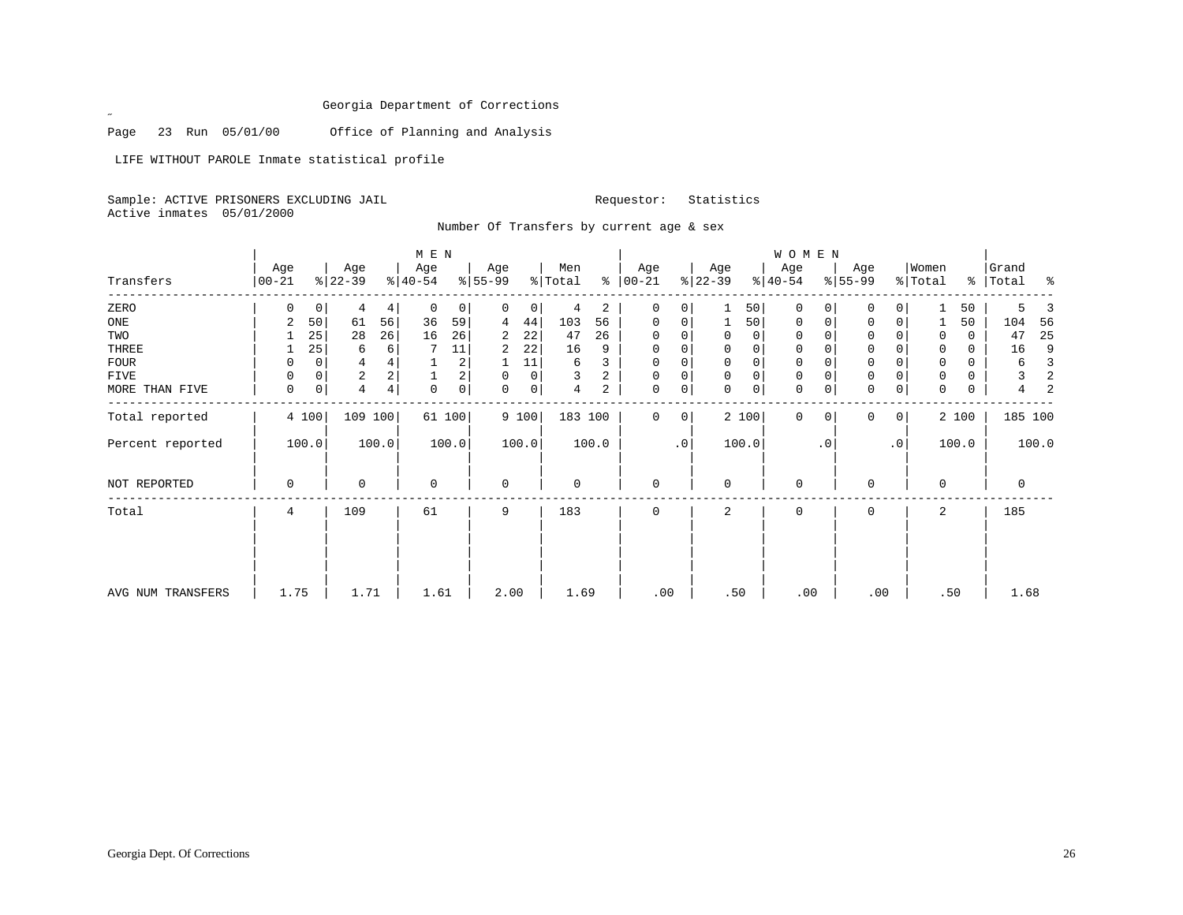Georgia Department of Corrections

Page 23 Run 05/01/00 Office of Planning and Analysis

LIFE WITHOUT PAROLE Inmate statistical profile

Sample: ACTIVE PRISONERS EXCLUDING JAIL Requestor: Statistics
Active inmates 05/01/2000

Number Of Transfers by current age & sex

| | MEN | | | | | | | | | | WOMEN | | | | | | | | | | | |
|---|---|---|---|---|---|---|---|---|---|---|---|---|---|---|---|---|---|---|---|---|---|---|
| Transfers | Age 00-21 | % | Age 22-39 | % | Age 40-54 | % | Age 55-99 | % | Men Total | % | Age 00-21 | % | Age 22-39 | % | Age 40-54 | % | Age 55-99 | % | Women Total | % | Grand Total | % |
| ZERO | 0 | 0 | 4 | 4 | 0 | 0 | 0 | 0 | 4 | 2 | 0 | 0 | 1 | 50 | 0 | 0 | 0 | 0 | 1 | 50 | 5 | 3 |
| ONE | 2 | 50 | 61 | 56 | 36 | 59 | 4 | 44 | 103 | 56 | 0 | 0 | 1 | 50 | 0 | 0 | 0 | 0 | 1 | 50 | 104 | 56 |
| TWO | 1 | 25 | 28 | 26 | 16 | 26 | 2 | 22 | 47 | 26 | 0 | 0 | 0 | 0 | 0 | 0 | 0 | 0 | 0 | 0 | 47 | 25 |
| THREE | 1 | 25 | 6 | 6 | 7 | 11 | 2 | 22 | 16 | 9 | 0 | 0 | 0 | 0 | 0 | 0 | 0 | 0 | 0 | 0 | 16 | 9 |
| FOUR | 0 | 0 | 4 | 4 | 1 | 2 | 1 | 11 | 6 | 3 | 0 | 0 | 0 | 0 | 0 | 0 | 0 | 0 | 0 | 0 | 6 | 3 |
| FIVE | 0 | 0 | 2 | 2 | 1 | 2 | 0 | 0 | 3 | 2 | 0 | 0 | 0 | 0 | 0 | 0 | 0 | 0 | 0 | 0 | 3 | 2 |
| MORE THAN FIVE | 0 | 0 | 4 | 4 | 0 | 0 | 0 | 0 | 4 | 2 | 0 | 0 | 0 | 0 | 0 | 0 | 0 | 0 | 0 | 0 | 4 | 2 |
| Total reported | 4 | 100 | 109 | 100 | 61 | 100 | 9 | 100 | 183 | 100 | 0 | 0 | 2 | 100 | 0 | 0 | 0 | 0 | 2 | 100 | 185 | 100 |
| Percent reported | | 100.0 | | 100.0 | | 100.0 | | 100.0 | | 100.0 | | .0 | | 100.0 | | .0 | | .0 | | 100.0 | | 100.0 |
| NOT REPORTED | 0 | | 0 | | 0 | | 0 | | 0 | | 0 | | 0 | | 0 | | 0 | | 0 | | 0 | |
| Total | 4 | | 109 | | 61 | | 9 | | 183 | | 0 | | 2 | | 0 | | 0 | | 2 | | 185 | |
| AVG NUM TRANSFERS | 1.75 | | 1.71 | | 1.61 | | 2.00 | | 1.69 | | .00 | | .50 | | .00 | | .00 | | .50 | | 1.68 | |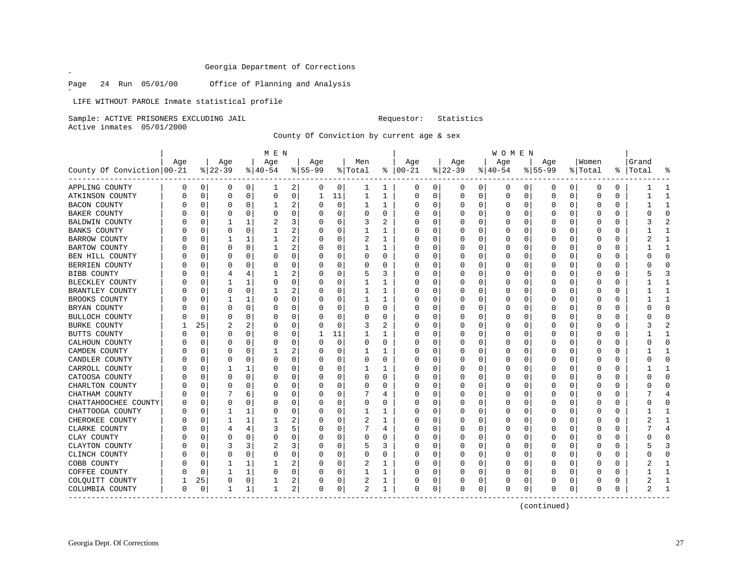Georgia Department of Corrections

Page 24 Run 05/01/00 Office of Planning and Analysis

LIFE WITHOUT PAROLE Inmate statistical profile

Sample: ACTIVE PRISONERS EXCLUDING JAIL Requestor: Statistics
Active inmates 05/01/2000

County Of Conviction by current age & sex

| County Of Conviction | MEN Age 00-21 | % | Age 22-39 | % | Age 40-54 | % | Age 55-99 | % | Men Total | % | WOMEN Age 00-21 | % | Age 22-39 | % | Age 40-54 | % | Age 55-99 | % | Women Total | % | Grand Total | % |
|---|---|---|---|---|---|---|---|---|---|---|---|---|---|---|---|---|---|---|---|---|---|---|
| APPLING COUNTY | 0 | 0 | 0 | 0 | 1 | 2 | 0 | 0 | 1 | 1 | 0 | 0 | 0 | 0 | 0 | 0 | 0 | 0 | 0 | 0 | 1 | 1 |
| ATKINSON COUNTY | 0 | 0 | 0 | 0 | 0 | 0 | 1 | 11 | 1 | 1 | 0 | 0 | 0 | 0 | 0 | 0 | 0 | 0 | 0 | 0 | 1 | 1 |
| BACON COUNTY | 0 | 0 | 0 | 0 | 1 | 2 | 0 | 0 | 1 | 1 | 0 | 0 | 0 | 0 | 0 | 0 | 0 | 0 | 0 | 0 | 1 | 1 |
| BAKER COUNTY | 0 | 0 | 0 | 0 | 0 | 0 | 0 | 0 | 0 | 0 | 0 | 0 | 0 | 0 | 0 | 0 | 0 | 0 | 0 | 0 | 0 | 0 |
| BALDWIN COUNTY | 0 | 0 | 1 | 1 | 2 | 3 | 0 | 0 | 3 | 2 | 0 | 0 | 0 | 0 | 0 | 0 | 0 | 0 | 0 | 0 | 3 | 2 |
| BANKS COUNTY | 0 | 0 | 0 | 0 | 1 | 2 | 0 | 0 | 1 | 1 | 0 | 0 | 0 | 0 | 0 | 0 | 0 | 0 | 0 | 0 | 1 | 1 |
| BARROW COUNTY | 0 | 0 | 1 | 1 | 1 | 2 | 0 | 0 | 2 | 1 | 0 | 0 | 0 | 0 | 0 | 0 | 0 | 0 | 0 | 0 | 2 | 1 |
| BARTOW COUNTY | 0 | 0 | 0 | 0 | 1 | 2 | 0 | 0 | 1 | 1 | 0 | 0 | 0 | 0 | 0 | 0 | 0 | 0 | 0 | 0 | 1 | 1 |
| BEN HILL COUNTY | 0 | 0 | 0 | 0 | 0 | 0 | 0 | 0 | 0 | 0 | 0 | 0 | 0 | 0 | 0 | 0 | 0 | 0 | 0 | 0 | 0 | 0 |
| BERRIEN COUNTY | 0 | 0 | 0 | 0 | 0 | 0 | 0 | 0 | 0 | 0 | 0 | 0 | 0 | 0 | 0 | 0 | 0 | 0 | 0 | 0 | 0 | 0 |
| BIBB COUNTY | 0 | 0 | 4 | 4 | 1 | 2 | 0 | 0 | 5 | 3 | 0 | 0 | 0 | 0 | 0 | 0 | 0 | 0 | 0 | 0 | 5 | 3 |
| BLECKLEY COUNTY | 0 | 0 | 1 | 1 | 0 | 0 | 0 | 0 | 1 | 1 | 0 | 0 | 0 | 0 | 0 | 0 | 0 | 0 | 0 | 0 | 1 | 1 |
| BRANTLEY COUNTY | 0 | 0 | 0 | 0 | 1 | 2 | 0 | 0 | 1 | 1 | 0 | 0 | 0 | 0 | 0 | 0 | 0 | 0 | 0 | 0 | 1 | 1 |
| BROOKS COUNTY | 0 | 0 | 1 | 1 | 0 | 0 | 0 | 0 | 1 | 1 | 0 | 0 | 0 | 0 | 0 | 0 | 0 | 0 | 0 | 0 | 1 | 1 |
| BRYAN COUNTY | 0 | 0 | 0 | 0 | 0 | 0 | 0 | 0 | 0 | 0 | 0 | 0 | 0 | 0 | 0 | 0 | 0 | 0 | 0 | 0 | 0 | 0 |
| BULLOCH COUNTY | 0 | 0 | 0 | 0 | 0 | 0 | 0 | 0 | 0 | 0 | 0 | 0 | 0 | 0 | 0 | 0 | 0 | 0 | 0 | 0 | 0 | 0 |
| BURKE COUNTY | 1 | 25 | 2 | 2 | 0 | 0 | 0 | 0 | 3 | 2 | 0 | 0 | 0 | 0 | 0 | 0 | 0 | 0 | 0 | 0 | 3 | 2 |
| BUTTS COUNTY | 0 | 0 | 0 | 0 | 0 | 0 | 1 | 11 | 1 | 1 | 0 | 0 | 0 | 0 | 0 | 0 | 0 | 0 | 0 | 0 | 1 | 1 |
| CALHOUN COUNTY | 0 | 0 | 0 | 0 | 0 | 0 | 0 | 0 | 0 | 0 | 0 | 0 | 0 | 0 | 0 | 0 | 0 | 0 | 0 | 0 | 0 | 0 |
| CAMDEN COUNTY | 0 | 0 | 0 | 0 | 1 | 2 | 0 | 0 | 1 | 1 | 0 | 0 | 0 | 0 | 0 | 0 | 0 | 0 | 0 | 0 | 1 | 1 |
| CANDLER COUNTY | 0 | 0 | 0 | 0 | 0 | 0 | 0 | 0 | 0 | 0 | 0 | 0 | 0 | 0 | 0 | 0 | 0 | 0 | 0 | 0 | 0 | 0 |
| CARROLL COUNTY | 0 | 0 | 1 | 1 | 0 | 0 | 0 | 0 | 1 | 1 | 0 | 0 | 0 | 0 | 0 | 0 | 0 | 0 | 0 | 0 | 1 | 1 |
| CATOOSA COUNTY | 0 | 0 | 0 | 0 | 0 | 0 | 0 | 0 | 0 | 0 | 0 | 0 | 0 | 0 | 0 | 0 | 0 | 0 | 0 | 0 | 0 | 0 |
| CHARLTON COUNTY | 0 | 0 | 0 | 0 | 0 | 0 | 0 | 0 | 0 | 0 | 0 | 0 | 0 | 0 | 0 | 0 | 0 | 0 | 0 | 0 | 0 | 0 |
| CHATHAM COUNTY | 0 | 0 | 7 | 6 | 0 | 0 | 0 | 0 | 7 | 4 | 0 | 0 | 0 | 0 | 0 | 0 | 0 | 0 | 0 | 0 | 7 | 4 |
| CHATTAHOOCHEE COUNTY | 0 | 0 | 0 | 0 | 0 | 0 | 0 | 0 | 0 | 0 | 0 | 0 | 0 | 0 | 0 | 0 | 0 | 0 | 0 | 0 | 0 | 0 |
| CHATTOOGA COUNTY | 0 | 0 | 1 | 1 | 0 | 0 | 0 | 0 | 1 | 1 | 0 | 0 | 0 | 0 | 0 | 0 | 0 | 0 | 0 | 0 | 1 | 1 |
| CHEROKEE COUNTY | 0 | 0 | 1 | 1 | 1 | 2 | 0 | 0 | 2 | 1 | 0 | 0 | 0 | 0 | 0 | 0 | 0 | 0 | 0 | 0 | 2 | 1 |
| CLARKE COUNTY | 0 | 0 | 4 | 4 | 3 | 5 | 0 | 0 | 7 | 4 | 0 | 0 | 0 | 0 | 0 | 0 | 0 | 0 | 0 | 0 | 7 | 4 |
| CLAY COUNTY | 0 | 0 | 0 | 0 | 0 | 0 | 0 | 0 | 0 | 0 | 0 | 0 | 0 | 0 | 0 | 0 | 0 | 0 | 0 | 0 | 0 | 0 |
| CLAYTON COUNTY | 0 | 0 | 3 | 3 | 2 | 3 | 0 | 0 | 5 | 3 | 0 | 0 | 0 | 0 | 0 | 0 | 0 | 0 | 0 | 0 | 5 | 3 |
| CLINCH COUNTY | 0 | 0 | 0 | 0 | 0 | 0 | 0 | 0 | 0 | 0 | 0 | 0 | 0 | 0 | 0 | 0 | 0 | 0 | 0 | 0 | 0 | 0 |
| COBB COUNTY | 0 | 0 | 1 | 1 | 1 | 2 | 0 | 0 | 2 | 1 | 0 | 0 | 0 | 0 | 0 | 0 | 0 | 0 | 0 | 0 | 2 | 1 |
| COFFEE COUNTY | 0 | 0 | 1 | 1 | 0 | 0 | 0 | 0 | 1 | 1 | 0 | 0 | 0 | 0 | 0 | 0 | 0 | 0 | 0 | 0 | 1 | 1 |
| COLQUITT COUNTY | 1 | 25 | 0 | 0 | 1 | 2 | 0 | 0 | 2 | 1 | 0 | 0 | 0 | 0 | 0 | 0 | 0 | 0 | 0 | 0 | 2 | 1 |
| COLUMBIA COUNTY | 0 | 0 | 1 | 1 | 1 | 2 | 0 | 0 | 2 | 1 | 0 | 0 | 0 | 0 | 0 | 0 | 0 | 0 | 0 | 0 | 2 | 1 |

(continued)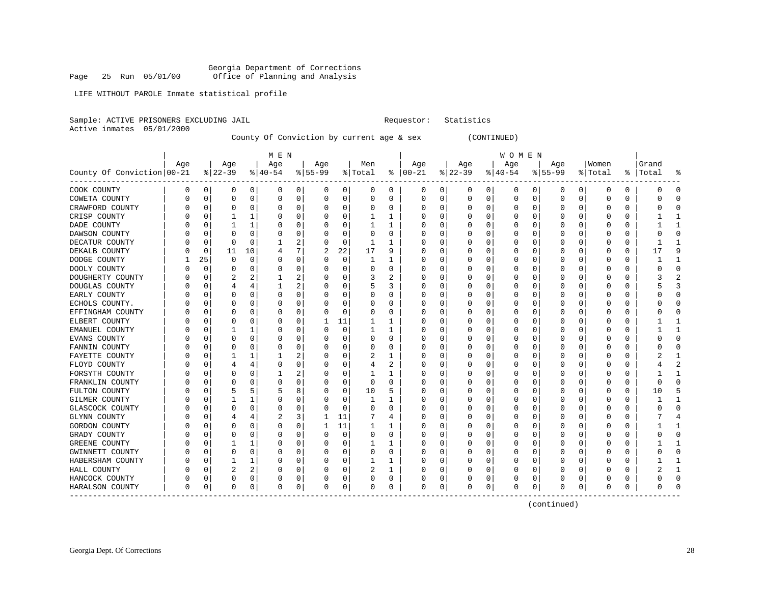Georgia Department of Corrections
Page 25 Run 05/01/00 Office of Planning and Analysis

LIFE WITHOUT PAROLE Inmate statistical profile

Sample: ACTIVE PRISONERS EXCLUDING JAIL Requestor: Statistics
Active inmates 05/01/2000

County Of Conviction by current age & sex (CONTINUED)

| | MEN | | | | | | | | | | WOMEN | | | | | | | | | | | |
|---|---|---|---|---|---|---|---|---|---|---|---|---|---|---|---|---|---|---|---|---|---|---|
| County Of Conviction | Age 00-21 | % | Age 22-39 | % | Age 40-54 | % | Age 55-99 | % | Men Total | % | Age 00-21 | % | Age 22-39 | % | Age 40-54 | % | Age 55-99 | % | Women Total | % | Grand Total | % |
| COOK COUNTY | 0 | 0 | 0 | 0 | 0 | 0 | 0 | 0 | 0 | 0 | 0 | 0 | 0 | 0 | 0 | 0 | 0 | 0 | 0 | 0 | 0 | 0 |
| COWETA COUNTY | 0 | 0 | 0 | 0 | 0 | 0 | 0 | 0 | 0 | 0 | 0 | 0 | 0 | 0 | 0 | 0 | 0 | 0 | 0 | 0 | 0 | 0 |
| CRAWFORD COUNTY | 0 | 0 | 0 | 0 | 0 | 0 | 0 | 0 | 0 | 0 | 0 | 0 | 0 | 0 | 0 | 0 | 0 | 0 | 0 | 0 | 0 | 0 |
| CRISP COUNTY | 0 | 0 | 1 | 1 | 0 | 0 | 0 | 0 | 1 | 1 | 0 | 0 | 0 | 0 | 0 | 0 | 0 | 0 | 0 | 0 | 1 | 1 |
| DADE COUNTY | 0 | 0 | 1 | 1 | 0 | 0 | 0 | 0 | 1 | 1 | 0 | 0 | 0 | 0 | 0 | 0 | 0 | 0 | 0 | 0 | 1 | 1 |
| DAWSON COUNTY | 0 | 0 | 0 | 0 | 0 | 0 | 0 | 0 | 0 | 0 | 0 | 0 | 0 | 0 | 0 | 0 | 0 | 0 | 0 | 0 | 0 | 0 |
| DECATUR COUNTY | 0 | 0 | 0 | 0 | 1 | 2 | 0 | 0 | 1 | 1 | 0 | 0 | 0 | 0 | 0 | 0 | 0 | 0 | 0 | 0 | 1 | 1 |
| DEKALB COUNTY | 0 | 0 | 11 | 10 | 4 | 7 | 2 | 22 | 17 | 9 | 0 | 0 | 0 | 0 | 0 | 0 | 0 | 0 | 0 | 0 | 17 | 9 |
| DODGE COUNTY | 1 | 25 | 0 | 0 | 0 | 0 | 0 | 0 | 1 | 1 | 0 | 0 | 0 | 0 | 0 | 0 | 0 | 0 | 0 | 0 | 1 | 1 |
| DOOLY COUNTY | 0 | 0 | 0 | 0 | 0 | 0 | 0 | 0 | 0 | 0 | 0 | 0 | 0 | 0 | 0 | 0 | 0 | 0 | 0 | 0 | 0 | 0 |
| DOUGHERTY COUNTY | 0 | 0 | 2 | 2 | 1 | 2 | 0 | 0 | 3 | 2 | 0 | 0 | 0 | 0 | 0 | 0 | 0 | 0 | 0 | 0 | 3 | 2 |
| DOUGLAS COUNTY | 0 | 0 | 4 | 4 | 1 | 2 | 0 | 0 | 5 | 3 | 0 | 0 | 0 | 0 | 0 | 0 | 0 | 0 | 0 | 0 | 5 | 3 |
| EARLY COUNTY | 0 | 0 | 0 | 0 | 0 | 0 | 0 | 0 | 0 | 0 | 0 | 0 | 0 | 0 | 0 | 0 | 0 | 0 | 0 | 0 | 0 | 0 |
| ECHOLS COUNTY. | 0 | 0 | 0 | 0 | 0 | 0 | 0 | 0 | 0 | 0 | 0 | 0 | 0 | 0 | 0 | 0 | 0 | 0 | 0 | 0 | 0 | 0 |
| EFFINGHAM COUNTY | 0 | 0 | 0 | 0 | 0 | 0 | 0 | 0 | 0 | 0 | 0 | 0 | 0 | 0 | 0 | 0 | 0 | 0 | 0 | 0 | 0 | 0 |
| ELBERT COUNTY | 0 | 0 | 0 | 0 | 0 | 0 | 1 | 11 | 1 | 1 | 0 | 0 | 0 | 0 | 0 | 0 | 0 | 0 | 0 | 0 | 1 | 1 |
| EMANUEL COUNTY | 0 | 0 | 1 | 1 | 0 | 0 | 0 | 0 | 1 | 1 | 0 | 0 | 0 | 0 | 0 | 0 | 0 | 0 | 0 | 0 | 1 | 1 |
| EVANS COUNTY | 0 | 0 | 0 | 0 | 0 | 0 | 0 | 0 | 0 | 0 | 0 | 0 | 0 | 0 | 0 | 0 | 0 | 0 | 0 | 0 | 0 | 0 |
| FANNIN COUNTY | 0 | 0 | 0 | 0 | 0 | 0 | 0 | 0 | 0 | 0 | 0 | 0 | 0 | 0 | 0 | 0 | 0 | 0 | 0 | 0 | 0 | 0 |
| FAYETTE COUNTY | 0 | 0 | 1 | 1 | 1 | 2 | 0 | 0 | 2 | 1 | 0 | 0 | 0 | 0 | 0 | 0 | 0 | 0 | 0 | 0 | 2 | 1 |
| FLOYD COUNTY | 0 | 0 | 4 | 4 | 0 | 0 | 0 | 0 | 4 | 2 | 0 | 0 | 0 | 0 | 0 | 0 | 0 | 0 | 0 | 0 | 4 | 2 |
| FORSYTH COUNTY | 0 | 0 | 0 | 0 | 1 | 2 | 0 | 0 | 1 | 1 | 0 | 0 | 0 | 0 | 0 | 0 | 0 | 0 | 0 | 0 | 1 | 1 |
| FRANKLIN COUNTY | 0 | 0 | 0 | 0 | 0 | 0 | 0 | 0 | 0 | 0 | 0 | 0 | 0 | 0 | 0 | 0 | 0 | 0 | 0 | 0 | 0 | 0 |
| FULTON COUNTY | 0 | 0 | 5 | 5 | 5 | 8 | 0 | 0 | 10 | 5 | 0 | 0 | 0 | 0 | 0 | 0 | 0 | 0 | 0 | 0 | 10 | 5 |
| GILMER COUNTY | 0 | 0 | 1 | 1 | 0 | 0 | 0 | 0 | 1 | 1 | 0 | 0 | 0 | 0 | 0 | 0 | 0 | 0 | 0 | 0 | 1 | 1 |
| GLASCOCK COUNTY | 0 | 0 | 0 | 0 | 0 | 0 | 0 | 0 | 0 | 0 | 0 | 0 | 0 | 0 | 0 | 0 | 0 | 0 | 0 | 0 | 0 | 0 |
| GLYNN COUNTY | 0 | 0 | 4 | 4 | 2 | 3 | 1 | 11 | 7 | 4 | 0 | 0 | 0 | 0 | 0 | 0 | 0 | 0 | 0 | 0 | 7 | 4 |
| GORDON COUNTY | 0 | 0 | 0 | 0 | 0 | 0 | 1 | 11 | 1 | 1 | 0 | 0 | 0 | 0 | 0 | 0 | 0 | 0 | 0 | 0 | 1 | 1 |
| GRADY COUNTY | 0 | 0 | 0 | 0 | 0 | 0 | 0 | 0 | 0 | 0 | 0 | 0 | 0 | 0 | 0 | 0 | 0 | 0 | 0 | 0 | 0 | 0 |
| GREENE COUNTY | 0 | 0 | 1 | 1 | 0 | 0 | 0 | 0 | 1 | 1 | 0 | 0 | 0 | 0 | 0 | 0 | 0 | 0 | 0 | 0 | 1 | 1 |
| GWINNETT COUNTY | 0 | 0 | 0 | 0 | 0 | 0 | 0 | 0 | 0 | 0 | 0 | 0 | 0 | 0 | 0 | 0 | 0 | 0 | 0 | 0 | 0 | 0 |
| HABERSHAM COUNTY | 0 | 0 | 1 | 1 | 0 | 0 | 0 | 0 | 1 | 1 | 0 | 0 | 0 | 0 | 0 | 0 | 0 | 0 | 0 | 0 | 1 | 1 |
| HALL COUNTY | 0 | 0 | 2 | 2 | 0 | 0 | 0 | 0 | 2 | 1 | 0 | 0 | 0 | 0 | 0 | 0 | 0 | 0 | 0 | 0 | 2 | 1 |
| HANCOCK COUNTY | 0 | 0 | 0 | 0 | 0 | 0 | 0 | 0 | 0 | 0 | 0 | 0 | 0 | 0 | 0 | 0 | 0 | 0 | 0 | 0 | 0 | 0 |
| HARALSON COUNTY | 0 | 0 | 0 | 0 | 0 | 0 | 0 | 0 | 0 | 0 | 0 | 0 | 0 | 0 | 0 | 0 | 0 | 0 | 0 | 0 | 0 | 0 |

(continued)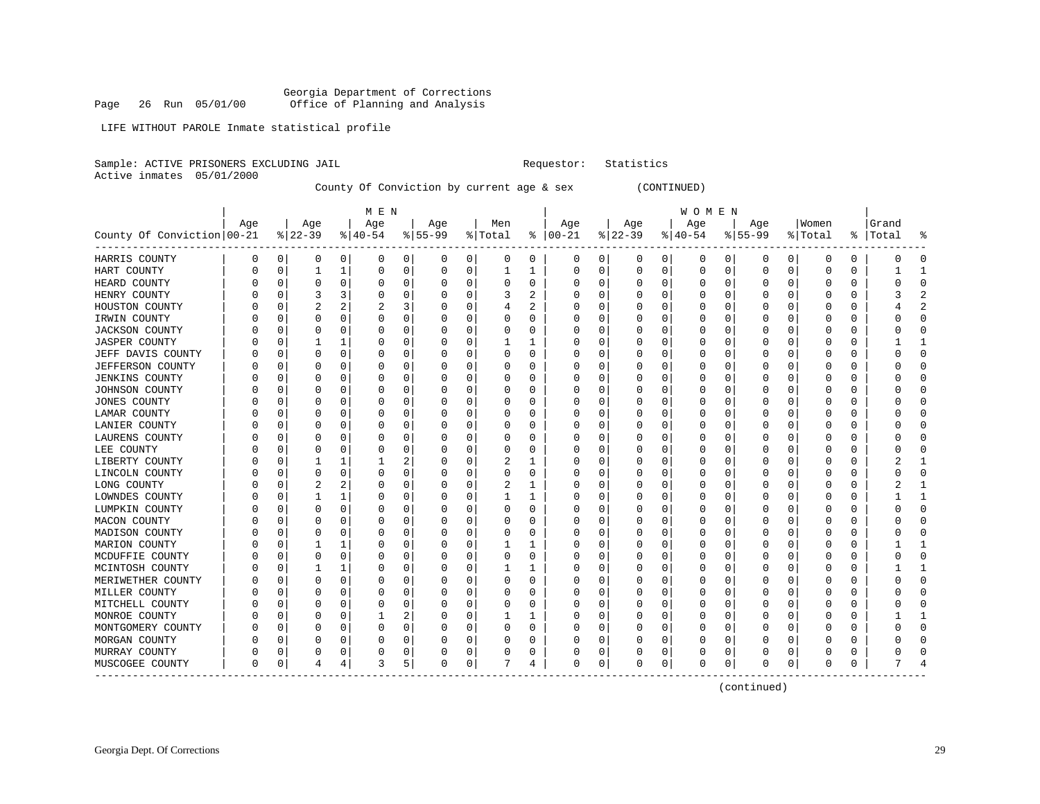Georgia Department of Corrections
Page 26 Run 05/01/00 Office of Planning and Analysis

LIFE WITHOUT PAROLE Inmate statistical profile

Sample: ACTIVE PRISONERS EXCLUDING JAIL Requestor: Statistics
Active inmates 05/01/2000

County Of Conviction by current age & sex (CONTINUED)

| County Of Conviction | MEN Age 00-21 | % | Age 22-39 | % | Age 40-54 | % | Age 55-99 | % | Men Total | % | WOMEN Age 00-21 | % | Age 22-39 | % | Age 40-54 | % | Age 55-99 | % | Women Total | % | Grand Total | % |
|---|---|---|---|---|---|---|---|---|---|---|---|---|---|---|---|---|---|---|---|---|---|---|
| HARRIS COUNTY | 0 | 0 | 0 | 0 | 0 | 0 | 0 | 0 | 0 | 0 | 0 | 0 | 0 | 0 | 0 | 0 | 0 | 0 | 0 | 0 | 0 | 0 |
| HART COUNTY | 0 | 0 | 1 | 1 | 0 | 0 | 0 | 0 | 1 | 1 | 0 | 0 | 0 | 0 | 0 | 0 | 0 | 0 | 0 | 0 | 1 | 1 |
| HEARD COUNTY | 0 | 0 | 0 | 0 | 0 | 0 | 0 | 0 | 0 | 0 | 0 | 0 | 0 | 0 | 0 | 0 | 0 | 0 | 0 | 0 | 0 | 0 |
| HENRY COUNTY | 0 | 0 | 3 | 3 | 0 | 0 | 0 | 0 | 3 | 2 | 0 | 0 | 0 | 0 | 0 | 0 | 0 | 0 | 0 | 0 | 3 | 2 |
| HOUSTON COUNTY | 0 | 0 | 2 | 2 | 2 | 3 | 0 | 0 | 4 | 2 | 0 | 0 | 0 | 0 | 0 | 0 | 0 | 0 | 0 | 0 | 4 | 2 |
| IRWIN COUNTY | 0 | 0 | 0 | 0 | 0 | 0 | 0 | 0 | 0 | 0 | 0 | 0 | 0 | 0 | 0 | 0 | 0 | 0 | 0 | 0 | 0 | 0 |
| JACKSON COUNTY | 0 | 0 | 0 | 0 | 0 | 0 | 0 | 0 | 0 | 0 | 0 | 0 | 0 | 0 | 0 | 0 | 0 | 0 | 0 | 0 | 0 | 0 |
| JASPER COUNTY | 0 | 0 | 1 | 1 | 0 | 0 | 0 | 0 | 1 | 1 | 0 | 0 | 0 | 0 | 0 | 0 | 0 | 0 | 0 | 0 | 1 | 1 |
| JEFF DAVIS COUNTY | 0 | 0 | 0 | 0 | 0 | 0 | 0 | 0 | 0 | 0 | 0 | 0 | 0 | 0 | 0 | 0 | 0 | 0 | 0 | 0 | 0 | 0 |
| JEFFERSON COUNTY | 0 | 0 | 0 | 0 | 0 | 0 | 0 | 0 | 0 | 0 | 0 | 0 | 0 | 0 | 0 | 0 | 0 | 0 | 0 | 0 | 0 | 0 |
| JENKINS COUNTY | 0 | 0 | 0 | 0 | 0 | 0 | 0 | 0 | 0 | 0 | 0 | 0 | 0 | 0 | 0 | 0 | 0 | 0 | 0 | 0 | 0 | 0 |
| JOHNSON COUNTY | 0 | 0 | 0 | 0 | 0 | 0 | 0 | 0 | 0 | 0 | 0 | 0 | 0 | 0 | 0 | 0 | 0 | 0 | 0 | 0 | 0 | 0 |
| JONES COUNTY | 0 | 0 | 0 | 0 | 0 | 0 | 0 | 0 | 0 | 0 | 0 | 0 | 0 | 0 | 0 | 0 | 0 | 0 | 0 | 0 | 0 | 0 |
| LAMAR COUNTY | 0 | 0 | 0 | 0 | 0 | 0 | 0 | 0 | 0 | 0 | 0 | 0 | 0 | 0 | 0 | 0 | 0 | 0 | 0 | 0 | 0 | 0 |
| LANIER COUNTY | 0 | 0 | 0 | 0 | 0 | 0 | 0 | 0 | 0 | 0 | 0 | 0 | 0 | 0 | 0 | 0 | 0 | 0 | 0 | 0 | 0 | 0 |
| LAURENS COUNTY | 0 | 0 | 0 | 0 | 0 | 0 | 0 | 0 | 0 | 0 | 0 | 0 | 0 | 0 | 0 | 0 | 0 | 0 | 0 | 0 | 0 | 0 |
| LEE COUNTY | 0 | 0 | 0 | 0 | 0 | 0 | 0 | 0 | 0 | 0 | 0 | 0 | 0 | 0 | 0 | 0 | 0 | 0 | 0 | 0 | 0 | 0 |
| LIBERTY COUNTY | 0 | 0 | 1 | 1 | 1 | 2 | 0 | 0 | 2 | 1 | 0 | 0 | 0 | 0 | 0 | 0 | 0 | 0 | 0 | 0 | 2 | 1 |
| LINCOLN COUNTY | 0 | 0 | 0 | 0 | 0 | 0 | 0 | 0 | 0 | 0 | 0 | 0 | 0 | 0 | 0 | 0 | 0 | 0 | 0 | 0 | 0 | 0 |
| LONG COUNTY | 0 | 0 | 2 | 2 | 0 | 0 | 0 | 0 | 2 | 1 | 0 | 0 | 0 | 0 | 0 | 0 | 0 | 0 | 0 | 0 | 2 | 1 |
| LOWNDES COUNTY | 0 | 0 | 1 | 1 | 0 | 0 | 0 | 0 | 1 | 1 | 0 | 0 | 0 | 0 | 0 | 0 | 0 | 0 | 0 | 0 | 1 | 1 |
| LUMPKIN COUNTY | 0 | 0 | 0 | 0 | 0 | 0 | 0 | 0 | 0 | 0 | 0 | 0 | 0 | 0 | 0 | 0 | 0 | 0 | 0 | 0 | 0 | 0 |
| MACON COUNTY | 0 | 0 | 0 | 0 | 0 | 0 | 0 | 0 | 0 | 0 | 0 | 0 | 0 | 0 | 0 | 0 | 0 | 0 | 0 | 0 | 0 | 0 |
| MADISON COUNTY | 0 | 0 | 0 | 0 | 0 | 0 | 0 | 0 | 0 | 0 | 0 | 0 | 0 | 0 | 0 | 0 | 0 | 0 | 0 | 0 | 0 | 0 |
| MARION COUNTY | 0 | 0 | 1 | 1 | 0 | 0 | 0 | 0 | 1 | 1 | 0 | 0 | 0 | 0 | 0 | 0 | 0 | 0 | 0 | 0 | 1 | 1 |
| MCDUFFIE COUNTY | 0 | 0 | 0 | 0 | 0 | 0 | 0 | 0 | 0 | 0 | 0 | 0 | 0 | 0 | 0 | 0 | 0 | 0 | 0 | 0 | 0 | 0 |
| MCINTOSH COUNTY | 0 | 0 | 1 | 1 | 0 | 0 | 0 | 0 | 1 | 1 | 0 | 0 | 0 | 0 | 0 | 0 | 0 | 0 | 0 | 0 | 1 | 1 |
| MERIWETHER COUNTY | 0 | 0 | 0 | 0 | 0 | 0 | 0 | 0 | 0 | 0 | 0 | 0 | 0 | 0 | 0 | 0 | 0 | 0 | 0 | 0 | 0 | 0 |
| MILLER COUNTY | 0 | 0 | 0 | 0 | 0 | 0 | 0 | 0 | 0 | 0 | 0 | 0 | 0 | 0 | 0 | 0 | 0 | 0 | 0 | 0 | 0 | 0 |
| MITCHELL COUNTY | 0 | 0 | 0 | 0 | 0 | 0 | 0 | 0 | 0 | 0 | 0 | 0 | 0 | 0 | 0 | 0 | 0 | 0 | 0 | 0 | 0 | 0 |
| MONROE COUNTY | 0 | 0 | 0 | 0 | 1 | 2 | 0 | 0 | 1 | 1 | 0 | 0 | 0 | 0 | 0 | 0 | 0 | 0 | 0 | 0 | 1 | 1 |
| MONTGOMERY COUNTY | 0 | 0 | 0 | 0 | 0 | 0 | 0 | 0 | 0 | 0 | 0 | 0 | 0 | 0 | 0 | 0 | 0 | 0 | 0 | 0 | 0 | 0 |
| MORGAN COUNTY | 0 | 0 | 0 | 0 | 0 | 0 | 0 | 0 | 0 | 0 | 0 | 0 | 0 | 0 | 0 | 0 | 0 | 0 | 0 | 0 | 0 | 0 |
| MURRAY COUNTY | 0 | 0 | 0 | 0 | 0 | 0 | 0 | 0 | 0 | 0 | 0 | 0 | 0 | 0 | 0 | 0 | 0 | 0 | 0 | 0 | 0 | 0 |
| MUSCOGEE COUNTY | 0 | 0 | 4 | 4 | 3 | 5 | 0 | 0 | 7 | 4 | 0 | 0 | 0 | 0 | 0 | 0 | 0 | 0 | 0 | 0 | 7 | 4 |

(continued)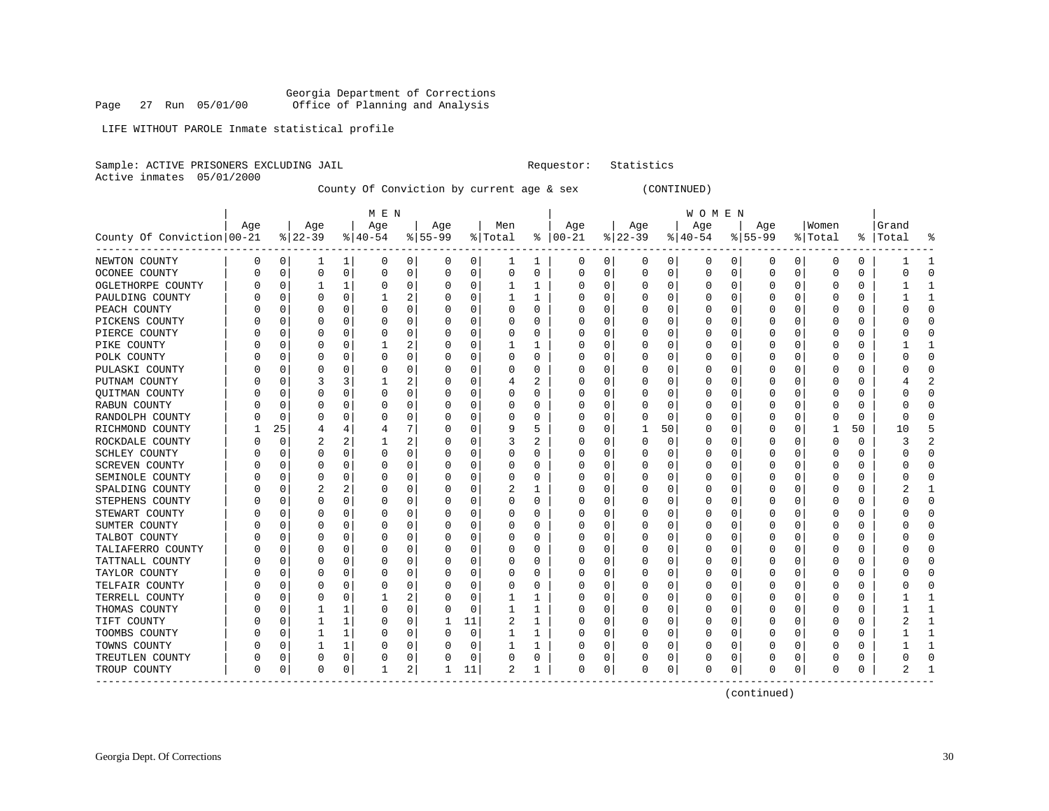Georgia Department of Corrections
Office of Planning and Analysis

LIFE WITHOUT PAROLE Inmate statistical profile

Sample: ACTIVE PRISONERS EXCLUDING JAIL    Requestor: Statistics
Active inmates 05/01/2000

County Of Conviction by current age & sex (CONTINUED)

| County Of Conviction | MEN Age 00-21 | % | Age 22-39 | % | Age 40-54 | % | Age 55-99 | % | Men Total | % | WOMEN Age 00-21 | % | Age 22-39 | % | Age 40-54 | % | Age 55-99 | % | Women Total | % | Grand Total | % |
|---|---|---|---|---|---|---|---|---|---|---|---|---|---|---|---|---|---|---|---|---|---|---|
| NEWTON COUNTY | 0 | 0 | 1 | 1 | 0 | 0 | 0 | 0 | 1 | 1 | 0 | 0 | 0 | 0 | 0 | 0 | 0 | 0 | 0 | 0 | 1 | 1 |
| OCONEE COUNTY | 0 | 0 | 0 | 0 | 0 | 0 | 0 | 0 | 0 | 0 | 0 | 0 | 0 | 0 | 0 | 0 | 0 | 0 | 0 | 0 | 0 | 0 |
| OGLETHORPE COUNTY | 0 | 0 | 1 | 1 | 0 | 0 | 0 | 0 | 1 | 1 | 0 | 0 | 0 | 0 | 0 | 0 | 0 | 0 | 0 | 0 | 1 | 1 |
| PAULDING COUNTY | 0 | 0 | 0 | 0 | 1 | 2 | 0 | 0 | 1 | 1 | 0 | 0 | 0 | 0 | 0 | 0 | 0 | 0 | 0 | 0 | 1 | 1 |
| PEACH COUNTY | 0 | 0 | 0 | 0 | 0 | 0 | 0 | 0 | 0 | 0 | 0 | 0 | 0 | 0 | 0 | 0 | 0 | 0 | 0 | 0 | 0 | 0 |
| PICKENS COUNTY | 0 | 0 | 0 | 0 | 0 | 0 | 0 | 0 | 0 | 0 | 0 | 0 | 0 | 0 | 0 | 0 | 0 | 0 | 0 | 0 | 0 | 0 |
| PIERCE COUNTY | 0 | 0 | 0 | 0 | 0 | 0 | 0 | 0 | 0 | 0 | 0 | 0 | 0 | 0 | 0 | 0 | 0 | 0 | 0 | 0 | 0 | 0 |
| PIKE COUNTY | 0 | 0 | 0 | 0 | 1 | 2 | 0 | 0 | 1 | 1 | 0 | 0 | 0 | 0 | 0 | 0 | 0 | 0 | 0 | 0 | 1 | 1 |
| POLK COUNTY | 0 | 0 | 0 | 0 | 0 | 0 | 0 | 0 | 0 | 0 | 0 | 0 | 0 | 0 | 0 | 0 | 0 | 0 | 0 | 0 | 0 | 0 |
| PULASKI COUNTY | 0 | 0 | 0 | 0 | 0 | 0 | 0 | 0 | 0 | 0 | 0 | 0 | 0 | 0 | 0 | 0 | 0 | 0 | 0 | 0 | 0 | 0 |
| PUTNAM COUNTY | 0 | 0 | 3 | 3 | 1 | 2 | 0 | 0 | 4 | 2 | 0 | 0 | 0 | 0 | 0 | 0 | 0 | 0 | 0 | 0 | 4 | 2 |
| QUITMAN COUNTY | 0 | 0 | 0 | 0 | 0 | 0 | 0 | 0 | 0 | 0 | 0 | 0 | 0 | 0 | 0 | 0 | 0 | 0 | 0 | 0 | 0 | 0 |
| RABUN COUNTY | 0 | 0 | 0 | 0 | 0 | 0 | 0 | 0 | 0 | 0 | 0 | 0 | 0 | 0 | 0 | 0 | 0 | 0 | 0 | 0 | 0 | 0 |
| RANDOLPH COUNTY | 0 | 0 | 0 | 0 | 0 | 0 | 0 | 0 | 0 | 0 | 0 | 0 | 0 | 0 | 0 | 0 | 0 | 0 | 0 | 0 | 0 | 0 |
| RICHMOND COUNTY | 1 | 25 | 4 | 4 | 4 | 7 | 0 | 0 | 9 | 5 | 0 | 0 | 1 | 50 | 0 | 0 | 0 | 0 | 1 | 50 | 10 | 5 |
| ROCKDALE COUNTY | 0 | 0 | 2 | 2 | 1 | 2 | 0 | 0 | 3 | 2 | 0 | 0 | 0 | 0 | 0 | 0 | 0 | 0 | 0 | 0 | 3 | 2 |
| SCHLEY COUNTY | 0 | 0 | 0 | 0 | 0 | 0 | 0 | 0 | 0 | 0 | 0 | 0 | 0 | 0 | 0 | 0 | 0 | 0 | 0 | 0 | 0 | 0 |
| SCREVEN COUNTY | 0 | 0 | 0 | 0 | 0 | 0 | 0 | 0 | 0 | 0 | 0 | 0 | 0 | 0 | 0 | 0 | 0 | 0 | 0 | 0 | 0 | 0 |
| SEMINOLE COUNTY | 0 | 0 | 0 | 0 | 0 | 0 | 0 | 0 | 0 | 0 | 0 | 0 | 0 | 0 | 0 | 0 | 0 | 0 | 0 | 0 | 0 | 0 |
| SPALDING COUNTY | 0 | 0 | 2 | 2 | 0 | 0 | 0 | 0 | 2 | 1 | 0 | 0 | 0 | 0 | 0 | 0 | 0 | 0 | 0 | 0 | 2 | 1 |
| STEPHENS COUNTY | 0 | 0 | 0 | 0 | 0 | 0 | 0 | 0 | 0 | 0 | 0 | 0 | 0 | 0 | 0 | 0 | 0 | 0 | 0 | 0 | 0 | 0 |
| STEWART COUNTY | 0 | 0 | 0 | 0 | 0 | 0 | 0 | 0 | 0 | 0 | 0 | 0 | 0 | 0 | 0 | 0 | 0 | 0 | 0 | 0 | 0 | 0 |
| SUMTER COUNTY | 0 | 0 | 0 | 0 | 0 | 0 | 0 | 0 | 0 | 0 | 0 | 0 | 0 | 0 | 0 | 0 | 0 | 0 | 0 | 0 | 0 | 0 |
| TALBOT COUNTY | 0 | 0 | 0 | 0 | 0 | 0 | 0 | 0 | 0 | 0 | 0 | 0 | 0 | 0 | 0 | 0 | 0 | 0 | 0 | 0 | 0 | 0 |
| TALIAFERRO COUNTY | 0 | 0 | 0 | 0 | 0 | 0 | 0 | 0 | 0 | 0 | 0 | 0 | 0 | 0 | 0 | 0 | 0 | 0 | 0 | 0 | 0 | 0 |
| TATTNALL COUNTY | 0 | 0 | 0 | 0 | 0 | 0 | 0 | 0 | 0 | 0 | 0 | 0 | 0 | 0 | 0 | 0 | 0 | 0 | 0 | 0 | 0 | 0 |
| TAYLOR COUNTY | 0 | 0 | 0 | 0 | 0 | 0 | 0 | 0 | 0 | 0 | 0 | 0 | 0 | 0 | 0 | 0 | 0 | 0 | 0 | 0 | 0 | 0 |
| TELFAIR COUNTY | 0 | 0 | 0 | 0 | 0 | 0 | 0 | 0 | 0 | 0 | 0 | 0 | 0 | 0 | 0 | 0 | 0 | 0 | 0 | 0 | 0 | 0 |
| TERRELL COUNTY | 0 | 0 | 0 | 0 | 1 | 2 | 0 | 0 | 1 | 1 | 0 | 0 | 0 | 0 | 0 | 0 | 0 | 0 | 0 | 0 | 1 | 1 |
| THOMAS COUNTY | 0 | 0 | 1 | 1 | 0 | 0 | 0 | 0 | 1 | 1 | 0 | 0 | 0 | 0 | 0 | 0 | 0 | 0 | 0 | 0 | 1 | 1 |
| TIFT COUNTY | 0 | 0 | 1 | 1 | 0 | 0 | 1 | 11 | 2 | 1 | 0 | 0 | 0 | 0 | 0 | 0 | 0 | 0 | 0 | 0 | 2 | 1 |
| TOOMBS COUNTY | 0 | 0 | 1 | 1 | 0 | 0 | 0 | 0 | 1 | 1 | 0 | 0 | 0 | 0 | 0 | 0 | 0 | 0 | 0 | 0 | 1 | 1 |
| TOWNS COUNTY | 0 | 0 | 1 | 1 | 0 | 0 | 0 | 0 | 1 | 1 | 0 | 0 | 0 | 0 | 0 | 0 | 0 | 0 | 0 | 0 | 1 | 1 |
| TREUTLEN COUNTY | 0 | 0 | 0 | 0 | 0 | 0 | 0 | 0 | 0 | 0 | 0 | 0 | 0 | 0 | 0 | 0 | 0 | 0 | 0 | 0 | 0 | 0 |
| TROUP COUNTY | 0 | 0 | 0 | 0 | 1 | 2 | 1 | 11 | 2 | 1 | 0 | 0 | 0 | 0 | 0 | 0 | 0 | 0 | 0 | 0 | 2 | 1 |

(continued)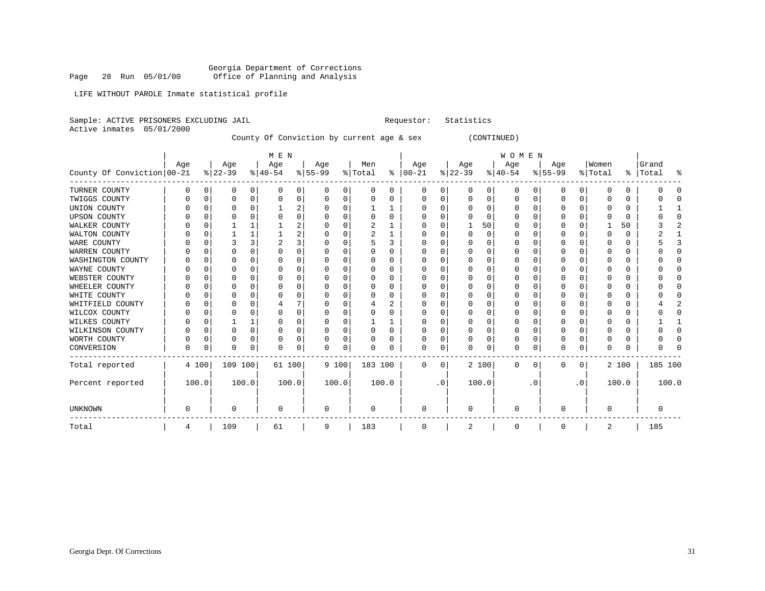Georgia Department of Corrections
Page 28 Run 05/01/00 Office of Planning and Analysis

LIFE WITHOUT PAROLE Inmate statistical profile

Sample: ACTIVE PRISONERS EXCLUDING JAIL    Requestor: Statistics
Active inmates 05/01/2000

County Of Conviction by current age & sex (CONTINUED)

| County Of Conviction | MEN Age 00-21 | % | Age 22-39 | % | Age 40-54 | % | Age 55-99 | % | Men Total | % | WOMEN Age 00-21 | % | Age 22-39 | % | Age 40-54 | % | Age 55-99 | % | Women Total | % | Grand Total | % |
|---|---|---|---|---|---|---|---|---|---|---|---|---|---|---|---|---|---|---|---|---|---|---|
| TURNER COUNTY | 0 | 0 | 0 | 0 | 0 | 0 | 0 | 0 | 0 | 0 | 0 | 0 | 0 | 0 | 0 | 0 | 0 | 0 | 0 | 0 | 0 | 0 |
| TWIGGS COUNTY | 0 | 0 | 0 | 0 | 0 | 0 | 0 | 0 | 0 | 0 | 0 | 0 | 0 | 0 | 0 | 0 | 0 | 0 | 0 | 0 | 0 | 0 |
| UNION COUNTY | 0 | 0 | 0 | 0 | 1 | 2 | 0 | 0 | 1 | 1 | 0 | 0 | 0 | 0 | 0 | 0 | 0 | 0 | 0 | 0 | 1 | 1 |
| UPSON COUNTY | 0 | 0 | 0 | 0 | 0 | 0 | 0 | 0 | 0 | 0 | 0 | 0 | 0 | 0 | 0 | 0 | 0 | 0 | 0 | 0 | 0 | 0 |
| WALKER COUNTY | 0 | 0 | 1 | 1 | 1 | 2 | 0 | 0 | 2 | 1 | 0 | 0 | 1 | 50 | 0 | 0 | 0 | 0 | 1 | 50 | 3 | 2 |
| WALTON COUNTY | 0 | 0 | 1 | 1 | 1 | 2 | 0 | 0 | 2 | 1 | 0 | 0 | 0 | 0 | 0 | 0 | 0 | 0 | 0 | 0 | 2 | 1 |
| WARE COUNTY | 0 | 0 | 3 | 3 | 2 | 3 | 0 | 0 | 5 | 3 | 0 | 0 | 0 | 0 | 0 | 0 | 0 | 0 | 0 | 0 | 5 | 3 |
| WARREN COUNTY | 0 | 0 | 0 | 0 | 0 | 0 | 0 | 0 | 0 | 0 | 0 | 0 | 0 | 0 | 0 | 0 | 0 | 0 | 0 | 0 | 0 | 0 |
| WASHINGTON COUNTY | 0 | 0 | 0 | 0 | 0 | 0 | 0 | 0 | 0 | 0 | 0 | 0 | 0 | 0 | 0 | 0 | 0 | 0 | 0 | 0 | 0 | 0 |
| WAYNE COUNTY | 0 | 0 | 0 | 0 | 0 | 0 | 0 | 0 | 0 | 0 | 0 | 0 | 0 | 0 | 0 | 0 | 0 | 0 | 0 | 0 | 0 | 0 |
| WEBSTER COUNTY | 0 | 0 | 0 | 0 | 0 | 0 | 0 | 0 | 0 | 0 | 0 | 0 | 0 | 0 | 0 | 0 | 0 | 0 | 0 | 0 | 0 | 0 |
| WHEELER COUNTY | 0 | 0 | 0 | 0 | 0 | 0 | 0 | 0 | 0 | 0 | 0 | 0 | 0 | 0 | 0 | 0 | 0 | 0 | 0 | 0 | 0 | 0 |
| WHITE COUNTY | 0 | 0 | 0 | 0 | 0 | 0 | 0 | 0 | 0 | 0 | 0 | 0 | 0 | 0 | 0 | 0 | 0 | 0 | 0 | 0 | 0 | 0 |
| WHITFIELD COUNTY | 0 | 0 | 0 | 0 | 4 | 7 | 0 | 0 | 4 | 2 | 0 | 0 | 0 | 0 | 0 | 0 | 0 | 0 | 0 | 0 | 4 | 2 |
| WILCOX COUNTY | 0 | 0 | 0 | 0 | 0 | 0 | 0 | 0 | 0 | 0 | 0 | 0 | 0 | 0 | 0 | 0 | 0 | 0 | 0 | 0 | 0 | 0 |
| WILKES COUNTY | 0 | 0 | 1 | 1 | 0 | 0 | 0 | 0 | 1 | 1 | 0 | 0 | 0 | 0 | 0 | 0 | 0 | 0 | 0 | 0 | 1 | 1 |
| WILKINSON COUNTY | 0 | 0 | 0 | 0 | 0 | 0 | 0 | 0 | 0 | 0 | 0 | 0 | 0 | 0 | 0 | 0 | 0 | 0 | 0 | 0 | 0 | 0 |
| WORTH COUNTY | 0 | 0 | 0 | 0 | 0 | 0 | 0 | 0 | 0 | 0 | 0 | 0 | 0 | 0 | 0 | 0 | 0 | 0 | 0 | 0 | 0 | 0 |
| CONVERSION | 0 | 0 | 0 | 0 | 0 | 0 | 0 | 0 | 0 | 0 | 0 | 0 | 0 | 0 | 0 | 0 | 0 | 0 | 0 | 0 | 0 | 0 |
| Total reported | 4 | 100 | 109 | 100 | 61 | 100 | 9 | 100 | 183 | 100 | 0 | 0 | 2 | 100 | 0 | 0 | 0 | 0 | 2 | 100 | 185 | 100 |
| Percent reported | | 100.0 | | 100.0 | | 100.0 | | 100.0 | | 100.0 | | .0 | | 100.0 | | .0 | | .0 | | 100.0 | | 100.0 |
| UNKNOWN | 0 | | 0 | | 0 | | 0 | | 0 | | 0 | | 0 | | 0 | | 0 | | 0 | | 0 | |
| Total | 4 | | 109 | | 61 | | 9 | | 183 | | 0 | | 2 | | 0 | | 0 | | 2 | | 185 | |

Georgia Dept. Of Corrections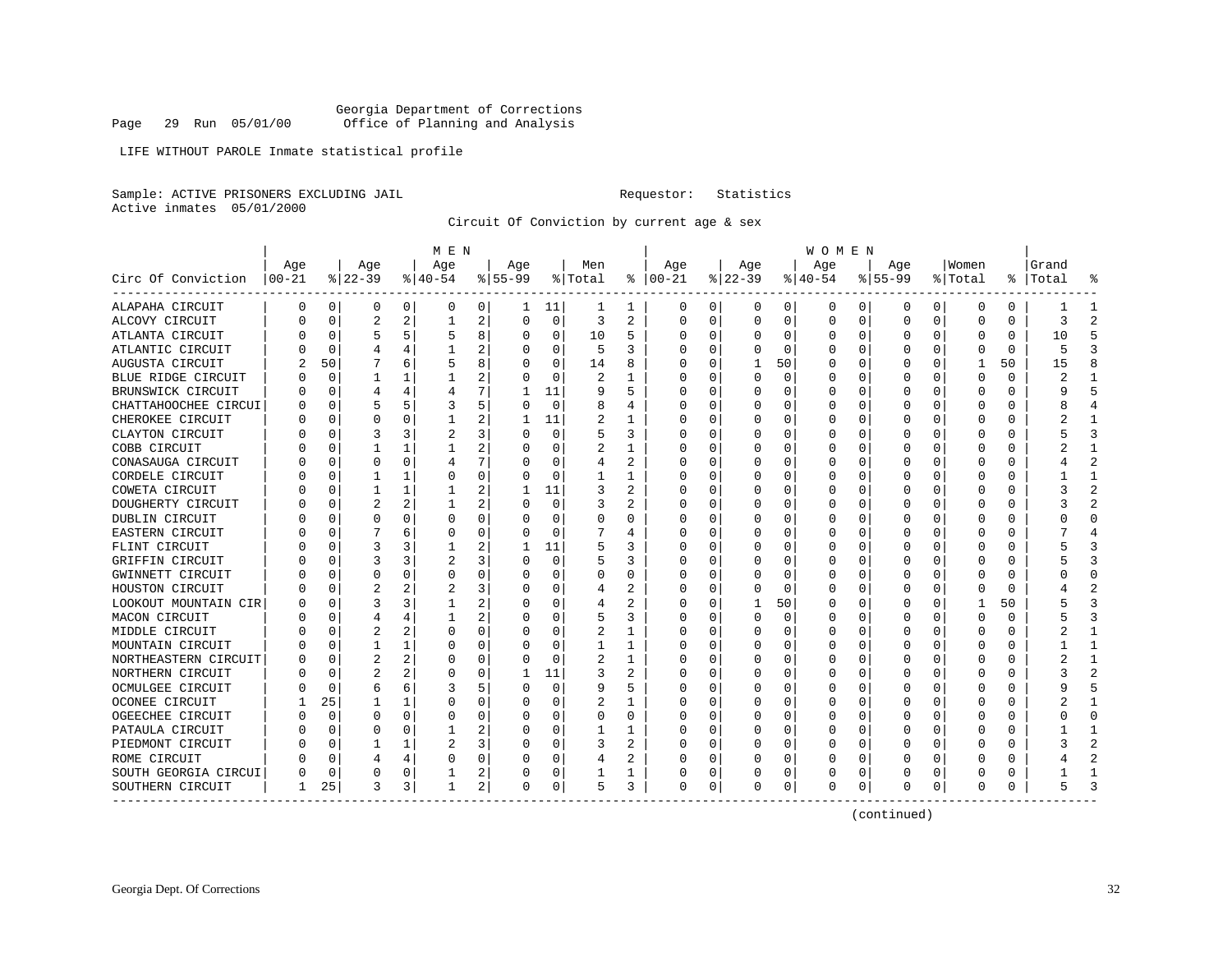Georgia Department of Corrections
Page 29 Run 05/01/00 Office of Planning and Analysis

LIFE WITHOUT PAROLE Inmate statistical profile

Sample: ACTIVE PRISONERS EXCLUDING JAIL Requestor: Statistics
Active inmates 05/01/2000

Circuit Of Conviction by current age & sex

| Circ Of Conviction | MEN Age 00-21 | % | Age 22-39 | % | Age 40-54 | % | Age 55-99 | % | Men Total | % | WOMEN Age 00-21 | % | Age 22-39 | % | Age 40-54 | % | Age 55-99 | % | Women Total | % | Grand Total | % |
|---|---|---|---|---|---|---|---|---|---|---|---|---|---|---|---|---|---|---|---|---|---|---|
| ALAPAHA CIRCUIT | 0 | 0 | 0 | 0 | 0 | 0 | 1 | 11 | 1 | 1 | 0 | 0 | 0 | 0 | 0 | 0 | 0 | 0 | 0 | 0 | 1 | 1 |
| ALCOVY CIRCUIT | 0 | 0 | 2 | 2 | 1 | 2 | 0 | 0 | 3 | 2 | 0 | 0 | 0 | 0 | 0 | 0 | 0 | 0 | 0 | 0 | 3 | 2 |
| ATLANTA CIRCUIT | 0 | 0 | 5 | 5 | 5 | 8 | 0 | 0 | 10 | 5 | 0 | 0 | 0 | 0 | 0 | 0 | 0 | 0 | 0 | 0 | 10 | 5 |
| ATLANTIC CIRCUIT | 0 | 0 | 4 | 4 | 1 | 2 | 0 | 0 | 5 | 3 | 0 | 0 | 0 | 0 | 0 | 0 | 0 | 0 | 0 | 0 | 5 | 3 |
| AUGUSTA CIRCUIT | 2 | 50 | 7 | 6 | 5 | 8 | 0 | 0 | 14 | 8 | 0 | 0 | 1 | 50 | 0 | 0 | 0 | 0 | 1 | 50 | 15 | 8 |
| BLUE RIDGE CIRCUIT | 0 | 0 | 1 | 1 | 1 | 2 | 0 | 0 | 2 | 1 | 0 | 0 | 0 | 0 | 0 | 0 | 0 | 0 | 0 | 0 | 2 | 1 |
| BRUNSWICK CIRCUIT | 0 | 0 | 4 | 4 | 4 | 7 | 1 | 11 | 9 | 5 | 0 | 0 | 0 | 0 | 0 | 0 | 0 | 0 | 0 | 0 | 9 | 5 |
| CHATTAHOOCHEE CIRCUI | 0 | 0 | 5 | 5 | 3 | 5 | 0 | 0 | 8 | 4 | 0 | 0 | 0 | 0 | 0 | 0 | 0 | 0 | 0 | 0 | 8 | 4 |
| CHEROKEE CIRCUIT | 0 | 0 | 0 | 0 | 1 | 2 | 1 | 11 | 2 | 1 | 0 | 0 | 0 | 0 | 0 | 0 | 0 | 0 | 0 | 0 | 2 | 1 |
| CLAYTON CIRCUIT | 0 | 0 | 3 | 3 | 2 | 3 | 0 | 0 | 5 | 3 | 0 | 0 | 0 | 0 | 0 | 0 | 0 | 0 | 0 | 0 | 5 | 3 |
| COBB CIRCUIT | 0 | 0 | 1 | 1 | 1 | 2 | 0 | 0 | 2 | 1 | 0 | 0 | 0 | 0 | 0 | 0 | 0 | 0 | 0 | 0 | 2 | 1 |
| CONASAUGA CIRCUIT | 0 | 0 | 0 | 0 | 4 | 7 | 0 | 0 | 4 | 2 | 0 | 0 | 0 | 0 | 0 | 0 | 0 | 0 | 0 | 0 | 4 | 2 |
| CORDELE CIRCUIT | 0 | 0 | 1 | 1 | 0 | 0 | 0 | 0 | 1 | 1 | 0 | 0 | 0 | 0 | 0 | 0 | 0 | 0 | 0 | 0 | 1 | 1 |
| COWETA CIRCUIT | 0 | 0 | 1 | 1 | 1 | 2 | 1 | 11 | 3 | 2 | 0 | 0 | 0 | 0 | 0 | 0 | 0 | 0 | 0 | 0 | 3 | 2 |
| DOUGHERTY CIRCUIT | 0 | 0 | 2 | 2 | 1 | 2 | 0 | 0 | 3 | 2 | 0 | 0 | 0 | 0 | 0 | 0 | 0 | 0 | 0 | 0 | 3 | 2 |
| DUBLIN CIRCUIT | 0 | 0 | 0 | 0 | 0 | 0 | 0 | 0 | 0 | 0 | 0 | 0 | 0 | 0 | 0 | 0 | 0 | 0 | 0 | 0 | 0 | 0 |
| EASTERN CIRCUIT | 0 | 0 | 7 | 6 | 0 | 0 | 0 | 0 | 7 | 4 | 0 | 0 | 0 | 0 | 0 | 0 | 0 | 0 | 0 | 0 | 7 | 4 |
| FLINT CIRCUIT | 0 | 0 | 3 | 3 | 1 | 2 | 1 | 11 | 5 | 3 | 0 | 0 | 0 | 0 | 0 | 0 | 0 | 0 | 0 | 0 | 5 | 3 |
| GRIFFIN CIRCUIT | 0 | 0 | 3 | 3 | 2 | 3 | 0 | 0 | 5 | 3 | 0 | 0 | 0 | 0 | 0 | 0 | 0 | 0 | 0 | 0 | 5 | 3 |
| GWINNETT CIRCUIT | 0 | 0 | 0 | 0 | 0 | 0 | 0 | 0 | 0 | 0 | 0 | 0 | 0 | 0 | 0 | 0 | 0 | 0 | 0 | 0 | 0 | 0 |
| HOUSTON CIRCUIT | 0 | 0 | 2 | 2 | 2 | 3 | 0 | 0 | 4 | 2 | 0 | 0 | 0 | 0 | 0 | 0 | 0 | 0 | 0 | 0 | 4 | 2 |
| LOOKOUT MOUNTAIN CIR | 0 | 0 | 3 | 3 | 1 | 2 | 0 | 0 | 4 | 2 | 0 | 0 | 1 | 50 | 0 | 0 | 0 | 0 | 1 | 50 | 5 | 3 |
| MACON CIRCUIT | 0 | 0 | 4 | 4 | 1 | 2 | 0 | 0 | 5 | 3 | 0 | 0 | 0 | 0 | 0 | 0 | 0 | 0 | 0 | 0 | 5 | 3 |
| MIDDLE CIRCUIT | 0 | 0 | 2 | 2 | 0 | 0 | 0 | 0 | 2 | 1 | 0 | 0 | 0 | 0 | 0 | 0 | 0 | 0 | 0 | 0 | 2 | 1 |
| MOUNTAIN CIRCUIT | 0 | 0 | 1 | 1 | 0 | 0 | 0 | 0 | 1 | 1 | 0 | 0 | 0 | 0 | 0 | 0 | 0 | 0 | 0 | 0 | 1 | 1 |
| NORTHEASTERN CIRCUIT | 0 | 0 | 2 | 2 | 0 | 0 | 0 | 0 | 2 | 1 | 0 | 0 | 0 | 0 | 0 | 0 | 0 | 0 | 0 | 0 | 2 | 1 |
| NORTHERN CIRCUIT | 0 | 0 | 2 | 2 | 0 | 0 | 1 | 11 | 3 | 2 | 0 | 0 | 0 | 0 | 0 | 0 | 0 | 0 | 0 | 0 | 3 | 2 |
| OCMULGEE CIRCUIT | 0 | 0 | 6 | 6 | 3 | 5 | 0 | 0 | 9 | 5 | 0 | 0 | 0 | 0 | 0 | 0 | 0 | 0 | 0 | 0 | 9 | 5 |
| OCONEE CIRCUIT | 1 | 25 | 1 | 1 | 0 | 0 | 0 | 0 | 2 | 1 | 0 | 0 | 0 | 0 | 0 | 0 | 0 | 0 | 0 | 0 | 2 | 1 |
| OGEECHEE CIRCUIT | 0 | 0 | 0 | 0 | 0 | 0 | 0 | 0 | 0 | 0 | 0 | 0 | 0 | 0 | 0 | 0 | 0 | 0 | 0 | 0 | 0 | 0 |
| PATAULA CIRCUIT | 0 | 0 | 0 | 0 | 1 | 2 | 0 | 0 | 1 | 1 | 0 | 0 | 0 | 0 | 0 | 0 | 0 | 0 | 0 | 0 | 1 | 1 |
| PIEDMONT CIRCUIT | 0 | 0 | 1 | 1 | 2 | 3 | 0 | 0 | 3 | 2 | 0 | 0 | 0 | 0 | 0 | 0 | 0 | 0 | 0 | 0 | 3 | 2 |
| ROME CIRCUIT | 0 | 0 | 4 | 4 | 0 | 0 | 0 | 0 | 4 | 2 | 0 | 0 | 0 | 0 | 0 | 0 | 0 | 0 | 0 | 0 | 4 | 2 |
| SOUTH GEORGIA CIRCUI | 0 | 0 | 0 | 0 | 1 | 2 | 0 | 0 | 1 | 1 | 0 | 0 | 0 | 0 | 0 | 0 | 0 | 0 | 0 | 0 | 1 | 1 |
| SOUTHERN CIRCUIT | 1 | 25 | 3 | 3 | 1 | 2 | 0 | 0 | 5 | 3 | 0 | 0 | 0 | 0 | 0 | 0 | 0 | 0 | 0 | 0 | 5 | 3 |

(continued)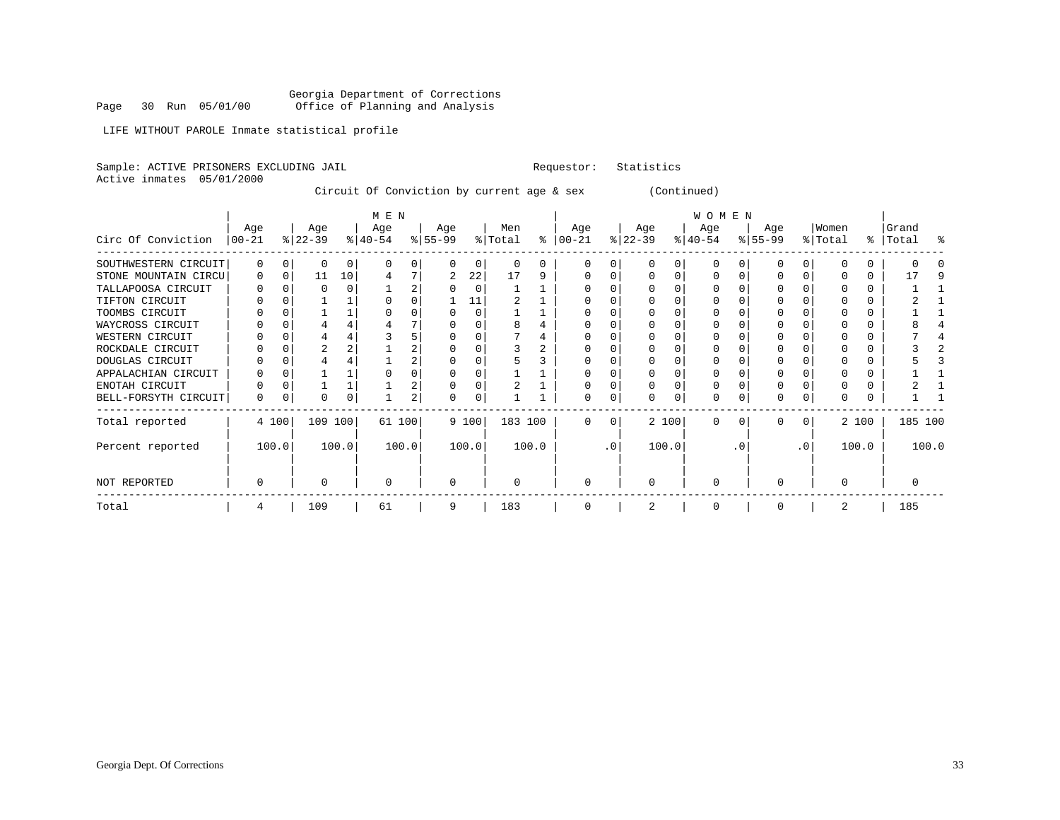Georgia Department of Corrections
Office of Planning and Analysis

Page 30 Run 05/01/00

LIFE WITHOUT PAROLE Inmate statistical profile

Sample: ACTIVE PRISONERS EXCLUDING JAIL

Requestor: Statistics

Active inmates 05/01/2000

Circuit Of Conviction by current age & sex (Continued)

| Circ Of Conviction | MEN Age 00-21 | % | Age 22-39 | % | Age 40-54 | % | Age 55-99 | % | Men Total | % | WOMEN Age 00-21 | % | Age 22-39 | % | Age 40-54 | % | Age 55-99 | % | Women Total | % | Grand Total | % |
|---|---|---|---|---|---|---|---|---|---|---|---|---|---|---|---|---|---|---|---|---|---|---|
| SOUTHWESTERN CIRCUIT | 0 | 0 | 0 | 0 | 0 | 0 | 0 | 0 | 0 | 0 | 0 | 0 | 0 | 0 | 0 | 0 | 0 | 0 | 0 | 0 | 0 | 0 |
| STONE MOUNTAIN CIRCU | 0 | 0 | 11 | 10 | 4 | 7 | 2 | 22 | 17 | 9 | 0 | 0 | 0 | 0 | 0 | 0 | 0 | 0 | 0 | 0 | 17 | 9 |
| TALLAPOOSA CIRCUIT | 0 | 0 | 0 | 0 | 1 | 2 | 0 | 0 | 1 | 1 | 0 | 0 | 0 | 0 | 0 | 0 | 0 | 0 | 0 | 0 | 1 | 1 |
| TIFTON CIRCUIT | 0 | 0 | 1 | 1 | 0 | 0 | 1 | 11 | 2 | 1 | 0 | 0 | 0 | 0 | 0 | 0 | 0 | 0 | 0 | 0 | 2 | 1 |
| TOOMBS CIRCUIT | 0 | 0 | 1 | 1 | 0 | 0 | 0 | 0 | 1 | 1 | 0 | 0 | 0 | 0 | 0 | 0 | 0 | 0 | 0 | 0 | 1 | 1 |
| WAYCROSS CIRCUIT | 0 | 0 | 4 | 4 | 4 | 7 | 0 | 0 | 8 | 4 | 0 | 0 | 0 | 0 | 0 | 0 | 0 | 0 | 0 | 0 | 8 | 4 |
| WESTERN CIRCUIT | 0 | 0 | 4 | 4 | 3 | 5 | 0 | 0 | 7 | 4 | 0 | 0 | 0 | 0 | 0 | 0 | 0 | 0 | 0 | 0 | 7 | 4 |
| ROCKDALE CIRCUIT | 0 | 0 | 2 | 2 | 1 | 2 | 0 | 0 | 3 | 2 | 0 | 0 | 0 | 0 | 0 | 0 | 0 | 0 | 0 | 0 | 3 | 2 |
| DOUGLAS CIRCUIT | 0 | 0 | 4 | 4 | 1 | 2 | 0 | 0 | 5 | 3 | 0 | 0 | 0 | 0 | 0 | 0 | 0 | 0 | 0 | 0 | 5 | 3 |
| APPALACHIAN CIRCUIT | 0 | 0 | 1 | 1 | 0 | 0 | 0 | 0 | 1 | 1 | 0 | 0 | 0 | 0 | 0 | 0 | 0 | 0 | 0 | 0 | 1 | 1 |
| ENOTAH CIRCUIT | 0 | 0 | 1 | 1 | 1 | 2 | 0 | 0 | 2 | 1 | 0 | 0 | 0 | 0 | 0 | 0 | 0 | 0 | 0 | 0 | 2 | 1 |
| BELL-FORSYTH CIRCUIT | 0 | 0 | 0 | 0 | 1 | 2 | 0 | 0 | 1 | 1 | 0 | 0 | 0 | 0 | 0 | 0 | 0 | 0 | 0 | 0 | 1 | 1 |
| Total reported | 4 | 100 | 109 | 100 | 61 | 100 | 9 | 100 | 183 | 100 | 0 | 0 | 2 | 100 | 0 | 0 | 0 | 0 | 2 | 100 | 185 | 100 |
| Percent reported | | 100.0 | | 100.0 | | 100.0 | | 100.0 | | 100.0 | | .0 | | 100.0 | | .0 | | .0 | | 100.0 | | 100.0 |
| NOT REPORTED | 0 | | 0 | | 0 | | 0 | | 0 | | 0 | | 0 | | 0 | | 0 | | 0 | | 0 | |
| Total | 4 | | 109 | | 61 | | 9 | | 183 | | 0 | | 2 | | 0 | | 0 | | 2 | | 185 | |

Georgia Dept. Of Corrections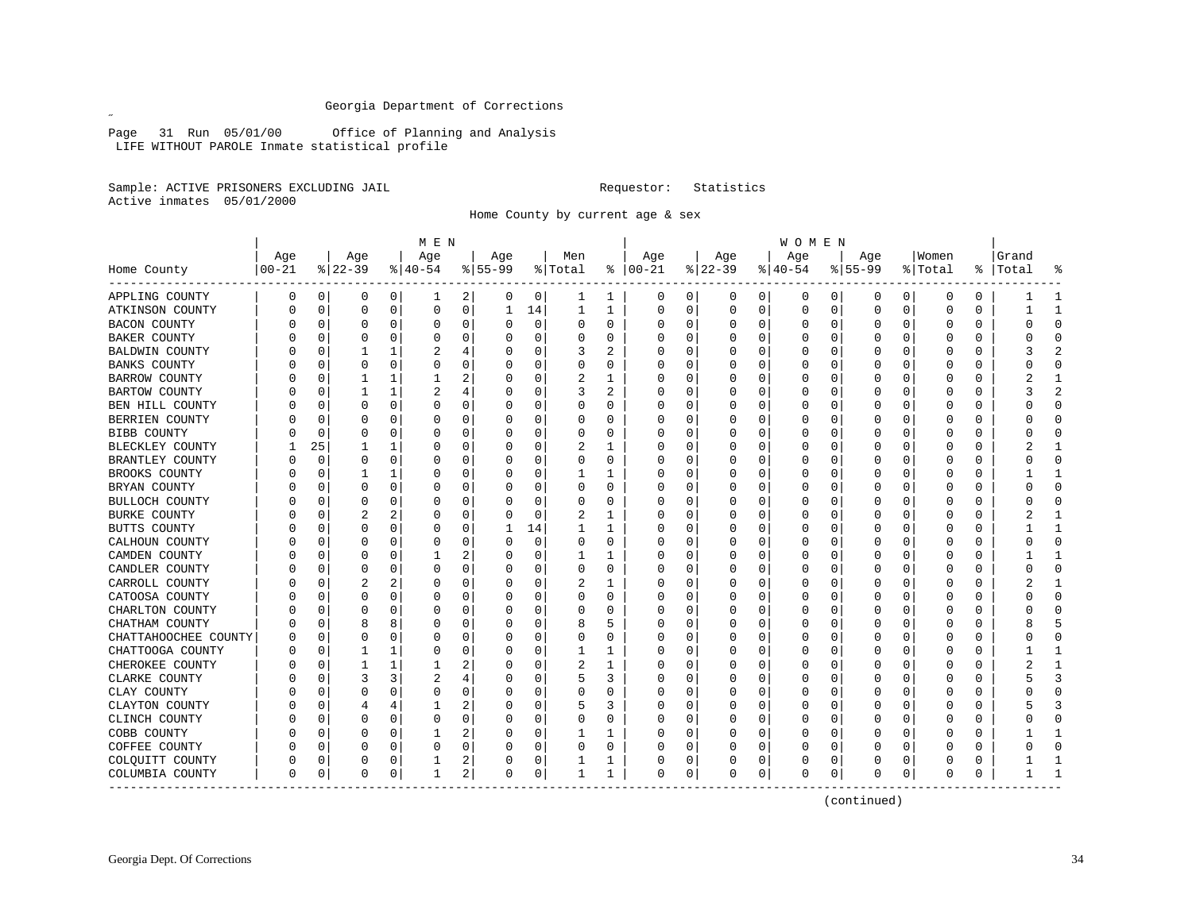Georgia Department of Corrections

Page 31 Run 05/01/00 Office of Planning and Analysis
LIFE WITHOUT PAROLE Inmate statistical profile

Sample: ACTIVE PRISONERS EXCLUDING JAIL Requestor: Statistics
Active inmates 05/01/2000

Home County by current age & sex

| | MEN | | | | | | | | | | WOMEN | | | | | | | | | | | |
|---|---|---|---|---|---|---|---|---|---|---|---|---|---|---|---|---|---|---|---|---|---|---|
| Home County | Age 00-21 | % | Age 22-39 | % | Age 40-54 | % | Age 55-99 | % | Men Total | % | Age 00-21 | % | Age 22-39 | % | Age 40-54 | % | Age 55-99 | % | Women Total | % | Grand Total | % |
| APPLING COUNTY | 0 | 0 | 0 | 0 | 1 | 2 | 0 | 0 | 1 | 1 | 0 | 0 | 0 | 0 | 0 | 0 | 0 | 0 | 0 | 0 | 1 | 1 |
| ATKINSON COUNTY | 0 | 0 | 0 | 0 | 0 | 0 | 1 | 14 | 1 | 1 | 0 | 0 | 0 | 0 | 0 | 0 | 0 | 0 | 0 | 0 | 1 | 1 |
| BACON COUNTY | 0 | 0 | 0 | 0 | 0 | 0 | 0 | 0 | 0 | 0 | 0 | 0 | 0 | 0 | 0 | 0 | 0 | 0 | 0 | 0 | 0 | 0 |
| BAKER COUNTY | 0 | 0 | 0 | 0 | 0 | 0 | 0 | 0 | 0 | 0 | 0 | 0 | 0 | 0 | 0 | 0 | 0 | 0 | 0 | 0 | 0 | 0 |
| BALDWIN COUNTY | 0 | 0 | 1 | 1 | 2 | 4 | 0 | 0 | 3 | 2 | 0 | 0 | 0 | 0 | 0 | 0 | 0 | 0 | 0 | 0 | 3 | 2 |
| BANKS COUNTY | 0 | 0 | 0 | 0 | 0 | 0 | 0 | 0 | 0 | 0 | 0 | 0 | 0 | 0 | 0 | 0 | 0 | 0 | 0 | 0 | 0 | 0 |
| BARROW COUNTY | 0 | 0 | 1 | 1 | 1 | 2 | 0 | 0 | 2 | 1 | 0 | 0 | 0 | 0 | 0 | 0 | 0 | 0 | 0 | 0 | 2 | 1 |
| BARTOW COUNTY | 0 | 0 | 1 | 1 | 2 | 4 | 0 | 0 | 3 | 2 | 0 | 0 | 0 | 0 | 0 | 0 | 0 | 0 | 0 | 0 | 3 | 2 |
| BEN HILL COUNTY | 0 | 0 | 0 | 0 | 0 | 0 | 0 | 0 | 0 | 0 | 0 | 0 | 0 | 0 | 0 | 0 | 0 | 0 | 0 | 0 | 0 | 0 |
| BERRIEN COUNTY | 0 | 0 | 0 | 0 | 0 | 0 | 0 | 0 | 0 | 0 | 0 | 0 | 0 | 0 | 0 | 0 | 0 | 0 | 0 | 0 | 0 | 0 |
| BIBB COUNTY | 0 | 0 | 0 | 0 | 0 | 0 | 0 | 0 | 0 | 0 | 0 | 0 | 0 | 0 | 0 | 0 | 0 | 0 | 0 | 0 | 0 | 0 |
| BLECKLEY COUNTY | 1 | 25 | 1 | 1 | 0 | 0 | 0 | 0 | 2 | 1 | 0 | 0 | 0 | 0 | 0 | 0 | 0 | 0 | 0 | 0 | 2 | 1 |
| BRANTLEY COUNTY | 0 | 0 | 0 | 0 | 0 | 0 | 0 | 0 | 0 | 0 | 0 | 0 | 0 | 0 | 0 | 0 | 0 | 0 | 0 | 0 | 0 | 0 |
| BROOKS COUNTY | 0 | 0 | 1 | 1 | 0 | 0 | 0 | 0 | 1 | 1 | 0 | 0 | 0 | 0 | 0 | 0 | 0 | 0 | 0 | 0 | 1 | 1 |
| BRYAN COUNTY | 0 | 0 | 0 | 0 | 0 | 0 | 0 | 0 | 0 | 0 | 0 | 0 | 0 | 0 | 0 | 0 | 0 | 0 | 0 | 0 | 0 | 0 |
| BULLOCH COUNTY | 0 | 0 | 0 | 0 | 0 | 0 | 0 | 0 | 0 | 0 | 0 | 0 | 0 | 0 | 0 | 0 | 0 | 0 | 0 | 0 | 0 | 0 |
| BURKE COUNTY | 0 | 0 | 2 | 2 | 0 | 0 | 0 | 0 | 2 | 1 | 0 | 0 | 0 | 0 | 0 | 0 | 0 | 0 | 0 | 0 | 2 | 1 |
| BUTTS COUNTY | 0 | 0 | 0 | 0 | 0 | 0 | 1 | 14 | 1 | 1 | 0 | 0 | 0 | 0 | 0 | 0 | 0 | 0 | 0 | 0 | 1 | 1 |
| CALHOUN COUNTY | 0 | 0 | 0 | 0 | 0 | 0 | 0 | 0 | 0 | 0 | 0 | 0 | 0 | 0 | 0 | 0 | 0 | 0 | 0 | 0 | 0 | 0 |
| CAMDEN COUNTY | 0 | 0 | 0 | 0 | 1 | 2 | 0 | 0 | 1 | 1 | 0 | 0 | 0 | 0 | 0 | 0 | 0 | 0 | 0 | 0 | 1 | 1 |
| CANDLER COUNTY | 0 | 0 | 0 | 0 | 0 | 0 | 0 | 0 | 0 | 0 | 0 | 0 | 0 | 0 | 0 | 0 | 0 | 0 | 0 | 0 | 0 | 0 |
| CARROLL COUNTY | 0 | 0 | 2 | 2 | 0 | 0 | 0 | 0 | 2 | 1 | 0 | 0 | 0 | 0 | 0 | 0 | 0 | 0 | 0 | 0 | 2 | 1 |
| CATOOSA COUNTY | 0 | 0 | 0 | 0 | 0 | 0 | 0 | 0 | 0 | 0 | 0 | 0 | 0 | 0 | 0 | 0 | 0 | 0 | 0 | 0 | 0 | 0 |
| CHARLTON COUNTY | 0 | 0 | 0 | 0 | 0 | 0 | 0 | 0 | 0 | 0 | 0 | 0 | 0 | 0 | 0 | 0 | 0 | 0 | 0 | 0 | 0 | 0 |
| CHATHAM COUNTY | 0 | 0 | 8 | 8 | 0 | 0 | 0 | 0 | 8 | 5 | 0 | 0 | 0 | 0 | 0 | 0 | 0 | 0 | 0 | 0 | 8 | 5 |
| CHATTAHOOCHEE COUNTY | 0 | 0 | 0 | 0 | 0 | 0 | 0 | 0 | 0 | 0 | 0 | 0 | 0 | 0 | 0 | 0 | 0 | 0 | 0 | 0 | 0 | 0 |
| CHATTOOGA COUNTY | 0 | 0 | 1 | 1 | 0 | 0 | 0 | 0 | 1 | 1 | 0 | 0 | 0 | 0 | 0 | 0 | 0 | 0 | 0 | 0 | 1 | 1 |
| CHEROKEE COUNTY | 0 | 0 | 1 | 1 | 1 | 2 | 0 | 0 | 2 | 1 | 0 | 0 | 0 | 0 | 0 | 0 | 0 | 0 | 0 | 0 | 2 | 1 |
| CLARKE COUNTY | 0 | 0 | 3 | 3 | 2 | 4 | 0 | 0 | 5 | 3 | 0 | 0 | 0 | 0 | 0 | 0 | 0 | 0 | 0 | 0 | 5 | 3 |
| CLAY COUNTY | 0 | 0 | 0 | 0 | 0 | 0 | 0 | 0 | 0 | 0 | 0 | 0 | 0 | 0 | 0 | 0 | 0 | 0 | 0 | 0 | 0 | 0 |
| CLAYTON COUNTY | 0 | 0 | 4 | 4 | 1 | 2 | 0 | 0 | 5 | 3 | 0 | 0 | 0 | 0 | 0 | 0 | 0 | 0 | 0 | 0 | 5 | 3 |
| CLINCH COUNTY | 0 | 0 | 0 | 0 | 0 | 0 | 0 | 0 | 0 | 0 | 0 | 0 | 0 | 0 | 0 | 0 | 0 | 0 | 0 | 0 | 0 | 0 |
| COBB COUNTY | 0 | 0 | 0 | 0 | 1 | 2 | 0 | 0 | 1 | 1 | 0 | 0 | 0 | 0 | 0 | 0 | 0 | 0 | 0 | 0 | 1 | 1 |
| COFFEE COUNTY | 0 | 0 | 0 | 0 | 0 | 0 | 0 | 0 | 0 | 0 | 0 | 0 | 0 | 0 | 0 | 0 | 0 | 0 | 0 | 0 | 0 | 0 |
| COLQUITT COUNTY | 0 | 0 | 0 | 0 | 1 | 2 | 0 | 0 | 1 | 1 | 0 | 0 | 0 | 0 | 0 | 0 | 0 | 0 | 0 | 0 | 1 | 1 |
| COLUMBIA COUNTY | 0 | 0 | 0 | 0 | 1 | 2 | 0 | 0 | 1 | 1 | 0 | 0 | 0 | 0 | 0 | 0 | 0 | 0 | 0 | 0 | 1 | 1 |

(continued)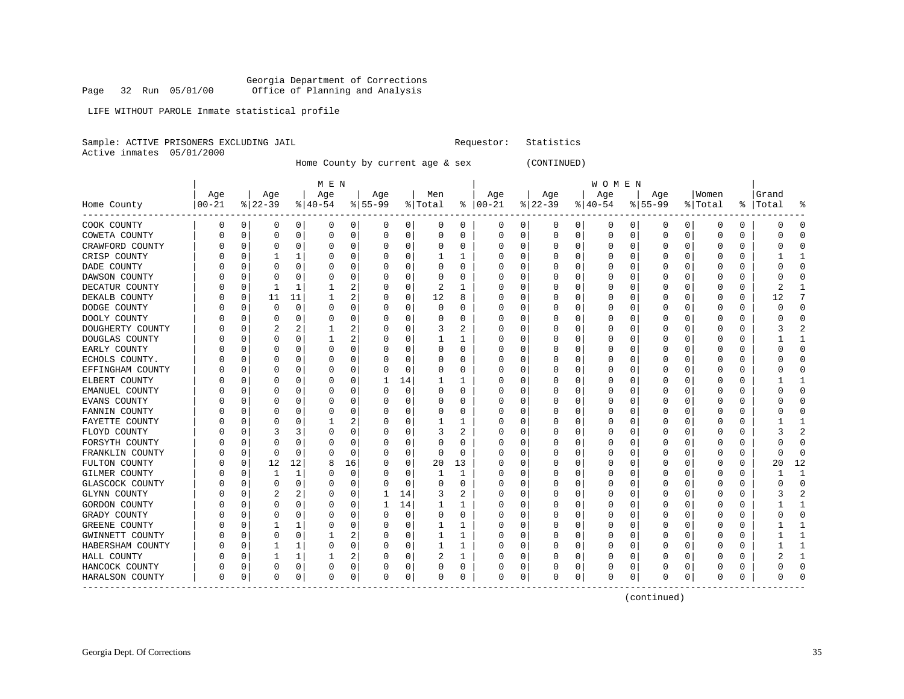Georgia Department of Corrections
Page 32 Run 05/01/00 Office of Planning and Analysis

LIFE WITHOUT PAROLE Inmate statistical profile

Sample: ACTIVE PRISONERS EXCLUDING JAIL Requestor: Statistics
Active inmates 05/01/2000

Home County by current age & sex (CONTINUED)

| | MEN | | | | | | | | | | WOMEN | | | | | | | | | | | |
|---|---|---|---|---|---|---|---|---|---|---|---|---|---|---|---|---|---|---|---|---|---|---|
| Home County | Age 00-21 | % | Age 22-39 | % | Age 40-54 | % | Age 55-99 | % | Men Total | % | Age 00-21 | % | Age 22-39 | % | Age 40-54 | % | Age 55-99 | % | Women Total | % | Grand Total | % |
| COOK COUNTY | 0 | 0 | 0 | 0 | 0 | 0 | 0 | 0 | 0 | 0 | 0 | 0 | 0 | 0 | 0 | 0 | 0 | 0 | 0 | 0 | 0 | 0 |
| COWETA COUNTY | 0 | 0 | 0 | 0 | 0 | 0 | 0 | 0 | 0 | 0 | 0 | 0 | 0 | 0 | 0 | 0 | 0 | 0 | 0 | 0 | 0 | 0 |
| CRAWFORD COUNTY | 0 | 0 | 0 | 0 | 0 | 0 | 0 | 0 | 0 | 0 | 0 | 0 | 0 | 0 | 0 | 0 | 0 | 0 | 0 | 0 | 0 | 0 |
| CRISP COUNTY | 0 | 0 | 1 | 1 | 0 | 0 | 0 | 0 | 1 | 1 | 0 | 0 | 0 | 0 | 0 | 0 | 0 | 0 | 0 | 0 | 1 | 1 |
| DADE COUNTY | 0 | 0 | 0 | 0 | 0 | 0 | 0 | 0 | 0 | 0 | 0 | 0 | 0 | 0 | 0 | 0 | 0 | 0 | 0 | 0 | 0 | 0 |
| DAWSON COUNTY | 0 | 0 | 0 | 0 | 0 | 0 | 0 | 0 | 0 | 0 | 0 | 0 | 0 | 0 | 0 | 0 | 0 | 0 | 0 | 0 | 0 | 0 |
| DECATUR COUNTY | 0 | 0 | 1 | 1 | 1 | 2 | 0 | 0 | 2 | 1 | 0 | 0 | 0 | 0 | 0 | 0 | 0 | 0 | 0 | 0 | 2 | 1 |
| DEKALB COUNTY | 0 | 0 | 11 | 11 | 1 | 2 | 0 | 0 | 12 | 8 | 0 | 0 | 0 | 0 | 0 | 0 | 0 | 0 | 0 | 0 | 12 | 7 |
| DODGE COUNTY | 0 | 0 | 0 | 0 | 0 | 0 | 0 | 0 | 0 | 0 | 0 | 0 | 0 | 0 | 0 | 0 | 0 | 0 | 0 | 0 | 0 | 0 |
| DOOLY COUNTY | 0 | 0 | 0 | 0 | 0 | 0 | 0 | 0 | 0 | 0 | 0 | 0 | 0 | 0 | 0 | 0 | 0 | 0 | 0 | 0 | 0 | 0 |
| DOUGHERTY COUNTY | 0 | 0 | 2 | 2 | 1 | 2 | 0 | 0 | 3 | 2 | 0 | 0 | 0 | 0 | 0 | 0 | 0 | 0 | 0 | 0 | 3 | 2 |
| DOUGLAS COUNTY | 0 | 0 | 0 | 0 | 1 | 2 | 0 | 0 | 1 | 1 | 0 | 0 | 0 | 0 | 0 | 0 | 0 | 0 | 0 | 0 | 1 | 1 |
| EARLY COUNTY | 0 | 0 | 0 | 0 | 0 | 0 | 0 | 0 | 0 | 0 | 0 | 0 | 0 | 0 | 0 | 0 | 0 | 0 | 0 | 0 | 0 | 0 |
| ECHOLS COUNTY. | 0 | 0 | 0 | 0 | 0 | 0 | 0 | 0 | 0 | 0 | 0 | 0 | 0 | 0 | 0 | 0 | 0 | 0 | 0 | 0 | 0 | 0 |
| EFFINGHAM COUNTY | 0 | 0 | 0 | 0 | 0 | 0 | 0 | 0 | 0 | 0 | 0 | 0 | 0 | 0 | 0 | 0 | 0 | 0 | 0 | 0 | 0 | 0 |
| ELBERT COUNTY | 0 | 0 | 0 | 0 | 0 | 0 | 1 | 14 | 1 | 1 | 0 | 0 | 0 | 0 | 0 | 0 | 0 | 0 | 0 | 0 | 1 | 1 |
| EMANUEL COUNTY | 0 | 0 | 0 | 0 | 0 | 0 | 0 | 0 | 0 | 0 | 0 | 0 | 0 | 0 | 0 | 0 | 0 | 0 | 0 | 0 | 0 | 0 |
| EVANS COUNTY | 0 | 0 | 0 | 0 | 0 | 0 | 0 | 0 | 0 | 0 | 0 | 0 | 0 | 0 | 0 | 0 | 0 | 0 | 0 | 0 | 0 | 0 |
| FANNIN COUNTY | 0 | 0 | 0 | 0 | 0 | 0 | 0 | 0 | 0 | 0 | 0 | 0 | 0 | 0 | 0 | 0 | 0 | 0 | 0 | 0 | 0 | 0 |
| FAYETTE COUNTY | 0 | 0 | 0 | 0 | 1 | 2 | 0 | 0 | 1 | 1 | 0 | 0 | 0 | 0 | 0 | 0 | 0 | 0 | 0 | 0 | 1 | 1 |
| FLOYD COUNTY | 0 | 0 | 3 | 3 | 0 | 0 | 0 | 0 | 3 | 2 | 0 | 0 | 0 | 0 | 0 | 0 | 0 | 0 | 0 | 0 | 3 | 2 |
| FORSYTH COUNTY | 0 | 0 | 0 | 0 | 0 | 0 | 0 | 0 | 0 | 0 | 0 | 0 | 0 | 0 | 0 | 0 | 0 | 0 | 0 | 0 | 0 | 0 |
| FRANKLIN COUNTY | 0 | 0 | 0 | 0 | 0 | 0 | 0 | 0 | 0 | 0 | 0 | 0 | 0 | 0 | 0 | 0 | 0 | 0 | 0 | 0 | 0 | 0 |
| FULTON COUNTY | 0 | 0 | 12 | 12 | 8 | 16 | 0 | 0 | 20 | 13 | 0 | 0 | 0 | 0 | 0 | 0 | 0 | 0 | 0 | 0 | 20 | 12 |
| GILMER COUNTY | 0 | 0 | 1 | 1 | 0 | 0 | 0 | 0 | 1 | 1 | 0 | 0 | 0 | 0 | 0 | 0 | 0 | 0 | 0 | 0 | 1 | 1 |
| GLASCOCK COUNTY | 0 | 0 | 0 | 0 | 0 | 0 | 0 | 0 | 0 | 0 | 0 | 0 | 0 | 0 | 0 | 0 | 0 | 0 | 0 | 0 | 0 | 0 |
| GLYNN COUNTY | 0 | 0 | 2 | 2 | 0 | 0 | 1 | 14 | 3 | 2 | 0 | 0 | 0 | 0 | 0 | 0 | 0 | 0 | 0 | 0 | 3 | 2 |
| GORDON COUNTY | 0 | 0 | 0 | 0 | 0 | 0 | 1 | 14 | 1 | 1 | 0 | 0 | 0 | 0 | 0 | 0 | 0 | 0 | 0 | 0 | 1 | 1 |
| GRADY COUNTY | 0 | 0 | 0 | 0 | 0 | 0 | 0 | 0 | 0 | 0 | 0 | 0 | 0 | 0 | 0 | 0 | 0 | 0 | 0 | 0 | 0 | 0 |
| GREENE COUNTY | 0 | 0 | 1 | 1 | 0 | 0 | 0 | 0 | 1 | 1 | 0 | 0 | 0 | 0 | 0 | 0 | 0 | 0 | 0 | 0 | 1 | 1 |
| GWINNETT COUNTY | 0 | 0 | 0 | 0 | 1 | 2 | 0 | 0 | 1 | 1 | 0 | 0 | 0 | 0 | 0 | 0 | 0 | 0 | 0 | 0 | 1 | 1 |
| HABERSHAM COUNTY | 0 | 0 | 1 | 1 | 0 | 0 | 0 | 0 | 1 | 1 | 0 | 0 | 0 | 0 | 0 | 0 | 0 | 0 | 0 | 0 | 1 | 1 |
| HALL COUNTY | 0 | 0 | 1 | 1 | 1 | 2 | 0 | 0 | 2 | 1 | 0 | 0 | 0 | 0 | 0 | 0 | 0 | 0 | 0 | 0 | 2 | 1 |
| HANCOCK COUNTY | 0 | 0 | 0 | 0 | 0 | 0 | 0 | 0 | 0 | 0 | 0 | 0 | 0 | 0 | 0 | 0 | 0 | 0 | 0 | 0 | 0 | 0 |
| HARALSON COUNTY | 0 | 0 | 0 | 0 | 0 | 0 | 0 | 0 | 0 | 0 | 0 | 0 | 0 | 0 | 0 | 0 | 0 | 0 | 0 | 0 | 0 | 0 |

(continued)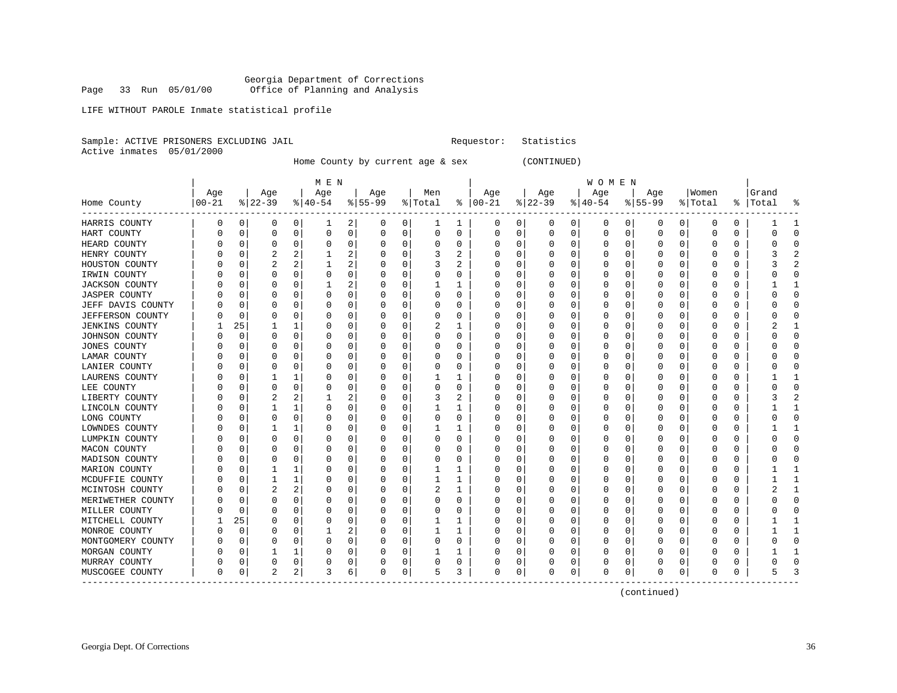Georgia Department of Corrections
Page 33 Run 05/01/00 Office of Planning and Analysis

LIFE WITHOUT PAROLE Inmate statistical profile

Sample: ACTIVE PRISONERS EXCLUDING JAIL Requestor: Statistics
Active inmates 05/01/2000

Home County by current age & sex (CONTINUED)

| | MEN | | | | | | | | | | WOMEN | | | | | | | | | | | |
|---|---|---|---|---|---|---|---|---|---|---|---|---|---|---|---|---|---|---|---|---|---|---|
| Home County | Age 00-21 | % | Age 22-39 | % | Age 40-54 | % | Age 55-99 | % | Men Total | % | Age 00-21 | % | Age 22-39 | % | Age 40-54 | % | Age 55-99 | % | Women Total | % | Grand Total | % |
| HARRIS COUNTY | 0 | 0 | 0 | 0 | 1 | 2 | 0 | 0 | 1 | 1 | 0 | 0 | 0 | 0 | 0 | 0 | 0 | 0 | 0 | 0 | 1 | 1 |
| HART COUNTY | 0 | 0 | 0 | 0 | 0 | 0 | 0 | 0 | 0 | 0 | 0 | 0 | 0 | 0 | 0 | 0 | 0 | 0 | 0 | 0 | 0 | 0 |
| HEARD COUNTY | 0 | 0 | 0 | 0 | 0 | 0 | 0 | 0 | 0 | 0 | 0 | 0 | 0 | 0 | 0 | 0 | 0 | 0 | 0 | 0 | 0 | 0 |
| HENRY COUNTY | 0 | 0 | 2 | 2 | 1 | 2 | 0 | 0 | 3 | 2 | 0 | 0 | 0 | 0 | 0 | 0 | 0 | 0 | 0 | 0 | 3 | 2 |
| HOUSTON COUNTY | 0 | 0 | 2 | 2 | 1 | 2 | 0 | 0 | 3 | 2 | 0 | 0 | 0 | 0 | 0 | 0 | 0 | 0 | 0 | 0 | 3 | 2 |
| IRWIN COUNTY | 0 | 0 | 0 | 0 | 0 | 0 | 0 | 0 | 0 | 0 | 0 | 0 | 0 | 0 | 0 | 0 | 0 | 0 | 0 | 0 | 0 | 0 |
| JACKSON COUNTY | 0 | 0 | 0 | 0 | 1 | 2 | 0 | 0 | 1 | 1 | 0 | 0 | 0 | 0 | 0 | 0 | 0 | 0 | 0 | 0 | 1 | 1 |
| JASPER COUNTY | 0 | 0 | 0 | 0 | 0 | 0 | 0 | 0 | 0 | 0 | 0 | 0 | 0 | 0 | 0 | 0 | 0 | 0 | 0 | 0 | 0 | 0 |
| JEFF DAVIS COUNTY | 0 | 0 | 0 | 0 | 0 | 0 | 0 | 0 | 0 | 0 | 0 | 0 | 0 | 0 | 0 | 0 | 0 | 0 | 0 | 0 | 0 | 0 |
| JEFFERSON COUNTY | 0 | 0 | 0 | 0 | 0 | 0 | 0 | 0 | 0 | 0 | 0 | 0 | 0 | 0 | 0 | 0 | 0 | 0 | 0 | 0 | 0 | 0 |
| JENKINS COUNTY | 1 | 25 | 1 | 1 | 0 | 0 | 0 | 0 | 2 | 1 | 0 | 0 | 0 | 0 | 0 | 0 | 0 | 0 | 0 | 0 | 2 | 1 |
| JOHNSON COUNTY | 0 | 0 | 0 | 0 | 0 | 0 | 0 | 0 | 0 | 0 | 0 | 0 | 0 | 0 | 0 | 0 | 0 | 0 | 0 | 0 | 0 | 0 |
| JONES COUNTY | 0 | 0 | 0 | 0 | 0 | 0 | 0 | 0 | 0 | 0 | 0 | 0 | 0 | 0 | 0 | 0 | 0 | 0 | 0 | 0 | 0 | 0 |
| LAMAR COUNTY | 0 | 0 | 0 | 0 | 0 | 0 | 0 | 0 | 0 | 0 | 0 | 0 | 0 | 0 | 0 | 0 | 0 | 0 | 0 | 0 | 0 | 0 |
| LANIER COUNTY | 0 | 0 | 0 | 0 | 0 | 0 | 0 | 0 | 0 | 0 | 0 | 0 | 0 | 0 | 0 | 0 | 0 | 0 | 0 | 0 | 0 | 0 |
| LAURENS COUNTY | 0 | 0 | 1 | 1 | 0 | 0 | 0 | 0 | 1 | 1 | 0 | 0 | 0 | 0 | 0 | 0 | 0 | 0 | 0 | 0 | 1 | 1 |
| LEE COUNTY | 0 | 0 | 0 | 0 | 0 | 0 | 0 | 0 | 0 | 0 | 0 | 0 | 0 | 0 | 0 | 0 | 0 | 0 | 0 | 0 | 0 | 0 |
| LIBERTY COUNTY | 0 | 0 | 2 | 2 | 1 | 2 | 0 | 0 | 3 | 2 | 0 | 0 | 0 | 0 | 0 | 0 | 0 | 0 | 0 | 0 | 3 | 2 |
| LINCOLN COUNTY | 0 | 0 | 1 | 1 | 0 | 0 | 0 | 0 | 1 | 1 | 0 | 0 | 0 | 0 | 0 | 0 | 0 | 0 | 0 | 0 | 1 | 1 |
| LONG COUNTY | 0 | 0 | 0 | 0 | 0 | 0 | 0 | 0 | 0 | 0 | 0 | 0 | 0 | 0 | 0 | 0 | 0 | 0 | 0 | 0 | 0 | 0 |
| LOWNDES COUNTY | 0 | 0 | 1 | 1 | 0 | 0 | 0 | 0 | 1 | 1 | 0 | 0 | 0 | 0 | 0 | 0 | 0 | 0 | 0 | 0 | 1 | 1 |
| LUMPKIN COUNTY | 0 | 0 | 0 | 0 | 0 | 0 | 0 | 0 | 0 | 0 | 0 | 0 | 0 | 0 | 0 | 0 | 0 | 0 | 0 | 0 | 0 | 0 |
| MACON COUNTY | 0 | 0 | 0 | 0 | 0 | 0 | 0 | 0 | 0 | 0 | 0 | 0 | 0 | 0 | 0 | 0 | 0 | 0 | 0 | 0 | 0 | 0 |
| MADISON COUNTY | 0 | 0 | 0 | 0 | 0 | 0 | 0 | 0 | 0 | 0 | 0 | 0 | 0 | 0 | 0 | 0 | 0 | 0 | 0 | 0 | 0 | 0 |
| MARION COUNTY | 0 | 0 | 1 | 1 | 0 | 0 | 0 | 0 | 1 | 1 | 0 | 0 | 0 | 0 | 0 | 0 | 0 | 0 | 0 | 0 | 1 | 1 |
| MCDUFFIE COUNTY | 0 | 0 | 1 | 1 | 0 | 0 | 0 | 0 | 1 | 1 | 0 | 0 | 0 | 0 | 0 | 0 | 0 | 0 | 0 | 0 | 1 | 1 |
| MCINTOSH COUNTY | 0 | 0 | 2 | 2 | 0 | 0 | 0 | 0 | 2 | 1 | 0 | 0 | 0 | 0 | 0 | 0 | 0 | 0 | 0 | 0 | 2 | 1 |
| MERIWETHER COUNTY | 0 | 0 | 0 | 0 | 0 | 0 | 0 | 0 | 0 | 0 | 0 | 0 | 0 | 0 | 0 | 0 | 0 | 0 | 0 | 0 | 0 | 0 |
| MILLER COUNTY | 0 | 0 | 0 | 0 | 0 | 0 | 0 | 0 | 0 | 0 | 0 | 0 | 0 | 0 | 0 | 0 | 0 | 0 | 0 | 0 | 0 | 0 |
| MITCHELL COUNTY | 1 | 25 | 0 | 0 | 0 | 0 | 0 | 0 | 1 | 1 | 0 | 0 | 0 | 0 | 0 | 0 | 0 | 0 | 0 | 0 | 1 | 1 |
| MONROE COUNTY | 0 | 0 | 0 | 0 | 1 | 2 | 0 | 0 | 1 | 1 | 0 | 0 | 0 | 0 | 0 | 0 | 0 | 0 | 0 | 0 | 1 | 1 |
| MONTGOMERY COUNTY | 0 | 0 | 0 | 0 | 0 | 0 | 0 | 0 | 0 | 0 | 0 | 0 | 0 | 0 | 0 | 0 | 0 | 0 | 0 | 0 | 0 | 0 |
| MORGAN COUNTY | 0 | 0 | 1 | 1 | 0 | 0 | 0 | 0 | 1 | 1 | 0 | 0 | 0 | 0 | 0 | 0 | 0 | 0 | 0 | 0 | 1 | 1 |
| MURRAY COUNTY | 0 | 0 | 0 | 0 | 0 | 0 | 0 | 0 | 0 | 0 | 0 | 0 | 0 | 0 | 0 | 0 | 0 | 0 | 0 | 0 | 0 | 0 |
| MUSCOGEE COUNTY | 0 | 0 | 2 | 2 | 3 | 6 | 0 | 0 | 5 | 3 | 0 | 0 | 0 | 0 | 0 | 0 | 0 | 0 | 0 | 0 | 5 | 3 |

(continued)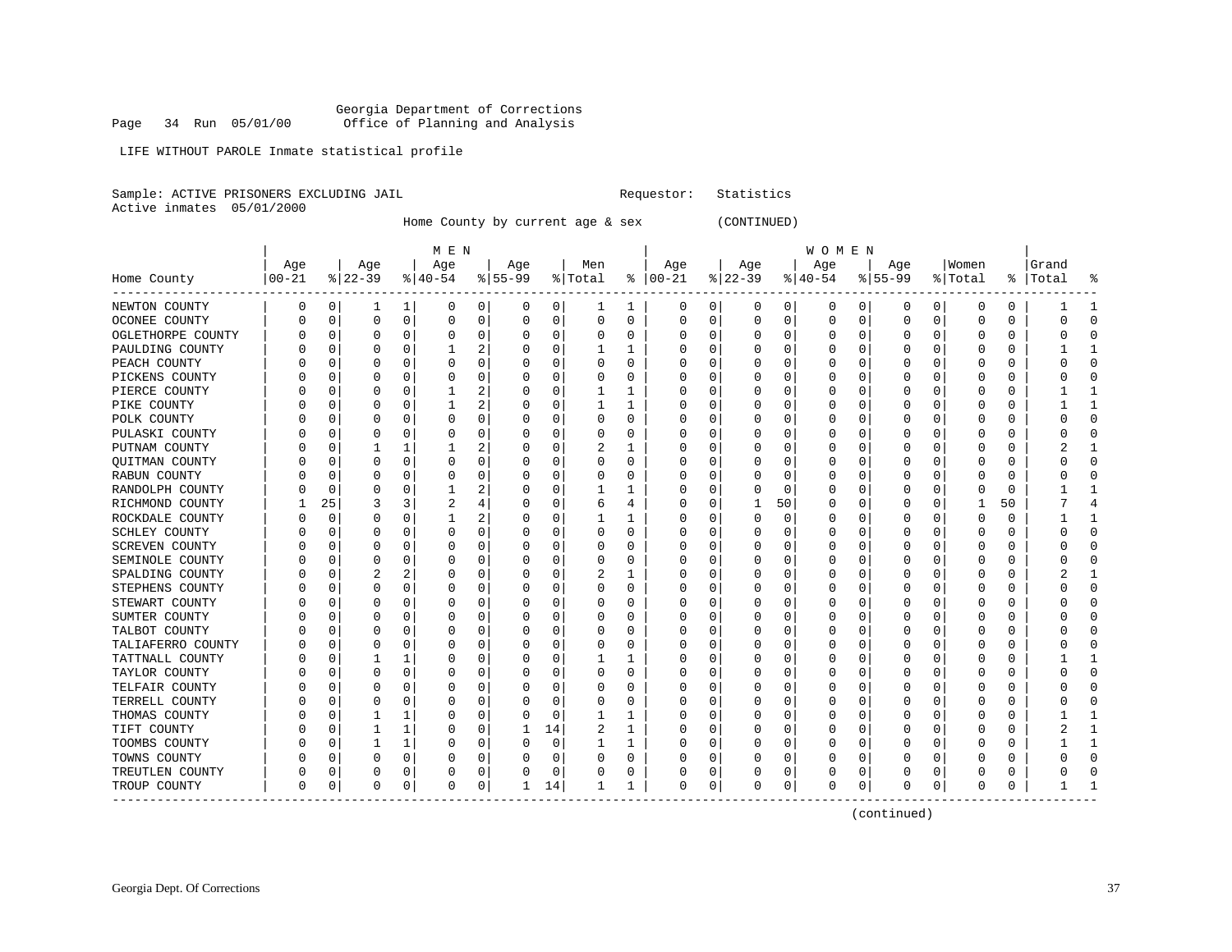Georgia Department of Corrections
Page 34 Run 05/01/00 Office of Planning and Analysis

LIFE WITHOUT PAROLE Inmate statistical profile

Sample: ACTIVE PRISONERS EXCLUDING JAIL Requestor: Statistics
Active inmates 05/01/2000

Home County by current age & sex (CONTINUED)

| Home County | MEN Age 00-21 | % | Age 22-39 | % | Age 40-54 | % | Age 55-99 | % | Men Total | % | WOMEN Age 00-21 | % | Age 22-39 | % | Age 40-54 | % | Age 55-99 | % | Women Total | % | Grand Total | % |
|---|---|---|---|---|---|---|---|---|---|---|---|---|---|---|---|---|---|---|---|---|---|---|
| NEWTON COUNTY | 0 | 0 | 1 | 1 | 0 | 0 | 0 | 0 | 1 | 1 | 0 | 0 | 0 | 0 | 0 | 0 | 0 | 0 | 0 | 0 | 1 | 1 |
| OCONEE COUNTY | 0 | 0 | 0 | 0 | 0 | 0 | 0 | 0 | 0 | 0 | 0 | 0 | 0 | 0 | 0 | 0 | 0 | 0 | 0 | 0 | 0 | 0 |
| OGLETHORPE COUNTY | 0 | 0 | 0 | 0 | 0 | 0 | 0 | 0 | 0 | 0 | 0 | 0 | 0 | 0 | 0 | 0 | 0 | 0 | 0 | 0 | 0 | 0 |
| PAULDING COUNTY | 0 | 0 | 0 | 0 | 1 | 2 | 0 | 0 | 1 | 1 | 0 | 0 | 0 | 0 | 0 | 0 | 0 | 0 | 0 | 0 | 1 | 1 |
| PEACH COUNTY | 0 | 0 | 0 | 0 | 0 | 0 | 0 | 0 | 0 | 0 | 0 | 0 | 0 | 0 | 0 | 0 | 0 | 0 | 0 | 0 | 0 | 0 |
| PICKENS COUNTY | 0 | 0 | 0 | 0 | 0 | 0 | 0 | 0 | 0 | 0 | 0 | 0 | 0 | 0 | 0 | 0 | 0 | 0 | 0 | 0 | 0 | 0 |
| PIERCE COUNTY | 0 | 0 | 0 | 0 | 1 | 2 | 0 | 0 | 1 | 1 | 0 | 0 | 0 | 0 | 0 | 0 | 0 | 0 | 0 | 0 | 1 | 1 |
| PIKE COUNTY | 0 | 0 | 0 | 0 | 1 | 2 | 0 | 0 | 1 | 1 | 0 | 0 | 0 | 0 | 0 | 0 | 0 | 0 | 0 | 0 | 1 | 1 |
| POLK COUNTY | 0 | 0 | 0 | 0 | 0 | 0 | 0 | 0 | 0 | 0 | 0 | 0 | 0 | 0 | 0 | 0 | 0 | 0 | 0 | 0 | 0 | 0 |
| PULASKI COUNTY | 0 | 0 | 0 | 0 | 0 | 0 | 0 | 0 | 0 | 0 | 0 | 0 | 0 | 0 | 0 | 0 | 0 | 0 | 0 | 0 | 0 | 0 |
| PUTNAM COUNTY | 0 | 0 | 1 | 1 | 1 | 2 | 0 | 0 | 2 | 1 | 0 | 0 | 0 | 0 | 0 | 0 | 0 | 0 | 0 | 0 | 2 | 1 |
| QUITMAN COUNTY | 0 | 0 | 0 | 0 | 0 | 0 | 0 | 0 | 0 | 0 | 0 | 0 | 0 | 0 | 0 | 0 | 0 | 0 | 0 | 0 | 0 | 0 |
| RABUN COUNTY | 0 | 0 | 0 | 0 | 0 | 0 | 0 | 0 | 0 | 0 | 0 | 0 | 0 | 0 | 0 | 0 | 0 | 0 | 0 | 0 | 0 | 0 |
| RANDOLPH COUNTY | 0 | 0 | 0 | 0 | 1 | 2 | 0 | 0 | 1 | 1 | 0 | 0 | 0 | 0 | 0 | 0 | 0 | 0 | 0 | 0 | 1 | 1 |
| RICHMOND COUNTY | 1 | 25 | 3 | 3 | 2 | 4 | 0 | 0 | 6 | 4 | 0 | 0 | 1 | 50 | 0 | 0 | 0 | 0 | 1 | 50 | 7 | 4 |
| ROCKDALE COUNTY | 0 | 0 | 0 | 0 | 1 | 2 | 0 | 0 | 1 | 1 | 0 | 0 | 0 | 0 | 0 | 0 | 0 | 0 | 0 | 0 | 1 | 1 |
| SCHLEY COUNTY | 0 | 0 | 0 | 0 | 0 | 0 | 0 | 0 | 0 | 0 | 0 | 0 | 0 | 0 | 0 | 0 | 0 | 0 | 0 | 0 | 0 | 0 |
| SCREVEN COUNTY | 0 | 0 | 0 | 0 | 0 | 0 | 0 | 0 | 0 | 0 | 0 | 0 | 0 | 0 | 0 | 0 | 0 | 0 | 0 | 0 | 0 | 0 |
| SEMINOLE COUNTY | 0 | 0 | 0 | 0 | 0 | 0 | 0 | 0 | 0 | 0 | 0 | 0 | 0 | 0 | 0 | 0 | 0 | 0 | 0 | 0 | 0 | 0 |
| SPALDING COUNTY | 0 | 0 | 2 | 2 | 0 | 0 | 0 | 0 | 2 | 1 | 0 | 0 | 0 | 0 | 0 | 0 | 0 | 0 | 0 | 0 | 2 | 1 |
| STEPHENS COUNTY | 0 | 0 | 0 | 0 | 0 | 0 | 0 | 0 | 0 | 0 | 0 | 0 | 0 | 0 | 0 | 0 | 0 | 0 | 0 | 0 | 0 | 0 |
| STEWART COUNTY | 0 | 0 | 0 | 0 | 0 | 0 | 0 | 0 | 0 | 0 | 0 | 0 | 0 | 0 | 0 | 0 | 0 | 0 | 0 | 0 | 0 | 0 |
| SUMTER COUNTY | 0 | 0 | 0 | 0 | 0 | 0 | 0 | 0 | 0 | 0 | 0 | 0 | 0 | 0 | 0 | 0 | 0 | 0 | 0 | 0 | 0 | 0 |
| TALBOT COUNTY | 0 | 0 | 0 | 0 | 0 | 0 | 0 | 0 | 0 | 0 | 0 | 0 | 0 | 0 | 0 | 0 | 0 | 0 | 0 | 0 | 0 | 0 |
| TALIAFERRO COUNTY | 0 | 0 | 0 | 0 | 0 | 0 | 0 | 0 | 0 | 0 | 0 | 0 | 0 | 0 | 0 | 0 | 0 | 0 | 0 | 0 | 0 | 0 |
| TATTNALL COUNTY | 0 | 0 | 1 | 1 | 0 | 0 | 0 | 0 | 1 | 1 | 0 | 0 | 0 | 0 | 0 | 0 | 0 | 0 | 0 | 0 | 1 | 1 |
| TAYLOR COUNTY | 0 | 0 | 0 | 0 | 0 | 0 | 0 | 0 | 0 | 0 | 0 | 0 | 0 | 0 | 0 | 0 | 0 | 0 | 0 | 0 | 0 | 0 |
| TELFAIR COUNTY | 0 | 0 | 0 | 0 | 0 | 0 | 0 | 0 | 0 | 0 | 0 | 0 | 0 | 0 | 0 | 0 | 0 | 0 | 0 | 0 | 0 | 0 |
| TERRELL COUNTY | 0 | 0 | 0 | 0 | 0 | 0 | 0 | 0 | 0 | 0 | 0 | 0 | 0 | 0 | 0 | 0 | 0 | 0 | 0 | 0 | 0 | 0 |
| THOMAS COUNTY | 0 | 0 | 1 | 1 | 0 | 0 | 0 | 0 | 1 | 1 | 0 | 0 | 0 | 0 | 0 | 0 | 0 | 0 | 0 | 0 | 1 | 1 |
| TIFT COUNTY | 0 | 0 | 1 | 1 | 0 | 0 | 1 | 14 | 2 | 1 | 0 | 0 | 0 | 0 | 0 | 0 | 0 | 0 | 0 | 0 | 2 | 1 |
| TOOMBS COUNTY | 0 | 0 | 1 | 1 | 0 | 0 | 0 | 0 | 1 | 1 | 0 | 0 | 0 | 0 | 0 | 0 | 0 | 0 | 0 | 0 | 1 | 1 |
| TOWNS COUNTY | 0 | 0 | 0 | 0 | 0 | 0 | 0 | 0 | 0 | 0 | 0 | 0 | 0 | 0 | 0 | 0 | 0 | 0 | 0 | 0 | 0 | 0 |
| TREUTLEN COUNTY | 0 | 0 | 0 | 0 | 0 | 0 | 0 | 0 | 0 | 0 | 0 | 0 | 0 | 0 | 0 | 0 | 0 | 0 | 0 | 0 | 0 | 0 |
| TROUP COUNTY | 0 | 0 | 0 | 0 | 0 | 0 | 1 | 14 | 1 | 1 | 0 | 0 | 0 | 0 | 0 | 0 | 0 | 0 | 0 | 0 | 1 | 1 |

(continued)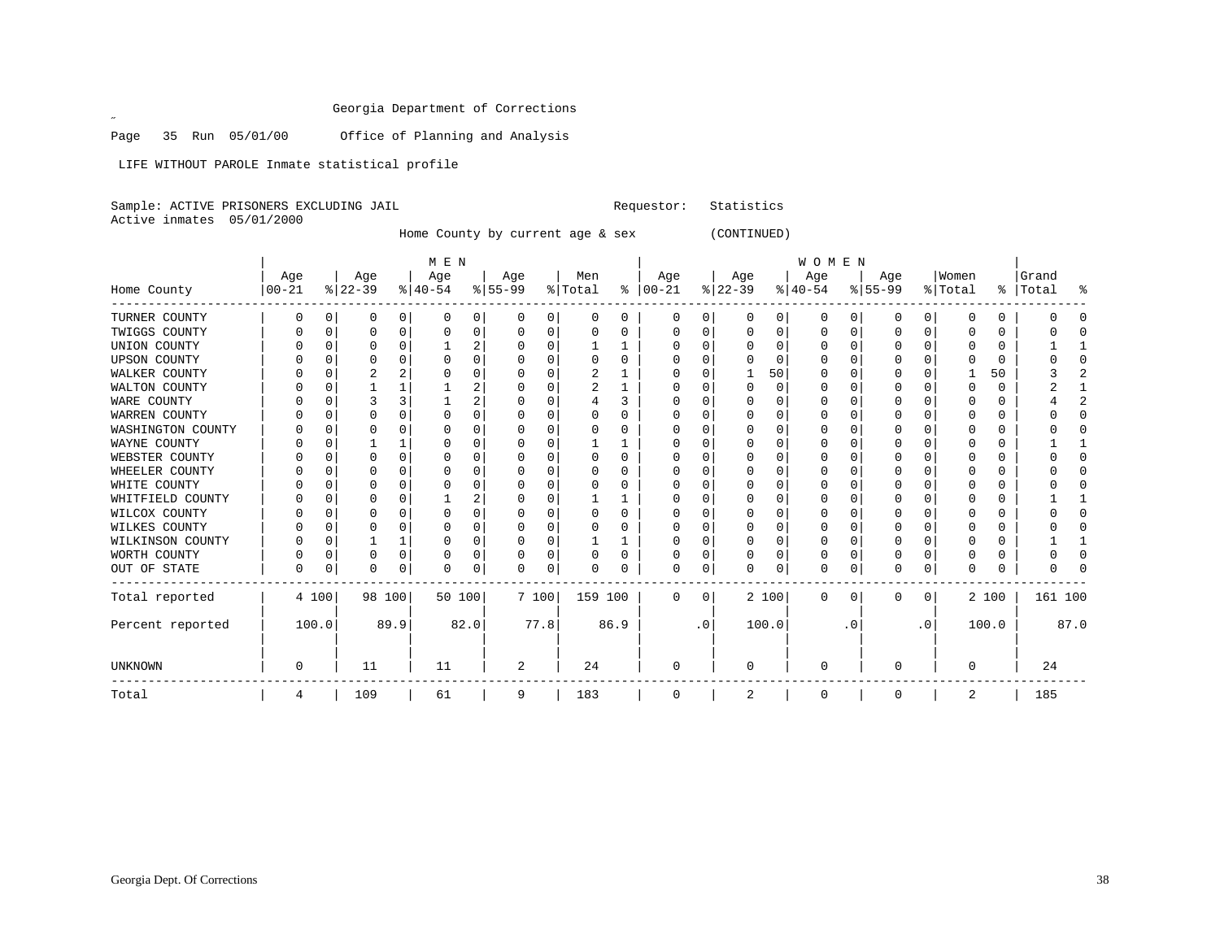Georgia Department of Corrections

Page 35 Run 05/01/00 Office of Planning and Analysis

LIFE WITHOUT PAROLE Inmate statistical profile

Sample: ACTIVE PRISONERS EXCLUDING JAIL Requestor: Statistics

Active inmates 05/01/2000

Home County by current age & sex (CONTINUED)

| Home County | MEN Age 00-21 | % | Age 22-39 | % | Age 40-54 | % | Age 55-99 | % | Men Total | % | WOMEN Age 00-21 | % | Age 22-39 | % | Age 40-54 | % | Age 55-99 | % | Women Total | % | Grand Total | % |
|---|---|---|---|---|---|---|---|---|---|---|---|---|---|---|---|---|---|---|---|---|---|---|
| TURNER COUNTY | 0 | 0 | 0 | 0 | 0 | 0 | 0 | 0 | 0 | 0 | 0 | 0 | 0 | 0 | 0 | 0 | 0 | 0 | 0 | 0 | 0 | 0 |
| TWIGGS COUNTY | 0 | 0 | 0 | 0 | 0 | 0 | 0 | 0 | 0 | 0 | 0 | 0 | 0 | 0 | 0 | 0 | 0 | 0 | 0 | 0 | 0 | 0 |
| UNION COUNTY | 0 | 0 | 0 | 0 | 1 | 2 | 0 | 0 | 1 | 1 | 0 | 0 | 0 | 0 | 0 | 0 | 0 | 0 | 0 | 0 | 1 | 1 |
| UPSON COUNTY | 0 | 0 | 0 | 0 | 0 | 0 | 0 | 0 | 0 | 0 | 0 | 0 | 0 | 0 | 0 | 0 | 0 | 0 | 0 | 0 | 0 | 0 |
| WALKER COUNTY | 0 | 0 | 2 | 2 | 0 | 0 | 0 | 0 | 2 | 1 | 0 | 0 | 1 | 50 | 0 | 0 | 0 | 0 | 1 | 50 | 3 | 2 |
| WALTON COUNTY | 0 | 0 | 1 | 1 | 1 | 2 | 0 | 0 | 2 | 1 | 0 | 0 | 0 | 0 | 0 | 0 | 0 | 0 | 0 | 0 | 2 | 1 |
| WARE COUNTY | 0 | 0 | 3 | 3 | 1 | 2 | 0 | 0 | 4 | 3 | 0 | 0 | 0 | 0 | 0 | 0 | 0 | 0 | 0 | 0 | 4 | 2 |
| WARREN COUNTY | 0 | 0 | 0 | 0 | 0 | 0 | 0 | 0 | 0 | 0 | 0 | 0 | 0 | 0 | 0 | 0 | 0 | 0 | 0 | 0 | 0 | 0 |
| WASHINGTON COUNTY | 0 | 0 | 0 | 0 | 0 | 0 | 0 | 0 | 0 | 0 | 0 | 0 | 0 | 0 | 0 | 0 | 0 | 0 | 0 | 0 | 0 | 0 |
| WAYNE COUNTY | 0 | 0 | 1 | 1 | 0 | 0 | 0 | 0 | 1 | 1 | 0 | 0 | 0 | 0 | 0 | 0 | 0 | 0 | 0 | 0 | 1 | 1 |
| WEBSTER COUNTY | 0 | 0 | 0 | 0 | 0 | 0 | 0 | 0 | 0 | 0 | 0 | 0 | 0 | 0 | 0 | 0 | 0 | 0 | 0 | 0 | 0 | 0 |
| WHEELER COUNTY | 0 | 0 | 0 | 0 | 0 | 0 | 0 | 0 | 0 | 0 | 0 | 0 | 0 | 0 | 0 | 0 | 0 | 0 | 0 | 0 | 0 | 0 |
| WHITE COUNTY | 0 | 0 | 0 | 0 | 0 | 0 | 0 | 0 | 0 | 0 | 0 | 0 | 0 | 0 | 0 | 0 | 0 | 0 | 0 | 0 | 0 | 0 |
| WHITFIELD COUNTY | 0 | 0 | 0 | 0 | 1 | 2 | 0 | 0 | 1 | 1 | 0 | 0 | 0 | 0 | 0 | 0 | 0 | 0 | 0 | 0 | 1 | 1 |
| WILCOX COUNTY | 0 | 0 | 0 | 0 | 0 | 0 | 0 | 0 | 0 | 0 | 0 | 0 | 0 | 0 | 0 | 0 | 0 | 0 | 0 | 0 | 0 | 0 |
| WILKES COUNTY | 0 | 0 | 0 | 0 | 0 | 0 | 0 | 0 | 0 | 0 | 0 | 0 | 0 | 0 | 0 | 0 | 0 | 0 | 0 | 0 | 0 | 0 |
| WILKINSON COUNTY | 0 | 0 | 1 | 1 | 0 | 0 | 0 | 0 | 1 | 1 | 0 | 0 | 0 | 0 | 0 | 0 | 0 | 0 | 0 | 0 | 1 | 1 |
| WORTH COUNTY | 0 | 0 | 0 | 0 | 0 | 0 | 0 | 0 | 0 | 0 | 0 | 0 | 0 | 0 | 0 | 0 | 0 | 0 | 0 | 0 | 0 | 0 |
| OUT OF STATE | 0 | 0 | 0 | 0 | 0 | 0 | 0 | 0 | 0 | 0 | 0 | 0 | 0 | 0 | 0 | 0 | 0 | 0 | 0 | 0 | 0 | 0 |
| Total reported | 4 | 100 | 98 | 100 | 50 | 100 | 7 | 100 | 159 | 100 | 0 | 0 | 2 | 100 | 0 | 0 | 0 | 0 | 2 | 100 | 161 | 100 |
| Percent reported | 100.0 | | 89.9 | | 82.0 | | 77.8 | | 86.9 | | .0 | | 100.0 | | .0 | | .0 | | 100.0 | | 87.0 | |
| UNKNOWN | 0 | | 11 | | 11 | | 2 | | 24 | | 0 | | 0 | | 0 | | 0 | | 0 | | 24 | |
| Total | 4 | | 109 | | 61 | | 9 | | 183 | | 0 | | 2 | | 0 | | 0 | | 2 | | 185 | |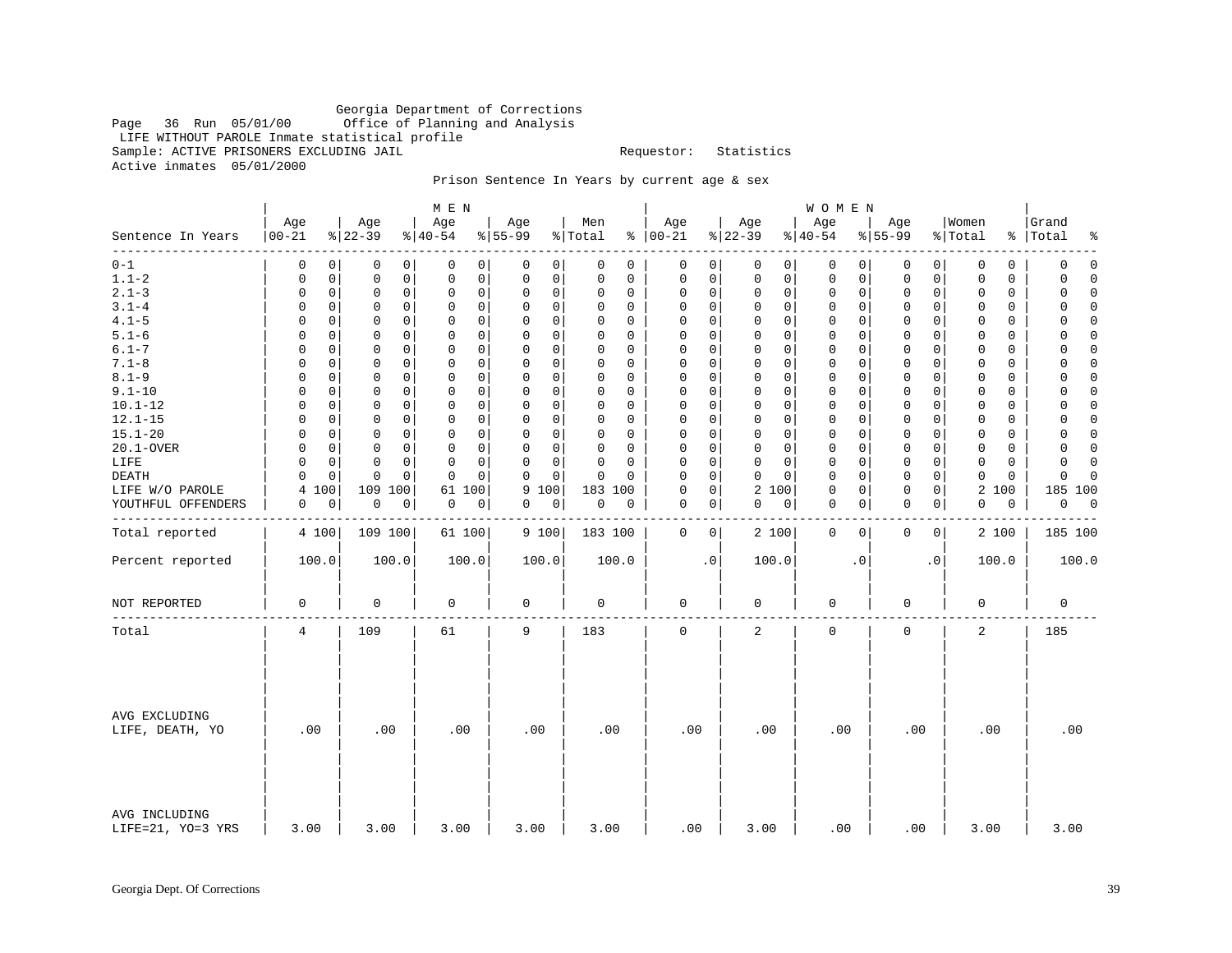Georgia Department of Corrections
Page 36 Run 05/01/00 Office of Planning and Analysis
LIFE WITHOUT PAROLE Inmate statistical profile
Sample: ACTIVE PRISONERS EXCLUDING JAIL Requestor: Statistics
Active inmates 05/01/2000

Prison Sentence In Years by current age & sex

| Sentence In Years | MEN Age 00-21 | % | Age 22-39 | % | Age 40-54 | % | Age 55-99 | % | Men Total | % | WOMEN Age 00-21 | % | Age 22-39 | % | Age 40-54 | % | Age 55-99 | % | Women Total | % | Grand Total | % |
|---|---|---|---|---|---|---|---|---|---|---|---|---|---|---|---|---|---|---|---|---|---|---|
| 0-1 | 0 | 0 | 0 | 0 | 0 | 0 | 0 | 0 | 0 | 0 | 0 | 0 | 0 | 0 | 0 | 0 | 0 | 0 | 0 | 0 | 0 | 0 |
| 1.1-2 | 0 | 0 | 0 | 0 | 0 | 0 | 0 | 0 | 0 | 0 | 0 | 0 | 0 | 0 | 0 | 0 | 0 | 0 | 0 | 0 | 0 | 0 |
| 2.1-3 | 0 | 0 | 0 | 0 | 0 | 0 | 0 | 0 | 0 | 0 | 0 | 0 | 0 | 0 | 0 | 0 | 0 | 0 | 0 | 0 | 0 | 0 |
| 3.1-4 | 0 | 0 | 0 | 0 | 0 | 0 | 0 | 0 | 0 | 0 | 0 | 0 | 0 | 0 | 0 | 0 | 0 | 0 | 0 | 0 | 0 | 0 |
| 4.1-5 | 0 | 0 | 0 | 0 | 0 | 0 | 0 | 0 | 0 | 0 | 0 | 0 | 0 | 0 | 0 | 0 | 0 | 0 | 0 | 0 | 0 | 0 |
| 5.1-6 | 0 | 0 | 0 | 0 | 0 | 0 | 0 | 0 | 0 | 0 | 0 | 0 | 0 | 0 | 0 | 0 | 0 | 0 | 0 | 0 | 0 | 0 |
| 6.1-7 | 0 | 0 | 0 | 0 | 0 | 0 | 0 | 0 | 0 | 0 | 0 | 0 | 0 | 0 | 0 | 0 | 0 | 0 | 0 | 0 | 0 | 0 |
| 7.1-8 | 0 | 0 | 0 | 0 | 0 | 0 | 0 | 0 | 0 | 0 | 0 | 0 | 0 | 0 | 0 | 0 | 0 | 0 | 0 | 0 | 0 | 0 |
| 8.1-9 | 0 | 0 | 0 | 0 | 0 | 0 | 0 | 0 | 0 | 0 | 0 | 0 | 0 | 0 | 0 | 0 | 0 | 0 | 0 | 0 | 0 | 0 |
| 9.1-10 | 0 | 0 | 0 | 0 | 0 | 0 | 0 | 0 | 0 | 0 | 0 | 0 | 0 | 0 | 0 | 0 | 0 | 0 | 0 | 0 | 0 | 0 |
| 10.1-12 | 0 | 0 | 0 | 0 | 0 | 0 | 0 | 0 | 0 | 0 | 0 | 0 | 0 | 0 | 0 | 0 | 0 | 0 | 0 | 0 | 0 | 0 |
| 12.1-15 | 0 | 0 | 0 | 0 | 0 | 0 | 0 | 0 | 0 | 0 | 0 | 0 | 0 | 0 | 0 | 0 | 0 | 0 | 0 | 0 | 0 | 0 |
| 15.1-20 | 0 | 0 | 0 | 0 | 0 | 0 | 0 | 0 | 0 | 0 | 0 | 0 | 0 | 0 | 0 | 0 | 0 | 0 | 0 | 0 | 0 | 0 |
| 20.1-OVER | 0 | 0 | 0 | 0 | 0 | 0 | 0 | 0 | 0 | 0 | 0 | 0 | 0 | 0 | 0 | 0 | 0 | 0 | 0 | 0 | 0 | 0 |
| LIFE | 0 | 0 | 0 | 0 | 0 | 0 | 0 | 0 | 0 | 0 | 0 | 0 | 0 | 0 | 0 | 0 | 0 | 0 | 0 | 0 | 0 | 0 |
| DEATH | 0 | 0 | 0 | 0 | 0 | 0 | 0 | 0 | 0 | 0 | 0 | 0 | 0 | 0 | 0 | 0 | 0 | 0 | 0 | 0 | 0 | 0 |
| LIFE W/O PAROLE | 4 | 100 | 109 | 100 | 61 | 100 | 9 | 100 | 183 | 100 | 0 | 0 | 2 | 100 | 0 | 0 | 0 | 0 | 2 | 100 | 185 | 100 |
| YOUTHFUL OFFENDERS | 0 | 0 | 0 | 0 | 0 | 0 | 0 | 0 | 0 | 0 | 0 | 0 | 0 | 0 | 0 | 0 | 0 | 0 | 0 | 0 | 0 | 0 |
| Total reported | 4 | 100 | 109 | 100 | 61 | 100 | 9 | 100 | 183 | 100 | 0 | 0 | 2 | 100 | 0 | 0 | 0 | 0 | 2 | 100 | 185 | 100 |
| Percent reported | 100.0 | | 100.0 | | 100.0 | | 100.0 | | 100.0 | | .0 | | 100.0 | | .0 | | .0 | | 100.0 | | 100.0 | |
| NOT REPORTED | 0 | | 0 | | 0 | | 0 | | 0 | | 0 | | 0 | | 0 | | 0 | | 0 | | 0 | |
| Total | 4 | | 109 | | 61 | | 9 | | 183 | | 0 | | 2 | | 0 | | 0 | | 2 | | 185 | |
| AVG EXCLUDING LIFE, DEATH, YO | .00 | | .00 | | .00 | | .00 | | .00 | | .00 | | .00 | | .00 | | .00 | | .00 | | .00 | |
| AVG INCLUDING LIFE=21, YO=3 YRS | 3.00 | | 3.00 | | 3.00 | | 3.00 | | 3.00 | | .00 | | 3.00 | | .00 | | .00 | | 3.00 | | 3.00 | |

Georgia Dept. Of Corrections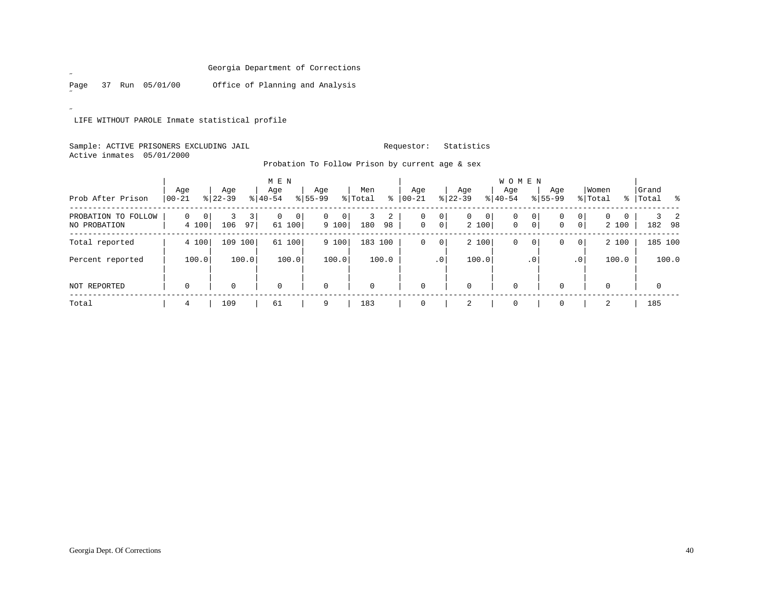Georgia Department of Corrections

Page 37 Run 05/01/00 Office of Planning and Analysis

LIFE WITHOUT PAROLE Inmate statistical profile

Sample: ACTIVE PRISONERS EXCLUDING JAIL Requestor: Statistics
Active inmates 05/01/2000

Probation To Follow Prison by current age & sex

| | MEN | | | | | | | | | | WOMEN | | | | | | | | | | | |
|---|---|---|---|---|---|---|---|---|---|---|---|---|---|---|---|---|---|---|---|---|---|---|
| Prob After Prison | Age 00-21 | % | Age 22-39 | % | Age 40-54 | % | Age 55-99 | % | Men Total | % | Age 00-21 | % | Age 22-39 | % | Age 40-54 | % | Age 55-99 | % | Women Total | % | Grand Total | % |
| PROBATION TO FOLLOW | 0 | 0 | 3 | 3 | 0 | 0 | 0 | 0 | 3 | 2 | 0 | 0 | 0 | 0 | 0 | 0 | 0 | 0 | 0 | 0 | 3 | 2 |
| NO PROBATION | 4 | 100 | 106 | 97 | 61 | 100 | 9 | 100 | 180 | 98 | 0 | 0 | 2 | 100 | 0 | 0 | 0 | 0 | 2 | 100 | 182 | 98 |
| Total reported | 4 | 100 | 109 | 100 | 61 | 100 | 9 | 100 | 183 | 100 | 0 | 0 | 2 | 100 | 0 | 0 | 0 | 0 | 2 | 100 | 185 | 100 |
| Percent reported | | 100.0 | | 100.0 | | 100.0 | | 100.0 | | 100.0 | | .0 | | 100.0 | | .0 | | .0 | | 100.0 | | 100.0 |
| NOT REPORTED | 0 | | 0 | | 0 | | 0 | | 0 | | 0 | | 0 | | 0 | | 0 | | 0 | | 0 | |
| Total | 4 | | 109 | | 61 | | 9 | | 183 | | 0 | | 2 | | 0 | | 0 | | 2 | | 185 | |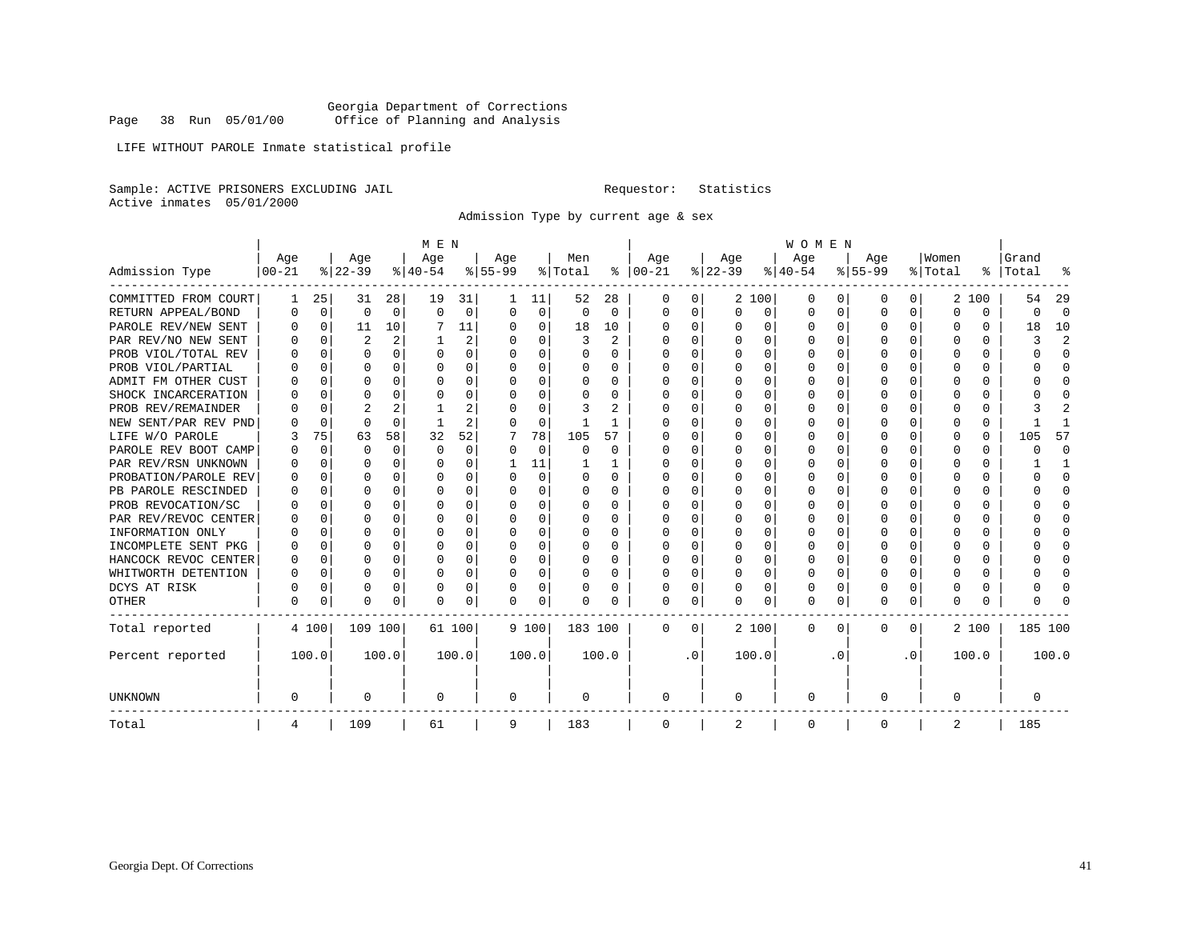Georgia Department of Corrections
Office of Planning and Analysis

LIFE WITHOUT PAROLE Inmate statistical profile

Sample: ACTIVE PRISONERS EXCLUDING JAIL    Requestor: Statistics
Active inmates 05/01/2000

Admission Type by current age & sex

| Admission Type | MEN Age 00-21 | % | Age 22-39 | % | Age 40-54 | % | Age 55-99 | % | Men Total | % | WOMEN Age 00-21 | % | Age 22-39 | % | Age 40-54 | % | Age 55-99 | % | Women Total | % | Grand Total | % |
|---|---|---|---|---|---|---|---|---|---|---|---|---|---|---|---|---|---|---|---|---|---|---|
| COMMITTED FROM COURT | 1 | 25 | 31 | 28 | 19 | 31 | 1 | 11 | 52 | 28 | 0 | 0 | 2 | 100 | 0 | 0 | 0 | 0 | 2 | 100 | 54 | 29 |
| RETURN APPEAL/BOND | 0 | 0 | 0 | 0 | 0 | 0 | 0 | 0 | 0 | 0 | 0 | 0 | 0 | 0 | 0 | 0 | 0 | 0 | 0 | 0 | 0 | 0 |
| PAROLE REV/NEW SENT | 0 | 0 | 11 | 10 | 7 | 11 | 0 | 0 | 18 | 10 | 0 | 0 | 0 | 0 | 0 | 0 | 0 | 0 | 0 | 0 | 18 | 10 |
| PAR REV/NO NEW SENT | 0 | 0 | 2 | 2 | 1 | 2 | 0 | 0 | 3 | 2 | 0 | 0 | 0 | 0 | 0 | 0 | 0 | 0 | 0 | 0 | 3 | 2 |
| PROB VIOL/TOTAL REV | 0 | 0 | 0 | 0 | 0 | 0 | 0 | 0 | 0 | 0 | 0 | 0 | 0 | 0 | 0 | 0 | 0 | 0 | 0 | 0 | 0 | 0 |
| PROB VIOL/PARTIAL | 0 | 0 | 0 | 0 | 0 | 0 | 0 | 0 | 0 | 0 | 0 | 0 | 0 | 0 | 0 | 0 | 0 | 0 | 0 | 0 | 0 | 0 |
| ADMIT FM OTHER CUST | 0 | 0 | 0 | 0 | 0 | 0 | 0 | 0 | 0 | 0 | 0 | 0 | 0 | 0 | 0 | 0 | 0 | 0 | 0 | 0 | 0 | 0 |
| SHOCK INCARCERATION | 0 | 0 | 0 | 0 | 0 | 0 | 0 | 0 | 0 | 0 | 0 | 0 | 0 | 0 | 0 | 0 | 0 | 0 | 0 | 0 | 0 | 0 |
| PROB REV/REMAINDER | 0 | 0 | 2 | 2 | 1 | 2 | 0 | 0 | 3 | 2 | 0 | 0 | 0 | 0 | 0 | 0 | 0 | 0 | 0 | 0 | 3 | 2 |
| NEW SENT/PAR REV PND | 0 | 0 | 0 | 0 | 1 | 2 | 0 | 0 | 1 | 1 | 0 | 0 | 0 | 0 | 0 | 0 | 0 | 0 | 0 | 0 | 1 | 1 |
| LIFE W/O PAROLE | 3 | 75 | 63 | 58 | 32 | 52 | 7 | 78 | 105 | 57 | 0 | 0 | 0 | 0 | 0 | 0 | 0 | 0 | 0 | 0 | 105 | 57 |
| PAROLE REV BOOT CAMP | 0 | 0 | 0 | 0 | 0 | 0 | 0 | 0 | 0 | 0 | 0 | 0 | 0 | 0 | 0 | 0 | 0 | 0 | 0 | 0 | 0 | 0 |
| PAR REV/RSN UNKNOWN | 0 | 0 | 0 | 0 | 0 | 0 | 1 | 11 | 1 | 1 | 0 | 0 | 0 | 0 | 0 | 0 | 0 | 0 | 0 | 0 | 1 | 1 |
| PROBATION/PAROLE REV | 0 | 0 | 0 | 0 | 0 | 0 | 0 | 0 | 0 | 0 | 0 | 0 | 0 | 0 | 0 | 0 | 0 | 0 | 0 | 0 | 0 | 0 |
| PB PAROLE RESCINDED | 0 | 0 | 0 | 0 | 0 | 0 | 0 | 0 | 0 | 0 | 0 | 0 | 0 | 0 | 0 | 0 | 0 | 0 | 0 | 0 | 0 | 0 |
| PROB REVOCATION/SC | 0 | 0 | 0 | 0 | 0 | 0 | 0 | 0 | 0 | 0 | 0 | 0 | 0 | 0 | 0 | 0 | 0 | 0 | 0 | 0 | 0 | 0 |
| PAR REV/REVOC CENTER | 0 | 0 | 0 | 0 | 0 | 0 | 0 | 0 | 0 | 0 | 0 | 0 | 0 | 0 | 0 | 0 | 0 | 0 | 0 | 0 | 0 | 0 |
| INFORMATION ONLY | 0 | 0 | 0 | 0 | 0 | 0 | 0 | 0 | 0 | 0 | 0 | 0 | 0 | 0 | 0 | 0 | 0 | 0 | 0 | 0 | 0 | 0 |
| INCOMPLETE SENT PKG | 0 | 0 | 0 | 0 | 0 | 0 | 0 | 0 | 0 | 0 | 0 | 0 | 0 | 0 | 0 | 0 | 0 | 0 | 0 | 0 | 0 | 0 |
| HANCOCK REVOC CENTER | 0 | 0 | 0 | 0 | 0 | 0 | 0 | 0 | 0 | 0 | 0 | 0 | 0 | 0 | 0 | 0 | 0 | 0 | 0 | 0 | 0 | 0 |
| WHITWORTH DETENTION | 0 | 0 | 0 | 0 | 0 | 0 | 0 | 0 | 0 | 0 | 0 | 0 | 0 | 0 | 0 | 0 | 0 | 0 | 0 | 0 | 0 | 0 |
| DCYS AT RISK | 0 | 0 | 0 | 0 | 0 | 0 | 0 | 0 | 0 | 0 | 0 | 0 | 0 | 0 | 0 | 0 | 0 | 0 | 0 | 0 | 0 | 0 |
| OTHER | 0 | 0 | 0 | 0 | 0 | 0 | 0 | 0 | 0 | 0 | 0 | 0 | 0 | 0 | 0 | 0 | 0 | 0 | 0 | 0 | 0 | 0 |
| Total reported | 4 | 100 | 109 | 100 | 61 | 100 | 9 | 100 | 183 | 100 | 0 | 0 | 2 | 100 | 0 | 0 | 0 | 0 | 2 | 100 | 185 | 100 |
| Percent reported | | 100.0 | | 100.0 | | 100.0 | | 100.0 | | 100.0 | | .0 | | 100.0 | | .0 | | .0 | | 100.0 | | 100.0 |
| UNKNOWN | 0 | | 0 | | 0 | | 0 | | 0 | | 0 | | 0 | | 0 | | 0 | | 0 | | 0 | |
| Total | 4 | | 109 | | 61 | | 9 | | 183 | | 0 | | 2 | | 0 | | 0 | | 2 | | 185 | |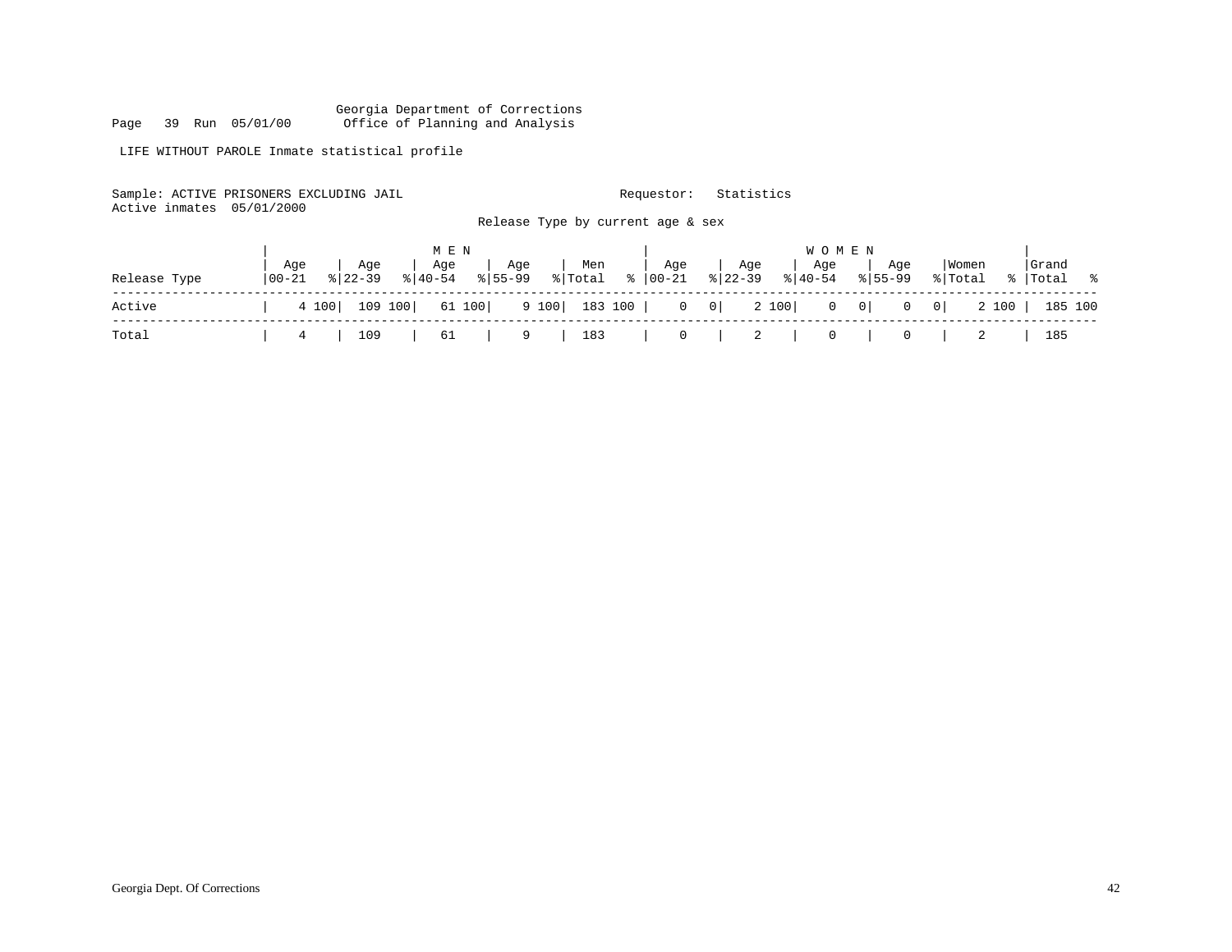Georgia Department of Corrections
Office of Planning and Analysis

LIFE WITHOUT PAROLE Inmate statistical profile

Sample: ACTIVE PRISONERS EXCLUDING JAIL

Requestor: Statistics

Active inmates 05/01/2000

Release Type by current age & sex

| Release Type | MEN Age 00-21 | % | Age 22-39 | % | Age 40-54 | % | Age 55-99 | % | Men Total | % | WOMEN Age 00-21 | % | Age 22-39 | % | Age 40-54 | % | Age 55-99 | % | Women Total | % | Grand Total | % |
|---|---|---|---|---|---|---|---|---|---|---|---|---|---|---|---|---|---|---|---|---|---|---|
| Active | 4 | 100 | 109 | 100 | 61 | 100 | 9 | 100 | 183 | 100 | 0 | 0 | 2 | 100 | 0 | 0 | 0 | 0 | 2 | 100 | 185 | 100 |
| Total | 4 | | 109 | | 61 | | 9 | | 183 | | 0 | | 2 | | 0 | | 0 | | 2 | | 185 | |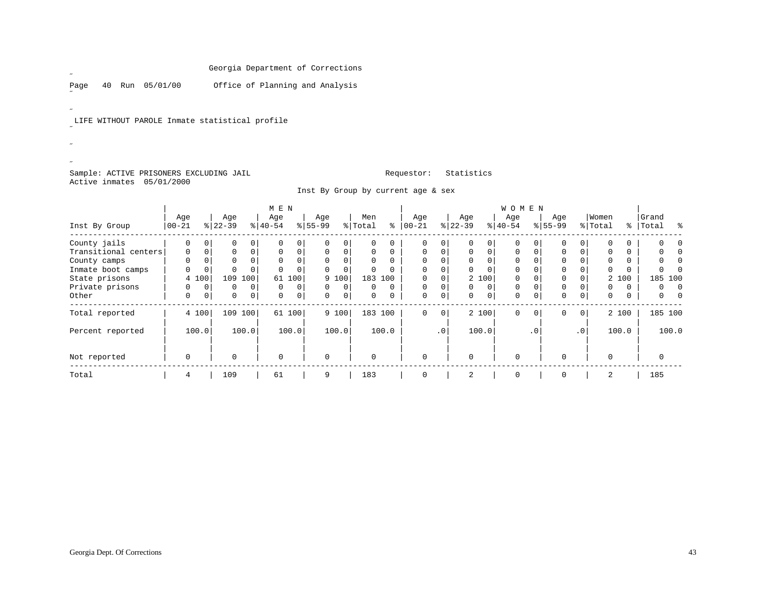Georgia Department of Corrections

Page 40 Run 05/01/00 Office of Planning and Analysis

LIFE WITHOUT PAROLE Inmate statistical profile

Sample: ACTIVE PRISONERS EXCLUDING JAIL Requestor: Statistics

Active inmates 05/01/2000

Inst By Group by current age & sex

| | MEN | | | | | | | | | | WOMEN | | | | | | | | | | | |
|---|---|---|---|---|---|---|---|---|---|---|---|---|---|---|---|---|---|---|---|---|---|---|
| Inst By Group | Age 00-21 | % | Age 22-39 | % | Age 40-54 | % | Age 55-99 | % | Men Total | % | Age 00-21 | % | Age 22-39 | % | Age 40-54 | % | Age 55-99 | % | Women Total | % | Grand Total | % |
| County jails | 0 | 0 | 0 | 0 | 0 | 0 | 0 | 0 | 0 | 0 | 0 | 0 | 0 | 0 | 0 | 0 | 0 | 0 | 0 | 0 | 0 | 0 |
| Transitional centers | 0 | 0 | 0 | 0 | 0 | 0 | 0 | 0 | 0 | 0 | 0 | 0 | 0 | 0 | 0 | 0 | 0 | 0 | 0 | 0 | 0 | 0 |
| County camps | 0 | 0 | 0 | 0 | 0 | 0 | 0 | 0 | 0 | 0 | 0 | 0 | 0 | 0 | 0 | 0 | 0 | 0 | 0 | 0 | 0 | 0 |
| Inmate boot camps | 0 | 0 | 0 | 0 | 0 | 0 | 0 | 0 | 0 | 0 | 0 | 0 | 0 | 0 | 0 | 0 | 0 | 0 | 0 | 0 | 0 | 0 |
| State prisons | 4 | 100 | 109 | 100 | 61 | 100 | 9 | 100 | 183 | 100 | 0 | 0 | 2 | 100 | 0 | 0 | 0 | 0 | 2 | 100 | 185 | 100 |
| Private prisons | 0 | 0 | 0 | 0 | 0 | 0 | 0 | 0 | 0 | 0 | 0 | 0 | 0 | 0 | 0 | 0 | 0 | 0 | 0 | 0 | 0 | 0 |
| Other | 0 | 0 | 0 | 0 | 0 | 0 | 0 | 0 | 0 | 0 | 0 | 0 | 0 | 0 | 0 | 0 | 0 | 0 | 0 | 0 | 0 | 0 |
| Total reported | 4 | 100 | 109 | 100 | 61 | 100 | 9 | 100 | 183 | 100 | 0 | 0 | 2 | 100 | 0 | 0 | 0 | 0 | 2 | 100 | 185 | 100 |
| Percent reported | | 100.0 | | 100.0 | | 100.0 | | 100.0 | | 100.0 | | .0 | | 100.0 | | .0 | | .0 | | 100.0 | | 100.0 |
| Not reported | 0 | | 0 | | 0 | | 0 | | 0 | | 0 | | 0 | | 0 | | 0 | | 0 | | 0 | |
| Total | 4 | | 109 | | 61 | | 9 | | 183 | | 0 | | 2 | | 0 | | 0 | | 2 | | 185 | |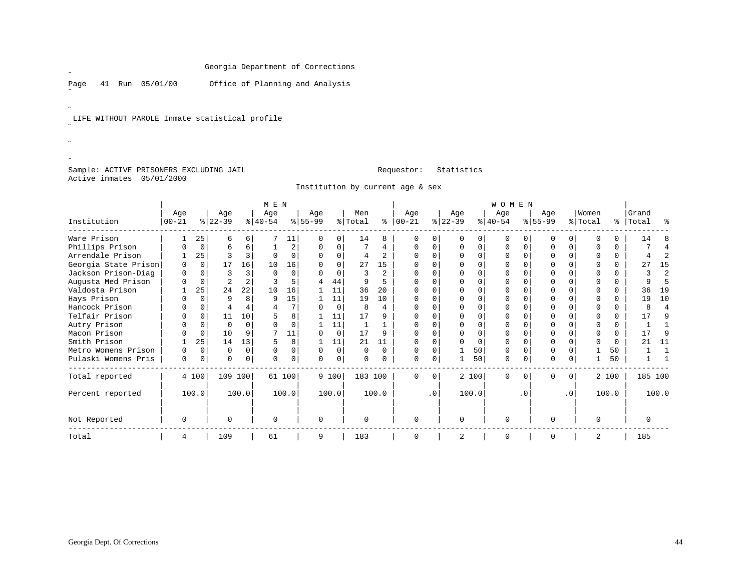Georgia Department of Corrections

Page 41 Run 05/01/00 Office of Planning and Analysis

LIFE WITHOUT PAROLE Inmate statistical profile

Sample: ACTIVE PRISONERS EXCLUDING JAIL Requestor: Statistics

Active inmates 05/01/2000

Institution by current age & sex

| Institution | MEN Age 00-21 | % | Age 22-39 | % | Age 40-54 | % | Age 55-99 | % | Men Total | % | WOMEN Age 00-21 | % | Age 22-39 | % | Age 40-54 | % | Age 55-99 | % | Women Total | % | Grand Total | % |
|---|---|---|---|---|---|---|---|---|---|---|---|---|---|---|---|---|---|---|---|---|---|---|
| Ware Prison | 1 | 25 | 6 | 6 | 7 | 11 | 0 | 0 | 14 | 8 | 0 | 0 | 0 | 0 | 0 | 0 | 0 | 0 | 0 | 0 | 14 | 8 |
| Phillips Prison | 0 | 0 | 6 | 6 | 1 | 2 | 0 | 0 | 7 | 4 | 0 | 0 | 0 | 0 | 0 | 0 | 0 | 0 | 0 | 0 | 7 | 4 |
| Arrendale Prison | 1 | 25 | 3 | 3 | 0 | 0 | 0 | 0 | 4 | 2 | 0 | 0 | 0 | 0 | 0 | 0 | 0 | 0 | 0 | 0 | 4 | 2 |
| Georgia State Prison | 0 | 0 | 17 | 16 | 10 | 16 | 0 | 0 | 27 | 15 | 0 | 0 | 0 | 0 | 0 | 0 | 0 | 0 | 0 | 0 | 27 | 15 |
| Jackson Prison-Diag | 0 | 0 | 3 | 3 | 0 | 0 | 0 | 0 | 3 | 2 | 0 | 0 | 0 | 0 | 0 | 0 | 0 | 0 | 0 | 0 | 3 | 2 |
| Augusta Med Prison | 0 | 0 | 2 | 2 | 3 | 5 | 4 | 44 | 9 | 5 | 0 | 0 | 0 | 0 | 0 | 0 | 0 | 0 | 0 | 0 | 9 | 5 |
| Valdosta Prison | 1 | 25 | 24 | 22 | 10 | 16 | 1 | 11 | 36 | 20 | 0 | 0 | 0 | 0 | 0 | 0 | 0 | 0 | 0 | 0 | 36 | 19 |
| Hays Prison | 0 | 0 | 9 | 8 | 9 | 15 | 1 | 11 | 19 | 10 | 0 | 0 | 0 | 0 | 0 | 0 | 0 | 0 | 0 | 0 | 19 | 10 |
| Hancock Prison | 0 | 0 | 4 | 4 | 4 | 7 | 0 | 0 | 8 | 4 | 0 | 0 | 0 | 0 | 0 | 0 | 0 | 0 | 0 | 0 | 8 | 4 |
| Telfair Prison | 0 | 0 | 11 | 10 | 5 | 8 | 1 | 11 | 17 | 9 | 0 | 0 | 0 | 0 | 0 | 0 | 0 | 0 | 0 | 0 | 17 | 9 |
| Autry Prison | 0 | 0 | 0 | 0 | 0 | 0 | 1 | 11 | 1 | 1 | 0 | 0 | 0 | 0 | 0 | 0 | 0 | 0 | 0 | 0 | 1 | 1 |
| Macon Prison | 0 | 0 | 10 | 9 | 7 | 11 | 0 | 0 | 17 | 9 | 0 | 0 | 0 | 0 | 0 | 0 | 0 | 0 | 0 | 0 | 17 | 9 |
| Smith Prison | 1 | 25 | 14 | 13 | 5 | 8 | 1 | 11 | 21 | 11 | 0 | 0 | 0 | 0 | 0 | 0 | 0 | 0 | 0 | 0 | 21 | 11 |
| Metro Womens Prison | 0 | 0 | 0 | 0 | 0 | 0 | 0 | 0 | 0 | 0 | 0 | 0 | 1 | 50 | 0 | 0 | 0 | 0 | 1 | 50 | 1 | 1 |
| Pulaski Womens Pris | 0 | 0 | 0 | 0 | 0 | 0 | 0 | 0 | 0 | 0 | 0 | 0 | 1 | 50 | 0 | 0 | 0 | 0 | 1 | 50 | 1 | 1 |
| Total reported | 4 | 100 | 109 | 100 | 61 | 100 | 9 | 100 | 183 | 100 | 0 | 0 | 2 | 100 | 0 | 0 | 0 | 0 | 2 | 100 | 185 | 100 |
| Percent reported | | 100.0 | | 100.0 | | 100.0 | | 100.0 | | 100.0 | | .0 | | 100.0 | | .0 | | .0 | | 100.0 | | 100.0 |
| Not Reported | 0 | | 0 | | 0 | | 0 | | 0 | | 0 | | 0 | | 0 | | 0 | | 0 | | 0 | |
| Total | 4 | | 109 | | 61 | | 9 | | 183 | | 0 | | 2 | | 0 | | 0 | | 2 | | 185 | |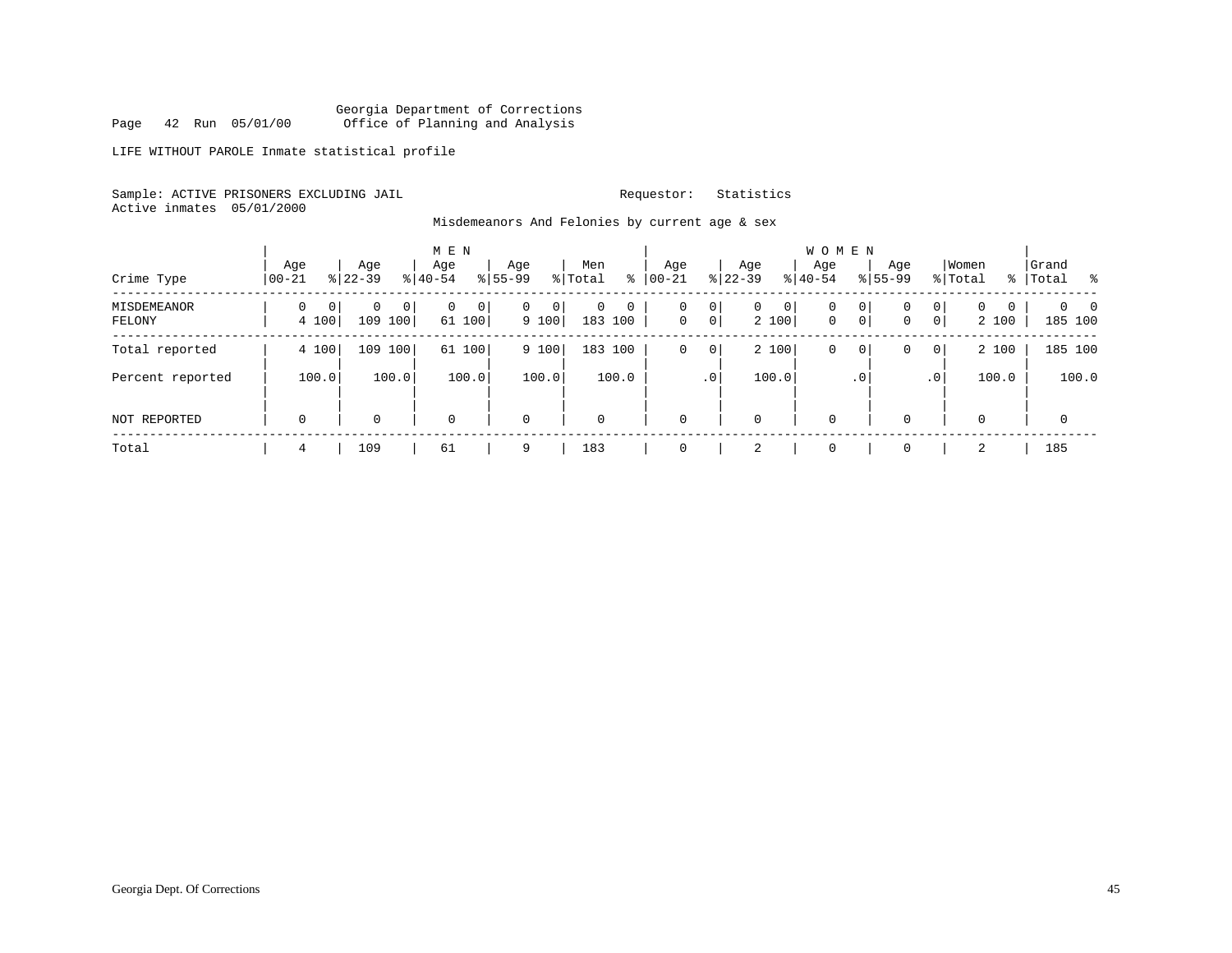Georgia Department of Corrections
Page 42 Run 05/01/00 Office of Planning and Analysis

LIFE WITHOUT PAROLE Inmate statistical profile

Sample: ACTIVE PRISONERS EXCLUDING JAIL Requestor: Statistics
Active inmates 05/01/2000

Misdemeanors And Felonies by current age & sex

| Crime Type | MEN Age 00-21 | % | Age 22-39 | % | Age 40-54 | % | Age 55-99 | % | Men Total | % | WOMEN Age 00-21 | % | Age 22-39 | % | Age 40-54 | % | Age 55-99 | % | Women Total | % | Grand Total | % |
|---|---|---|---|---|---|---|---|---|---|---|---|---|---|---|---|---|---|---|---|---|---|---|
| MISDEMEANOR | 0 | 0 | 0 | 0 | 0 | 0 | 0 | 0 | 0 | 0 | 0 | 0 | 0 | 0 | 0 | 0 | 0 | 0 | 0 | 0 | 0 | 0 |
| FELONY | 4 | 100 | 109 | 100 | 61 | 100 | 9 | 100 | 183 | 100 | 0 | 0 | 2 | 100 | 0 | 0 | 0 | 0 | 2 | 100 | 185 | 100 |
| Total reported | 4 | 100 | 109 | 100 | 61 | 100 | 9 | 100 | 183 | 100 | 0 | 0 | 2 | 100 | 0 | 0 | 0 | 0 | 2 | 100 | 185 | 100 |
| Percent reported | | 100.0 | | 100.0 | | 100.0 | | 100.0 | | 100.0 | | .0 | | 100.0 | | .0 | | .0 | | 100.0 | | 100.0 |
| NOT REPORTED | 0 | | 0 | | 0 | | 0 | | 0 | | 0 | | 0 | | 0 | | 0 | | 0 | | 0 | |
| Total | 4 | | 109 | | 61 | | 9 | | 183 | | 0 | | 2 | | 0 | | 0 | | 2 | | 185 | |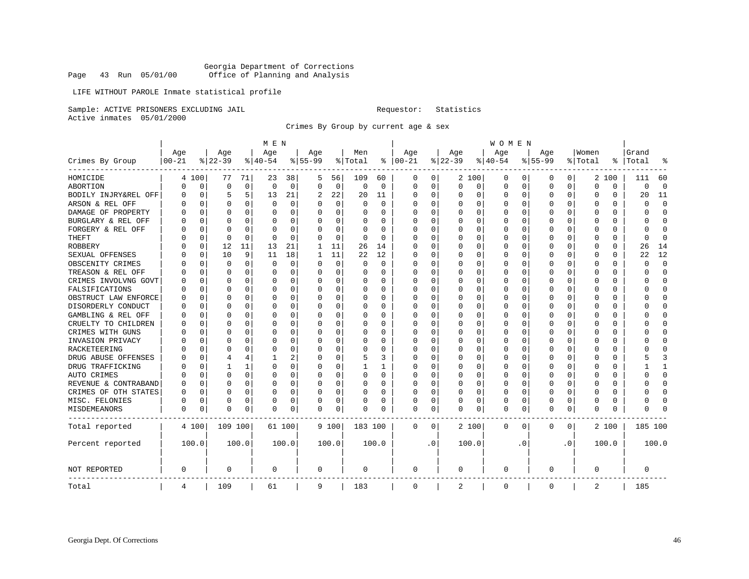Georgia Department of Corrections
Page 43 Run 05/01/00 Office of Planning and Analysis

LIFE WITHOUT PAROLE Inmate statistical profile

Sample: ACTIVE PRISONERS EXCLUDING JAIL Requestor: Statistics
Active inmates 05/01/2000

Crimes By Group by current age & sex

| | MEN | | | | | | | | | | WOMEN | | | | | | | | | | | |
|---|---|---|---|---|---|---|---|---|---|---|---|---|---|---|---|---|---|---|---|---|---|---|
| Crimes By Group | Age 00-21 | % | Age 22-39 | % | Age 40-54 | % | Age 55-99 | % | Men Total | % | Age 00-21 | % | Age 22-39 | % | Age 40-54 | % | Age 55-99 | % | Women Total | % | Grand Total | % |
| HOMICIDE | 4 | 100 | 77 | 71 | 23 | 38 | 5 | 56 | 109 | 60 | 0 | 0 | 2 | 100 | 0 | 0 | 0 | 0 | 2 | 100 | 111 | 60 |
| ABORTION | 0 | 0 | 0 | 0 | 0 | 0 | 0 | 0 | 0 | 0 | 0 | 0 | 0 | 0 | 0 | 0 | 0 | 0 | 0 | 0 | 0 | 0 |
| BODILY INJRY&REL OFF | 0 | 0 | 5 | 5 | 13 | 21 | 2 | 22 | 20 | 11 | 0 | 0 | 0 | 0 | 0 | 0 | 0 | 0 | 0 | 0 | 20 | 11 |
| ARSON & REL OFF | 0 | 0 | 0 | 0 | 0 | 0 | 0 | 0 | 0 | 0 | 0 | 0 | 0 | 0 | 0 | 0 | 0 | 0 | 0 | 0 | 0 | 0 |
| DAMAGE OF PROPERTY | 0 | 0 | 0 | 0 | 0 | 0 | 0 | 0 | 0 | 0 | 0 | 0 | 0 | 0 | 0 | 0 | 0 | 0 | 0 | 0 | 0 | 0 |
| BURGLARY & REL OFF | 0 | 0 | 0 | 0 | 0 | 0 | 0 | 0 | 0 | 0 | 0 | 0 | 0 | 0 | 0 | 0 | 0 | 0 | 0 | 0 | 0 | 0 |
| FORGERY & REL OFF | 0 | 0 | 0 | 0 | 0 | 0 | 0 | 0 | 0 | 0 | 0 | 0 | 0 | 0 | 0 | 0 | 0 | 0 | 0 | 0 | 0 | 0 |
| THEFT | 0 | 0 | 0 | 0 | 0 | 0 | 0 | 0 | 0 | 0 | 0 | 0 | 0 | 0 | 0 | 0 | 0 | 0 | 0 | 0 | 0 | 0 |
| ROBBERY | 0 | 0 | 12 | 11 | 13 | 21 | 1 | 11 | 26 | 14 | 0 | 0 | 0 | 0 | 0 | 0 | 0 | 0 | 0 | 0 | 26 | 14 |
| SEXUAL OFFENSES | 0 | 0 | 10 | 9 | 11 | 18 | 1 | 11 | 22 | 12 | 0 | 0 | 0 | 0 | 0 | 0 | 0 | 0 | 0 | 0 | 22 | 12 |
| OBSCENITY CRIMES | 0 | 0 | 0 | 0 | 0 | 0 | 0 | 0 | 0 | 0 | 0 | 0 | 0 | 0 | 0 | 0 | 0 | 0 | 0 | 0 | 0 | 0 |
| TREASON & REL OFF | 0 | 0 | 0 | 0 | 0 | 0 | 0 | 0 | 0 | 0 | 0 | 0 | 0 | 0 | 0 | 0 | 0 | 0 | 0 | 0 | 0 | 0 |
| CRIMES INVOLVNG GOVT | 0 | 0 | 0 | 0 | 0 | 0 | 0 | 0 | 0 | 0 | 0 | 0 | 0 | 0 | 0 | 0 | 0 | 0 | 0 | 0 | 0 | 0 |
| FALSIFICATIONS | 0 | 0 | 0 | 0 | 0 | 0 | 0 | 0 | 0 | 0 | 0 | 0 | 0 | 0 | 0 | 0 | 0 | 0 | 0 | 0 | 0 | 0 |
| OBSTRUCT LAW ENFORCE | 0 | 0 | 0 | 0 | 0 | 0 | 0 | 0 | 0 | 0 | 0 | 0 | 0 | 0 | 0 | 0 | 0 | 0 | 0 | 0 | 0 | 0 |
| DISORDERLY CONDUCT | 0 | 0 | 0 | 0 | 0 | 0 | 0 | 0 | 0 | 0 | 0 | 0 | 0 | 0 | 0 | 0 | 0 | 0 | 0 | 0 | 0 | 0 |
| GAMBLING & REL OFF | 0 | 0 | 0 | 0 | 0 | 0 | 0 | 0 | 0 | 0 | 0 | 0 | 0 | 0 | 0 | 0 | 0 | 0 | 0 | 0 | 0 | 0 |
| CRUELTY TO CHILDREN | 0 | 0 | 0 | 0 | 0 | 0 | 0 | 0 | 0 | 0 | 0 | 0 | 0 | 0 | 0 | 0 | 0 | 0 | 0 | 0 | 0 | 0 |
| CRIMES WITH GUNS | 0 | 0 | 0 | 0 | 0 | 0 | 0 | 0 | 0 | 0 | 0 | 0 | 0 | 0 | 0 | 0 | 0 | 0 | 0 | 0 | 0 | 0 |
| INVASION PRIVACY | 0 | 0 | 0 | 0 | 0 | 0 | 0 | 0 | 0 | 0 | 0 | 0 | 0 | 0 | 0 | 0 | 0 | 0 | 0 | 0 | 0 | 0 |
| RACKETEERING | 0 | 0 | 0 | 0 | 0 | 0 | 0 | 0 | 0 | 0 | 0 | 0 | 0 | 0 | 0 | 0 | 0 | 0 | 0 | 0 | 0 | 0 |
| DRUG ABUSE OFFENSES | 0 | 0 | 4 | 4 | 1 | 2 | 0 | 0 | 5 | 3 | 0 | 0 | 0 | 0 | 0 | 0 | 0 | 0 | 0 | 0 | 5 | 3 |
| DRUG TRAFFICKING | 0 | 0 | 1 | 1 | 0 | 0 | 0 | 0 | 1 | 1 | 0 | 0 | 0 | 0 | 0 | 0 | 0 | 0 | 0 | 0 | 1 | 1 |
| AUTO CRIMES | 0 | 0 | 0 | 0 | 0 | 0 | 0 | 0 | 0 | 0 | 0 | 0 | 0 | 0 | 0 | 0 | 0 | 0 | 0 | 0 | 0 | 0 |
| REVENUE & CONTRABAND | 0 | 0 | 0 | 0 | 0 | 0 | 0 | 0 | 0 | 0 | 0 | 0 | 0 | 0 | 0 | 0 | 0 | 0 | 0 | 0 | 0 | 0 |
| CRIMES OF OTH STATES | 0 | 0 | 0 | 0 | 0 | 0 | 0 | 0 | 0 | 0 | 0 | 0 | 0 | 0 | 0 | 0 | 0 | 0 | 0 | 0 | 0 | 0 |
| MISC. FELONIES | 0 | 0 | 0 | 0 | 0 | 0 | 0 | 0 | 0 | 0 | 0 | 0 | 0 | 0 | 0 | 0 | 0 | 0 | 0 | 0 | 0 | 0 |
| MISDEMEANORS | 0 | 0 | 0 | 0 | 0 | 0 | 0 | 0 | 0 | 0 | 0 | 0 | 0 | 0 | 0 | 0 | 0 | 0 | 0 | 0 | 0 | 0 |
| Total reported | 4 | 100 | 109 | 100 | 61 | 100 | 9 | 100 | 183 | 100 | 0 | 0 | 2 | 100 | 0 | 0 | 0 | 0 | 2 | 100 | 185 | 100 |
| Percent reported | 100.0 | | 100.0 | | 100.0 | | 100.0 | | 100.0 | | .0 | | 100.0 | | .0 | | .0 | | 100.0 | | 100.0 | |
| NOT REPORTED | 0 | | 0 | | 0 | | 0 | | 0 | | 0 | | 0 | | 0 | | 0 | | 0 | | 0 | |
| Total | 4 | | 109 | | 61 | | 9 | | 183 | | 0 | | 2 | | 0 | | 0 | | 2 | | 185 | |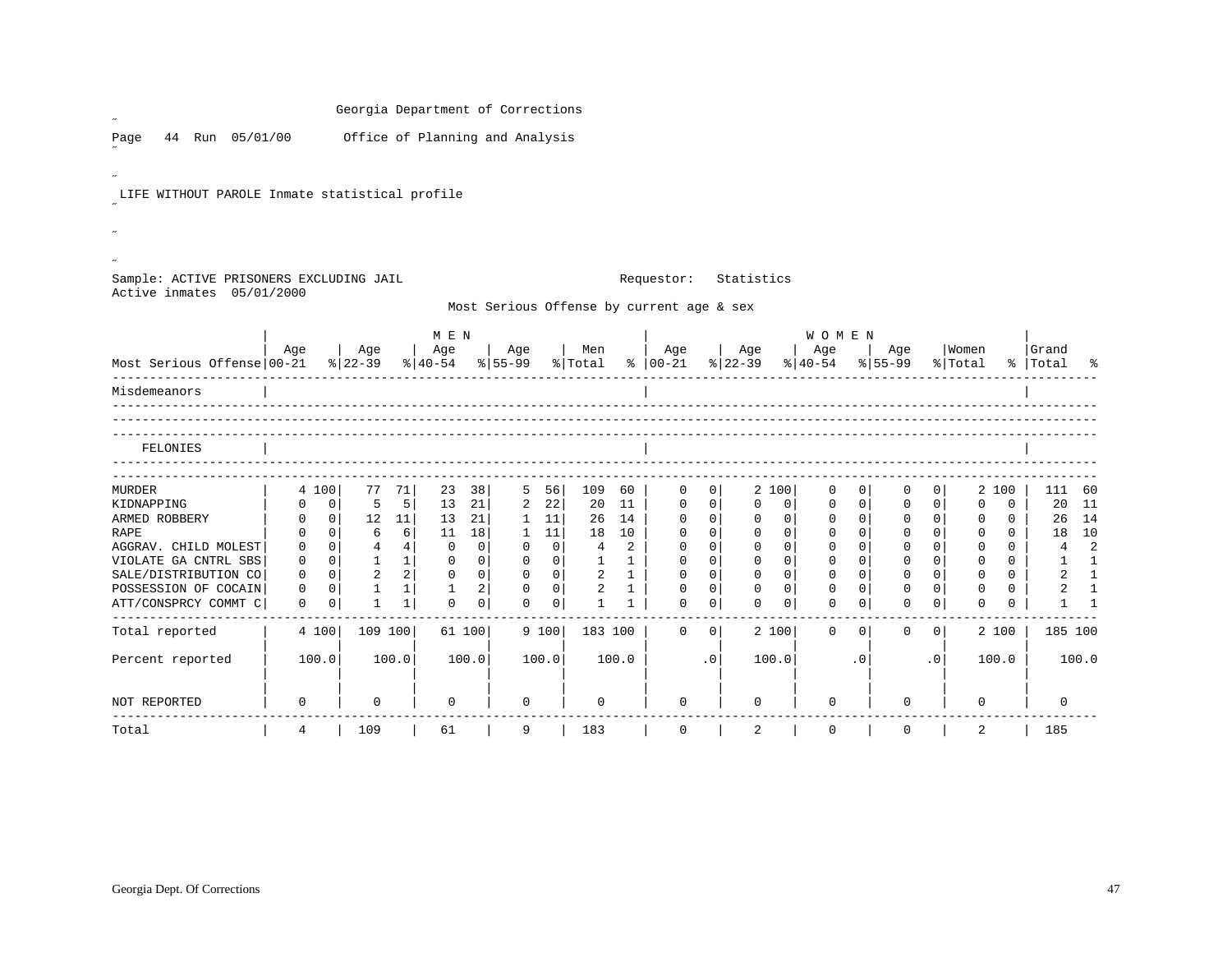Georgia Department of Corrections

Page 44 Run 05/01/00 Office of Planning and Analysis

LIFE WITHOUT PAROLE Inmate statistical profile

Sample: ACTIVE PRISONERS EXCLUDING JAIL Requestor: Statistics
Active inmates 05/01/2000

Most Serious Offense by current age & sex

| Most Serious Offense | MEN Age 00-21 | % | Age 22-39 | % | Age 40-54 | % | Age 55-99 | % | Men Total | % | WOMEN Age 00-21 | % | Age 22-39 | % | Age 40-54 | % | Age 55-99 | % | Women Total | % | Grand Total | % |
|---|---|---|---|---|---|---|---|---|---|---|---|---|---|---|---|---|---|---|---|---|---|---|
| Misdemeanors | | | | | | | | | | | | | | | | | | | | | | |
| FELONIES | | | | | | | | | | | | | | | | | | | | | | |
| MURDER | 4 | 100 | 77 | 71 | 23 | 38 | 5 | 56 | 109 | 60 | 0 | 0 | 2 | 100 | 0 | 0 | 0 | 0 | 2 | 100 | 111 | 60 |
| KIDNAPPING | 0 | 0 | 5 | 5 | 13 | 21 | 2 | 22 | 20 | 11 | 0 | 0 | 0 | 0 | 0 | 0 | 0 | 0 | 0 | 0 | 20 | 11 |
| ARMED ROBBERY | 0 | 0 | 12 | 11 | 13 | 21 | 1 | 11 | 26 | 14 | 0 | 0 | 0 | 0 | 0 | 0 | 0 | 0 | 0 | 0 | 26 | 14 |
| RAPE | 0 | 0 | 6 | 6 | 11 | 18 | 1 | 11 | 18 | 10 | 0 | 0 | 0 | 0 | 0 | 0 | 0 | 0 | 0 | 0 | 18 | 10 |
| AGGRAV. CHILD MOLEST | 0 | 0 | 4 | 4 | 0 | 0 | 0 | 0 | 4 | 2 | 0 | 0 | 0 | 0 | 0 | 0 | 0 | 0 | 0 | 0 | 4 | 2 |
| VIOLATE GA CNTRL SBS | 0 | 0 | 1 | 1 | 0 | 0 | 0 | 0 | 1 | 1 | 0 | 0 | 0 | 0 | 0 | 0 | 0 | 0 | 0 | 0 | 1 | 1 |
| SALE/DISTRIBUTION CO | 0 | 0 | 2 | 2 | 0 | 0 | 0 | 0 | 2 | 1 | 0 | 0 | 0 | 0 | 0 | 0 | 0 | 0 | 0 | 0 | 2 | 1 |
| POSSESSION OF COCAIN | 0 | 0 | 1 | 1 | 1 | 2 | 0 | 0 | 2 | 1 | 0 | 0 | 0 | 0 | 0 | 0 | 0 | 0 | 0 | 0 | 2 | 1 |
| ATT/CONSPRCY COMMT C | 0 | 0 | 1 | 1 | 0 | 0 | 0 | 0 | 1 | 1 | 0 | 0 | 0 | 0 | 0 | 0 | 0 | 0 | 0 | 0 | 1 | 1 |
| Total reported | 4 | 100 | 109 | 100 | 61 | 100 | 9 | 100 | 183 | 100 | 0 | 0 | 2 | 100 | 0 | 0 | 0 | 0 | 2 | 100 | 185 | 100 |
| Percent reported | 100.0 | | 100.0 | | 100.0 | | 100.0 | | 100.0 | | .0 | | 100.0 | | .0 | | .0 | | 100.0 | | 100.0 | |
| NOT REPORTED | 0 | | 0 | | 0 | | 0 | | 0 | | 0 | | 0 | | 0 | | 0 | | 0 | | 0 | |
| Total | 4 | | 109 | | 61 | | 9 | | 183 | | 0 | | 2 | | 0 | | 0 | | 2 | | 185 | |

Georgia Dept. Of Corrections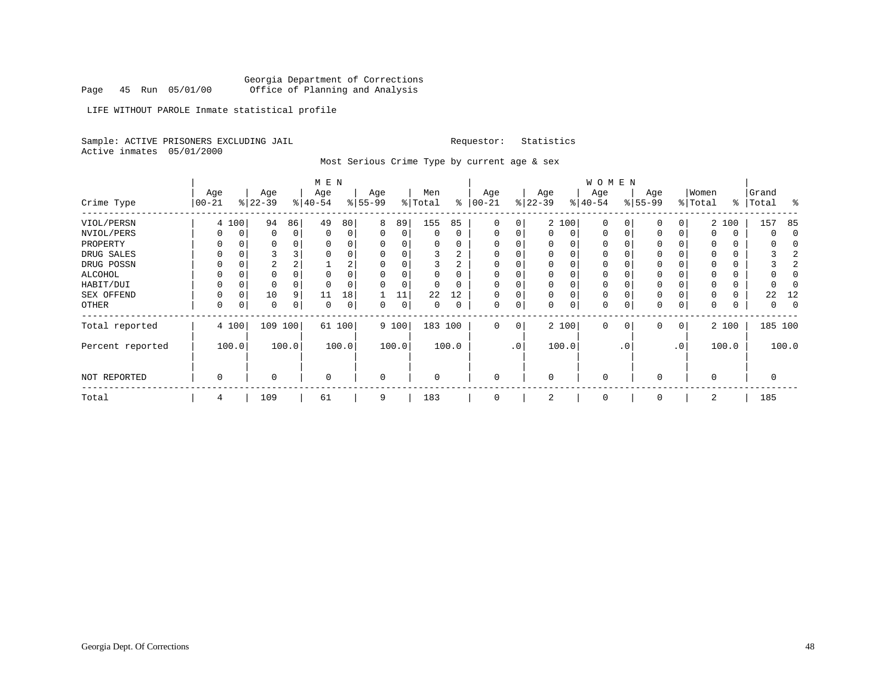Georgia Department of Corrections
Page 45 Run 05/01/00 Office of Planning and Analysis

LIFE WITHOUT PAROLE Inmate statistical profile

Sample: ACTIVE PRISONERS EXCLUDING JAIL Requestor: Statistics
Active inmates 05/01/2000

Most Serious Crime Type by current age & sex

| | MEN | | | | | | | | | | WOMEN | | | | | | | | | | | |
|---|---|---|---|---|---|---|---|---|---|---|---|---|---|---|---|---|---|---|---|---|---|---|
| Crime Type | Age 00-21 | % | Age 22-39 | % | Age 40-54 | % | Age 55-99 | % | Men Total | % | Age 00-21 | % | Age 22-39 | % | Age 40-54 | % | Age 55-99 | % | Women Total | % | Grand Total | % |
| VIOL/PERSN | 4 | 100 | 94 | 86 | 49 | 80 | 8 | 89 | 155 | 85 | 0 | 0 | 2 | 100 | 0 | 0 | 0 | 0 | 2 | 100 | 157 | 85 |
| NVIOL/PERS | 0 | 0 | 0 | 0 | 0 | 0 | 0 | 0 | 0 | 0 | 0 | 0 | 0 | 0 | 0 | 0 | 0 | 0 | 0 | 0 | 0 | 0 |
| PROPERTY | 0 | 0 | 0 | 0 | 0 | 0 | 0 | 0 | 0 | 0 | 0 | 0 | 0 | 0 | 0 | 0 | 0 | 0 | 0 | 0 | 0 | 0 |
| DRUG SALES | 0 | 0 | 3 | 3 | 0 | 0 | 0 | 0 | 3 | 2 | 0 | 0 | 0 | 0 | 0 | 0 | 0 | 0 | 0 | 0 | 3 | 2 |
| DRUG POSSN | 0 | 0 | 2 | 2 | 1 | 2 | 0 | 0 | 3 | 2 | 0 | 0 | 0 | 0 | 0 | 0 | 0 | 0 | 0 | 0 | 3 | 2 |
| ALCOHOL | 0 | 0 | 0 | 0 | 0 | 0 | 0 | 0 | 0 | 0 | 0 | 0 | 0 | 0 | 0 | 0 | 0 | 0 | 0 | 0 | 0 | 0 |
| HABIT/DUI | 0 | 0 | 0 | 0 | 0 | 0 | 0 | 0 | 0 | 0 | 0 | 0 | 0 | 0 | 0 | 0 | 0 | 0 | 0 | 0 | 0 | 0 |
| SEX OFFEND | 0 | 0 | 10 | 9 | 11 | 18 | 1 | 11 | 22 | 12 | 0 | 0 | 0 | 0 | 0 | 0 | 0 | 0 | 0 | 0 | 22 | 12 |
| OTHER | 0 | 0 | 0 | 0 | 0 | 0 | 0 | 0 | 0 | 0 | 0 | 0 | 0 | 0 | 0 | 0 | 0 | 0 | 0 | 0 | 0 | 0 |
| Total reported | 4 | 100 | 109 | 100 | 61 | 100 | 9 | 100 | 183 | 100 | 0 | 0 | 2 | 100 | 0 | 0 | 0 | 0 | 2 | 100 | 185 | 100 |
| Percent reported | | 100.0 | | 100.0 | | 100.0 | | 100.0 | | 100.0 | | .0 | | 100.0 | | .0 | | .0 | | 100.0 | | 100.0 |
| NOT REPORTED | 0 | | 0 | | 0 | | 0 | | 0 | | 0 | | 0 | | 0 | | 0 | | 0 | | 0 | |
| Total | 4 | | 109 | | 61 | | 9 | | 183 | | 0 | | 2 | | 0 | | 0 | | 2 | | 185 | |